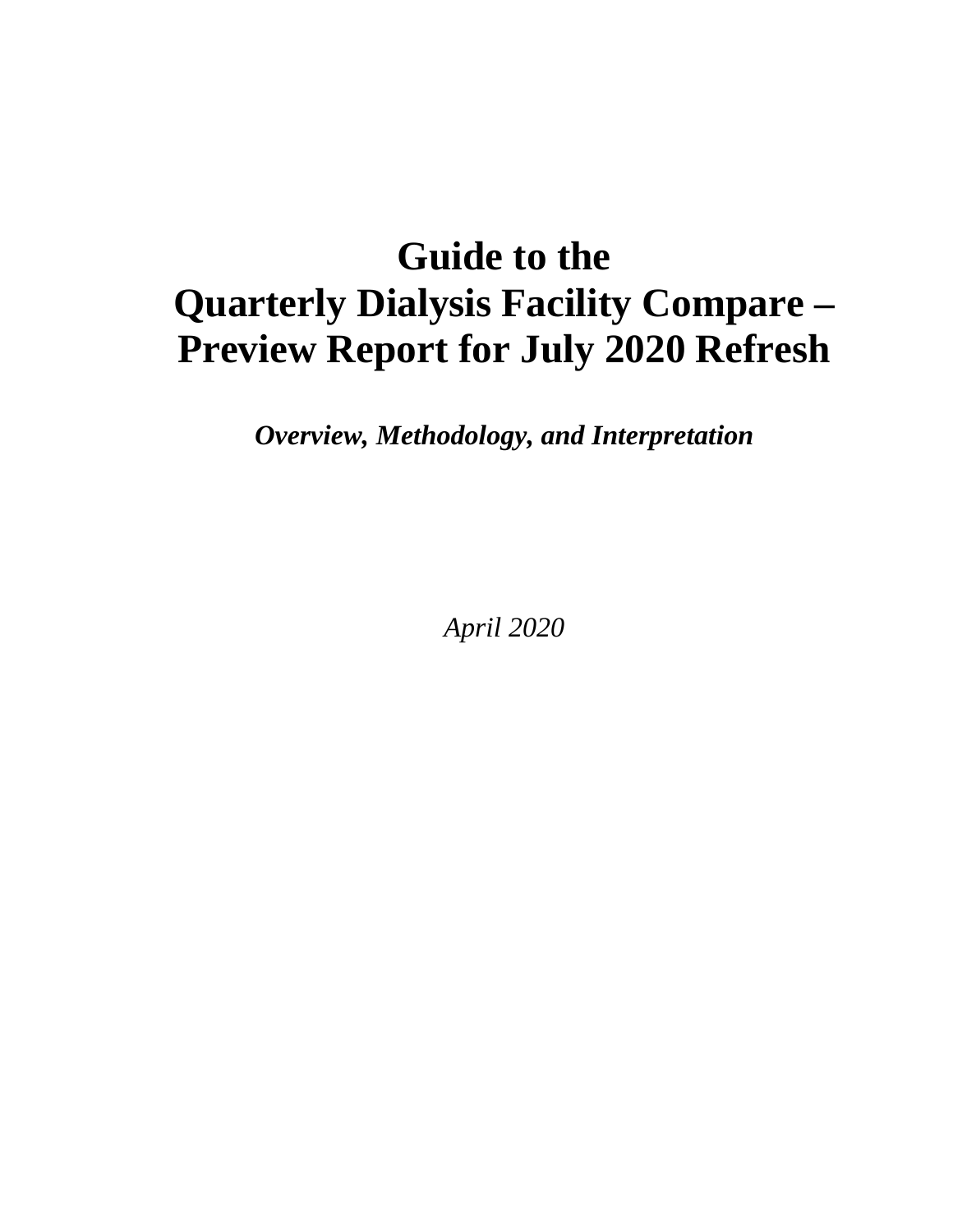# Guide to the Quarterly Dialysis Facility Compare – Preview Report for July 2020 Refresh

***Overview, Methodology, and Interpretation***

*April 2020*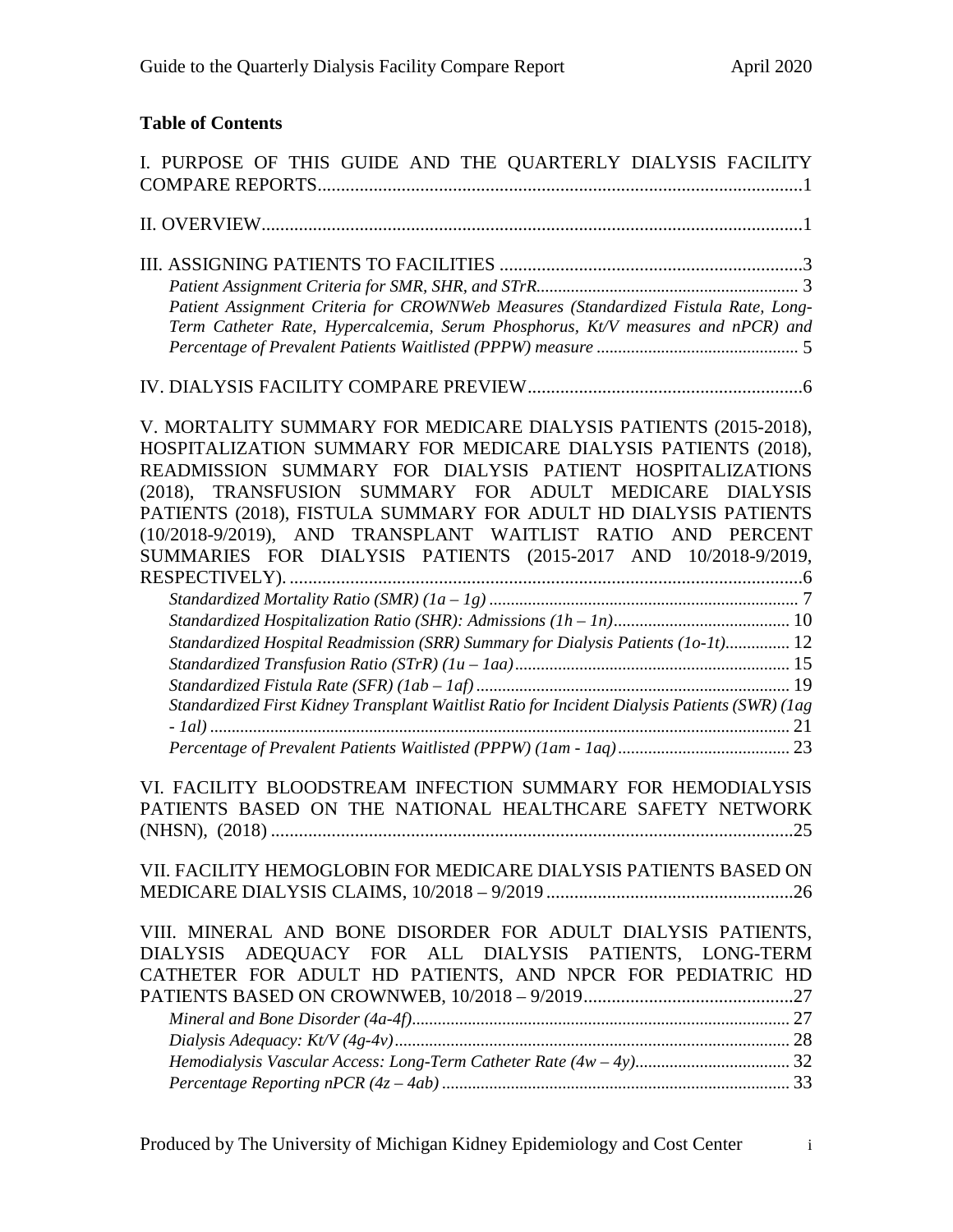**Table of Contents**

I. PURPOSE OF THIS GUIDE AND THE QUARTERLY DIALYSIS FACILITY COMPARE REPORTS....1

II. OVERVIEW....1

III. ASSIGNING PATIENTS TO FACILITIES....3

- *Patient Assignment Criteria for SMR, SHR, and STrR*....3
- *Patient Assignment Criteria for CROWNWeb Measures (Standardized Fistula Rate, Long-Term Catheter Rate, Hypercalcemia, Serum Phosphorus, Kt/V measures and nPCR) and Percentage of Prevalent Patients Waitlisted (PPPW) measure*....5

IV. DIALYSIS FACILITY COMPARE PREVIEW....6

V. MORTALITY SUMMARY FOR MEDICARE DIALYSIS PATIENTS (2015-2018), HOSPITALIZATION SUMMARY FOR MEDICARE DIALYSIS PATIENTS (2018), READMISSION SUMMARY FOR DIALYSIS PATIENT HOSPITALIZATIONS (2018), TRANSFUSION SUMMARY FOR ADULT MEDICARE DIALYSIS PATIENTS (2018), FISTULA SUMMARY FOR ADULT HD DIALYSIS PATIENTS (10/2018-9/2019), AND TRANSPLANT WAITLIST RATIO AND PERCENT SUMMARIES FOR DIALYSIS PATIENTS (2015-2017 AND 10/2018-9/2019, RESPECTIVELY)....6

- *Standardized Mortality Ratio (SMR) (1a – 1g)*....7
- *Standardized Hospitalization Ratio (SHR): Admissions (1h – 1n)*....10
- *Standardized Hospital Readmission (SRR) Summary for Dialysis Patients (1o-1t)*....12
- *Standardized Transfusion Ratio (STrR) (1u – 1aa)*....15
- *Standardized Fistula Rate (SFR) (1ab – 1af)*....19
- *Standardized First Kidney Transplant Waitlist Ratio for Incident Dialysis Patients (SWR) (1ag - 1al)*....21
- *Percentage of Prevalent Patients Waitlisted (PPPW) (1am - 1aq)*....23

VI. FACILITY BLOODSTREAM INFECTION SUMMARY FOR HEMODIALYSIS PATIENTS BASED ON THE NATIONAL HEALTHCARE SAFETY NETWORK (NHSN), (2018)....25

VII. FACILITY HEMOGLOBIN FOR MEDICARE DIALYSIS PATIENTS BASED ON MEDICARE DIALYSIS CLAIMS, 10/2018 – 9/2019....26

VIII. MINERAL AND BONE DISORDER FOR ADULT DIALYSIS PATIENTS, DIALYSIS ADEQUACY FOR ALL DIALYSIS PATIENTS, LONG-TERM CATHETER FOR ADULT HD PATIENTS, AND NPCR FOR PEDIATRIC HD PATIENTS BASED ON CROWNWEB, 10/2018 – 9/2019....27

- *Mineral and Bone Disorder (4a-4f)*....27
- *Dialysis Adequacy: Kt/V (4g-4v)*....28
- *Hemodialysis Vascular Access: Long-Term Catheter Rate (4w – 4y)*....32
- *Percentage Reporting nPCR (4z – 4ab)*....33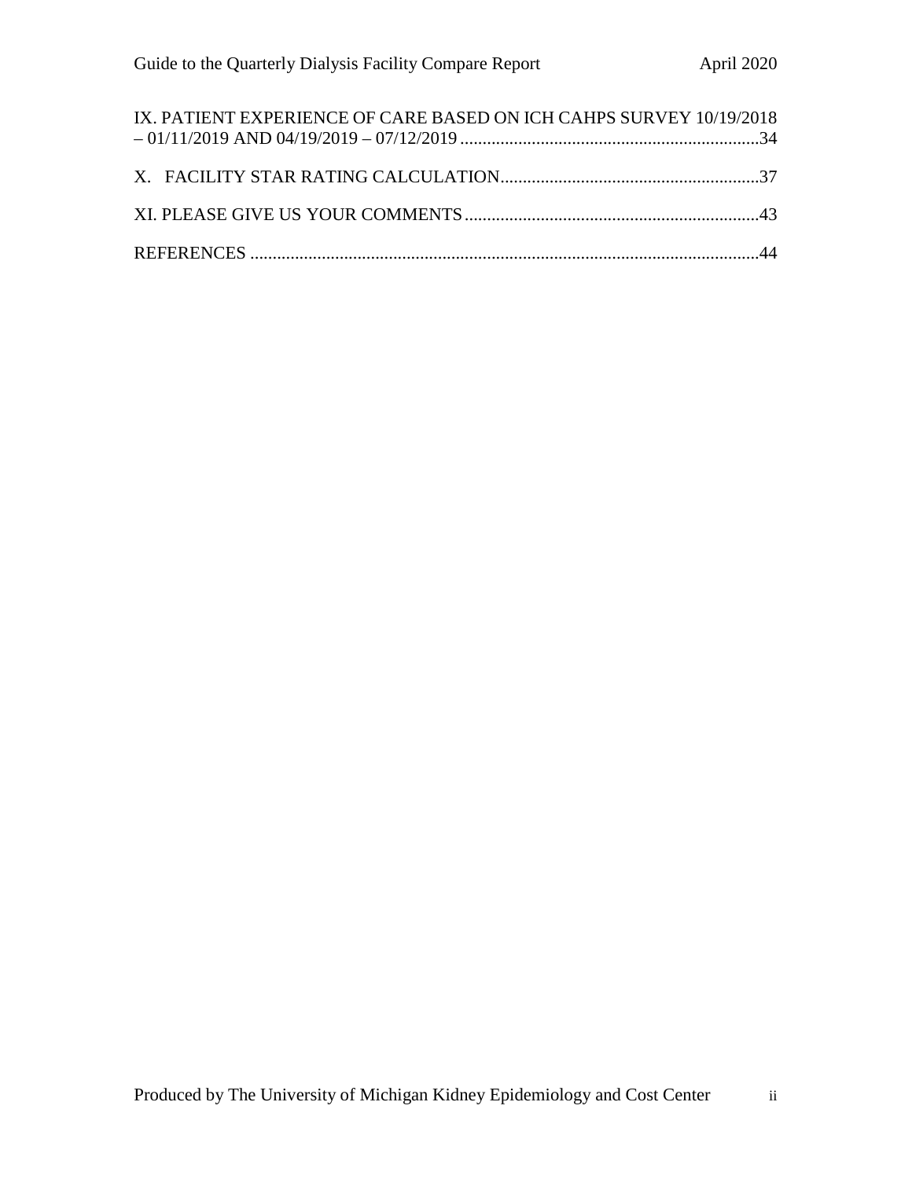IX. PATIENT EXPERIENCE OF CARE BASED ON ICH CAHPS SURVEY 10/19/2018 – 01/11/2019 AND 04/19/2019 – 07/12/2019 ....................34

X. FACILITY STAR RATING CALCULATION....................37

XI. PLEASE GIVE US YOUR COMMENTS....................43

REFERENCES ....................44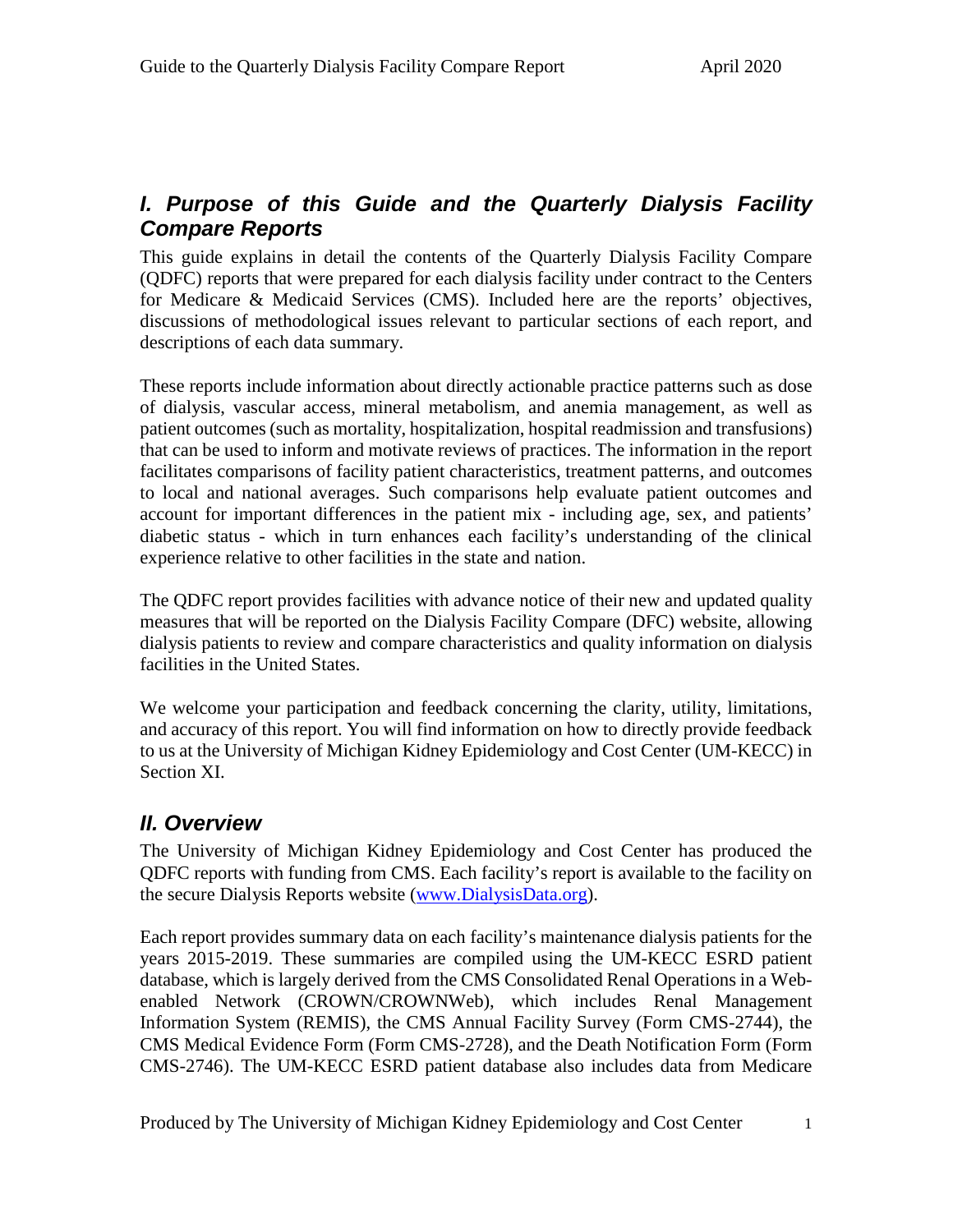## *I. Purpose of this Guide and the Quarterly Dialysis Facility Compare Reports*

This guide explains in detail the contents of the Quarterly Dialysis Facility Compare (QDFC) reports that were prepared for each dialysis facility under contract to the Centers for Medicare & Medicaid Services (CMS). Included here are the reports' objectives, discussions of methodological issues relevant to particular sections of each report, and descriptions of each data summary.

These reports include information about directly actionable practice patterns such as dose of dialysis, vascular access, mineral metabolism, and anemia management, as well as patient outcomes (such as mortality, hospitalization, hospital readmission and transfusions) that can be used to inform and motivate reviews of practices. The information in the report facilitates comparisons of facility patient characteristics, treatment patterns, and outcomes to local and national averages. Such comparisons help evaluate patient outcomes and account for important differences in the patient mix - including age, sex, and patients' diabetic status - which in turn enhances each facility's understanding of the clinical experience relative to other facilities in the state and nation.

The QDFC report provides facilities with advance notice of their new and updated quality measures that will be reported on the Dialysis Facility Compare (DFC) website, allowing dialysis patients to review and compare characteristics and quality information on dialysis facilities in the United States.

We welcome your participation and feedback concerning the clarity, utility, limitations, and accuracy of this report. You will find information on how to directly provide feedback to us at the University of Michigan Kidney Epidemiology and Cost Center (UM-KECC) in Section XI.

## *II. Overview*

The University of Michigan Kidney Epidemiology and Cost Center has produced the QDFC reports with funding from CMS. Each facility's report is available to the facility on the secure Dialysis Reports website (www.DialysisData.org).

Each report provides summary data on each facility's maintenance dialysis patients for the years 2015-2019. These summaries are compiled using the UM-KECC ESRD patient database, which is largely derived from the CMS Consolidated Renal Operations in a Web-enabled Network (CROWN/CROWNWeb), which includes Renal Management Information System (REMIS), the CMS Annual Facility Survey (Form CMS-2744), the CMS Medical Evidence Form (Form CMS-2728), and the Death Notification Form (Form CMS-2746). The UM-KECC ESRD patient database also includes data from Medicare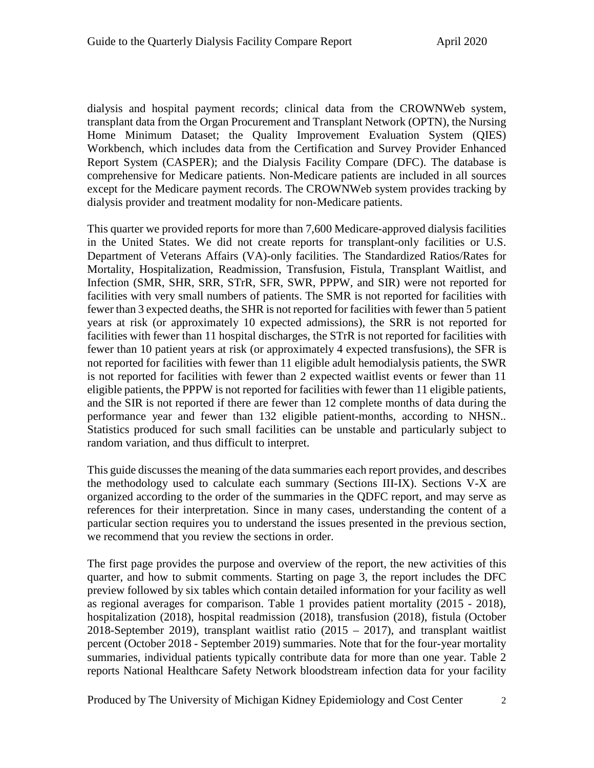dialysis and hospital payment records; clinical data from the CROWNWeb system, transplant data from the Organ Procurement and Transplant Network (OPTN), the Nursing Home Minimum Dataset; the Quality Improvement Evaluation System (QIES) Workbench, which includes data from the Certification and Survey Provider Enhanced Report System (CASPER); and the Dialysis Facility Compare (DFC). The database is comprehensive for Medicare patients. Non-Medicare patients are included in all sources except for the Medicare payment records. The CROWNWeb system provides tracking by dialysis provider and treatment modality for non-Medicare patients.

This quarter we provided reports for more than 7,600 Medicare-approved dialysis facilities in the United States. We did not create reports for transplant-only facilities or U.S. Department of Veterans Affairs (VA)-only facilities. The Standardized Ratios/Rates for Mortality, Hospitalization, Readmission, Transfusion, Fistula, Transplant Waitlist, and Infection (SMR, SHR, SRR, STrR, SFR, SWR, PPPW, and SIR) were not reported for facilities with very small numbers of patients. The SMR is not reported for facilities with fewer than 3 expected deaths, the SHR is not reported for facilities with fewer than 5 patient years at risk (or approximately 10 expected admissions), the SRR is not reported for facilities with fewer than 11 hospital discharges, the STrR is not reported for facilities with fewer than 10 patient years at risk (or approximately 4 expected transfusions), the SFR is not reported for facilities with fewer than 11 eligible adult hemodialysis patients, the SWR is not reported for facilities with fewer than 2 expected waitlist events or fewer than 11 eligible patients, the PPPW is not reported for facilities with fewer than 11 eligible patients, and the SIR is not reported if there are fewer than 12 complete months of data during the performance year and fewer than 132 eligible patient-months, according to NHSN.. Statistics produced for such small facilities can be unstable and particularly subject to random variation, and thus difficult to interpret.

This guide discusses the meaning of the data summaries each report provides, and describes the methodology used to calculate each summary (Sections III-IX). Sections V-X are organized according to the order of the summaries in the QDFC report, and may serve as references for their interpretation. Since in many cases, understanding the content of a particular section requires you to understand the issues presented in the previous section, we recommend that you review the sections in order.

The first page provides the purpose and overview of the report, the new activities of this quarter, and how to submit comments. Starting on page 3, the report includes the DFC preview followed by six tables which contain detailed information for your facility as well as regional averages for comparison. Table 1 provides patient mortality (2015 - 2018), hospitalization (2018), hospital readmission (2018), transfusion (2018), fistula (October 2018-September 2019), transplant waitlist ratio (2015 – 2017), and transplant waitlist percent (October 2018 - September 2019) summaries. Note that for the four-year mortality summaries, individual patients typically contribute data for more than one year. Table 2 reports National Healthcare Safety Network bloodstream infection data for your facility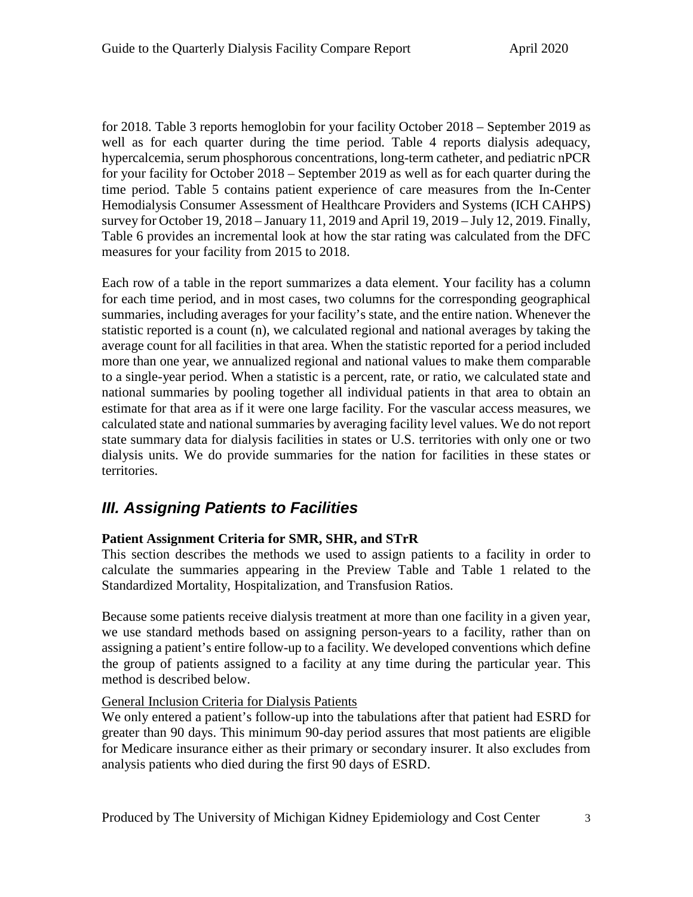for 2018. Table 3 reports hemoglobin for your facility October 2018 – September 2019 as well as for each quarter during the time period. Table 4 reports dialysis adequacy, hypercalcemia, serum phosphorous concentrations, long-term catheter, and pediatric nPCR for your facility for October 2018 – September 2019 as well as for each quarter during the time period. Table 5 contains patient experience of care measures from the In-Center Hemodialysis Consumer Assessment of Healthcare Providers and Systems (ICH CAHPS) survey for October 19, 2018 – January 11, 2019 and April 19, 2019 – July 12, 2019. Finally, Table 6 provides an incremental look at how the star rating was calculated from the DFC measures for your facility from 2015 to 2018.

Each row of a table in the report summarizes a data element. Your facility has a column for each time period, and in most cases, two columns for the corresponding geographical summaries, including averages for your facility's state, and the entire nation. Whenever the statistic reported is a count (n), we calculated regional and national averages by taking the average count for all facilities in that area. When the statistic reported for a period included more than one year, we annualized regional and national values to make them comparable to a single-year period. When a statistic is a percent, rate, or ratio, we calculated state and national summaries by pooling together all individual patients in that area to obtain an estimate for that area as if it were one large facility. For the vascular access measures, we calculated state and national summaries by averaging facility level values. We do not report state summary data for dialysis facilities in states or U.S. territories with only one or two dialysis units. We do provide summaries for the nation for facilities in these states or territories.

## *III. Assigning Patients to Facilities*

**Patient Assignment Criteria for SMR, SHR, and STrR**

This section describes the methods we used to assign patients to a facility in order to calculate the summaries appearing in the Preview Table and Table 1 related to the Standardized Mortality, Hospitalization, and Transfusion Ratios.

Because some patients receive dialysis treatment at more than one facility in a given year, we use standard methods based on assigning person-years to a facility, rather than on assigning a patient's entire follow-up to a facility. We developed conventions which define the group of patients assigned to a facility at any time during the particular year. This method is described below.

General Inclusion Criteria for Dialysis Patients

We only entered a patient's follow-up into the tabulations after that patient had ESRD for greater than 90 days. This minimum 90-day period assures that most patients are eligible for Medicare insurance either as their primary or secondary insurer. It also excludes from analysis patients who died during the first 90 days of ESRD.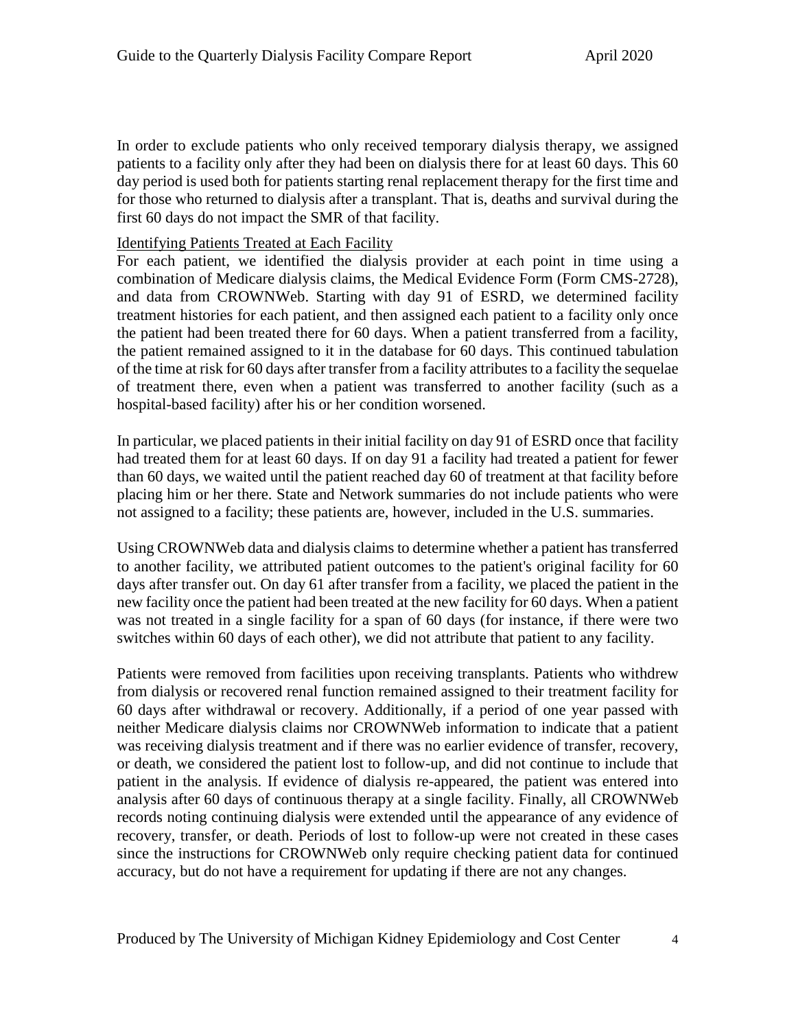In order to exclude patients who only received temporary dialysis therapy, we assigned patients to a facility only after they had been on dialysis there for at least 60 days. This 60 day period is used both for patients starting renal replacement therapy for the first time and for those who returned to dialysis after a transplant. That is, deaths and survival during the first 60 days do not impact the SMR of that facility.

<u>Identifying Patients Treated at Each Facility</u>

For each patient, we identified the dialysis provider at each point in time using a combination of Medicare dialysis claims, the Medical Evidence Form (Form CMS-2728), and data from CROWNWeb. Starting with day 91 of ESRD, we determined facility treatment histories for each patient, and then assigned each patient to a facility only once the patient had been treated there for 60 days. When a patient transferred from a facility, the patient remained assigned to it in the database for 60 days. This continued tabulation of the time at risk for 60 days after transfer from a facility attributes to a facility the sequelae of treatment there, even when a patient was transferred to another facility (such as a hospital-based facility) after his or her condition worsened.

In particular, we placed patients in their initial facility on day 91 of ESRD once that facility had treated them for at least 60 days. If on day 91 a facility had treated a patient for fewer than 60 days, we waited until the patient reached day 60 of treatment at that facility before placing him or her there. State and Network summaries do not include patients who were not assigned to a facility; these patients are, however, included in the U.S. summaries.

Using CROWNWeb data and dialysis claims to determine whether a patient has transferred to another facility, we attributed patient outcomes to the patient's original facility for 60 days after transfer out. On day 61 after transfer from a facility, we placed the patient in the new facility once the patient had been treated at the new facility for 60 days. When a patient was not treated in a single facility for a span of 60 days (for instance, if there were two switches within 60 days of each other), we did not attribute that patient to any facility.

Patients were removed from facilities upon receiving transplants. Patients who withdrew from dialysis or recovered renal function remained assigned to their treatment facility for 60 days after withdrawal or recovery. Additionally, if a period of one year passed with neither Medicare dialysis claims nor CROWNWeb information to indicate that a patient was receiving dialysis treatment and if there was no earlier evidence of transfer, recovery, or death, we considered the patient lost to follow-up, and did not continue to include that patient in the analysis. If evidence of dialysis re-appeared, the patient was entered into analysis after 60 days of continuous therapy at a single facility. Finally, all CROWNWeb records noting continuing dialysis were extended until the appearance of any evidence of recovery, transfer, or death. Periods of lost to follow-up were not created in these cases since the instructions for CROWNWeb only require checking patient data for continued accuracy, but do not have a requirement for updating if there are not any changes.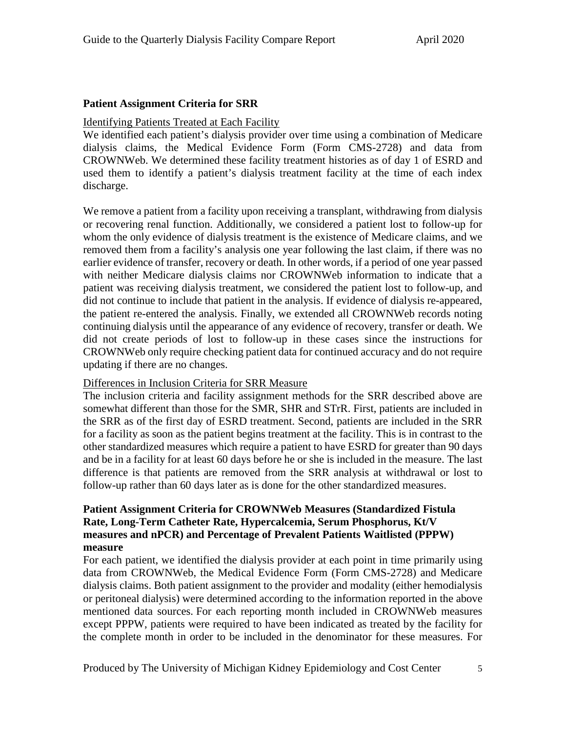### Patient Assignment Criteria for SRR

Identifying Patients Treated at Each Facility

We identified each patient's dialysis provider over time using a combination of Medicare dialysis claims, the Medical Evidence Form (Form CMS-2728) and data from CROWNWeb. We determined these facility treatment histories as of day 1 of ESRD and used them to identify a patient's dialysis treatment facility at the time of each index discharge.

We remove a patient from a facility upon receiving a transplant, withdrawing from dialysis or recovering renal function. Additionally, we considered a patient lost to follow-up for whom the only evidence of dialysis treatment is the existence of Medicare claims, and we removed them from a facility's analysis one year following the last claim, if there was no earlier evidence of transfer, recovery or death. In other words, if a period of one year passed with neither Medicare dialysis claims nor CROWNWeb information to indicate that a patient was receiving dialysis treatment, we considered the patient lost to follow-up, and did not continue to include that patient in the analysis. If evidence of dialysis re-appeared, the patient re-entered the analysis. Finally, we extended all CROWNWeb records noting continuing dialysis until the appearance of any evidence of recovery, transfer or death. We did not create periods of lost to follow-up in these cases since the instructions for CROWNWeb only require checking patient data for continued accuracy and do not require updating if there are no changes.

Differences in Inclusion Criteria for SRR Measure

The inclusion criteria and facility assignment methods for the SRR described above are somewhat different than those for the SMR, SHR and STrR. First, patients are included in the SRR as of the first day of ESRD treatment. Second, patients are included in the SRR for a facility as soon as the patient begins treatment at the facility. This is in contrast to the other standardized measures which require a patient to have ESRD for greater than 90 days and be in a facility for at least 60 days before he or she is included in the measure. The last difference is that patients are removed from the SRR analysis at withdrawal or lost to follow-up rather than 60 days later as is done for the other standardized measures.

### Patient Assignment Criteria for CROWNWeb Measures (Standardized Fistula Rate, Long-Term Catheter Rate, Hypercalcemia, Serum Phosphorus, Kt/V measures and nPCR) and Percentage of Prevalent Patients Waitlisted (PPPW) measure

For each patient, we identified the dialysis provider at each point in time primarily using data from CROWNWeb, the Medical Evidence Form (Form CMS-2728) and Medicare dialysis claims. Both patient assignment to the provider and modality (either hemodialysis or peritoneal dialysis) were determined according to the information reported in the above mentioned data sources. For each reporting month included in CROWNWeb measures except PPPW, patients were required to have been indicated as treated by the facility for the complete month in order to be included in the denominator for these measures. For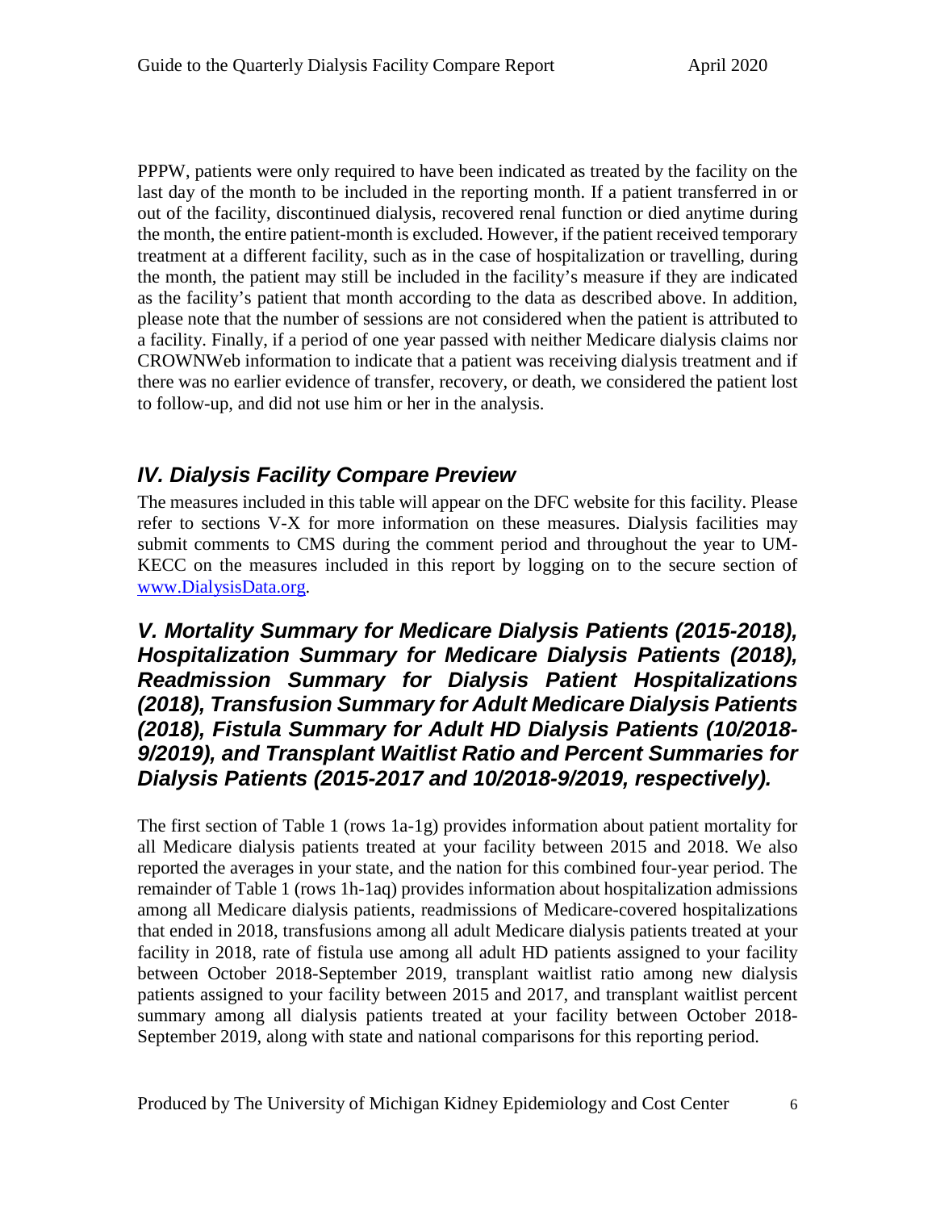PPPW, patients were only required to have been indicated as treated by the facility on the last day of the month to be included in the reporting month. If a patient transferred in or out of the facility, discontinued dialysis, recovered renal function or died anytime during the month, the entire patient-month is excluded. However, if the patient received temporary treatment at a different facility, such as in the case of hospitalization or travelling, during the month, the patient may still be included in the facility's measure if they are indicated as the facility's patient that month according to the data as described above. In addition, please note that the number of sessions are not considered when the patient is attributed to a facility. Finally, if a period of one year passed with neither Medicare dialysis claims nor CROWNWeb information to indicate that a patient was receiving dialysis treatment and if there was no earlier evidence of transfer, recovery, or death, we considered the patient lost to follow-up, and did not use him or her in the analysis.

## *IV. Dialysis Facility Compare Preview*

The measures included in this table will appear on the DFC website for this facility. Please refer to sections V-X for more information on these measures. Dialysis facilities may submit comments to CMS during the comment period and throughout the year to UM-KECC on the measures included in this report by logging on to the secure section of www.DialysisData.org.

## *V. Mortality Summary for Medicare Dialysis Patients (2015-2018), Hospitalization Summary for Medicare Dialysis Patients (2018), Readmission Summary for Dialysis Patient Hospitalizations (2018), Transfusion Summary for Adult Medicare Dialysis Patients (2018), Fistula Summary for Adult HD Dialysis Patients (10/2018-9/2019), and Transplant Waitlist Ratio and Percent Summaries for Dialysis Patients (2015-2017 and 10/2018-9/2019, respectively).*

The first section of Table 1 (rows 1a-1g) provides information about patient mortality for all Medicare dialysis patients treated at your facility between 2015 and 2018. We also reported the averages in your state, and the nation for this combined four-year period. The remainder of Table 1 (rows 1h-1aq) provides information about hospitalization admissions among all Medicare dialysis patients, readmissions of Medicare-covered hospitalizations that ended in 2018, transfusions among all adult Medicare dialysis patients treated at your facility in 2018, rate of fistula use among all adult HD patients assigned to your facility between October 2018-September 2019, transplant waitlist ratio among new dialysis patients assigned to your facility between 2015 and 2017, and transplant waitlist percent summary among all dialysis patients treated at your facility between October 2018-September 2019, along with state and national comparisons for this reporting period.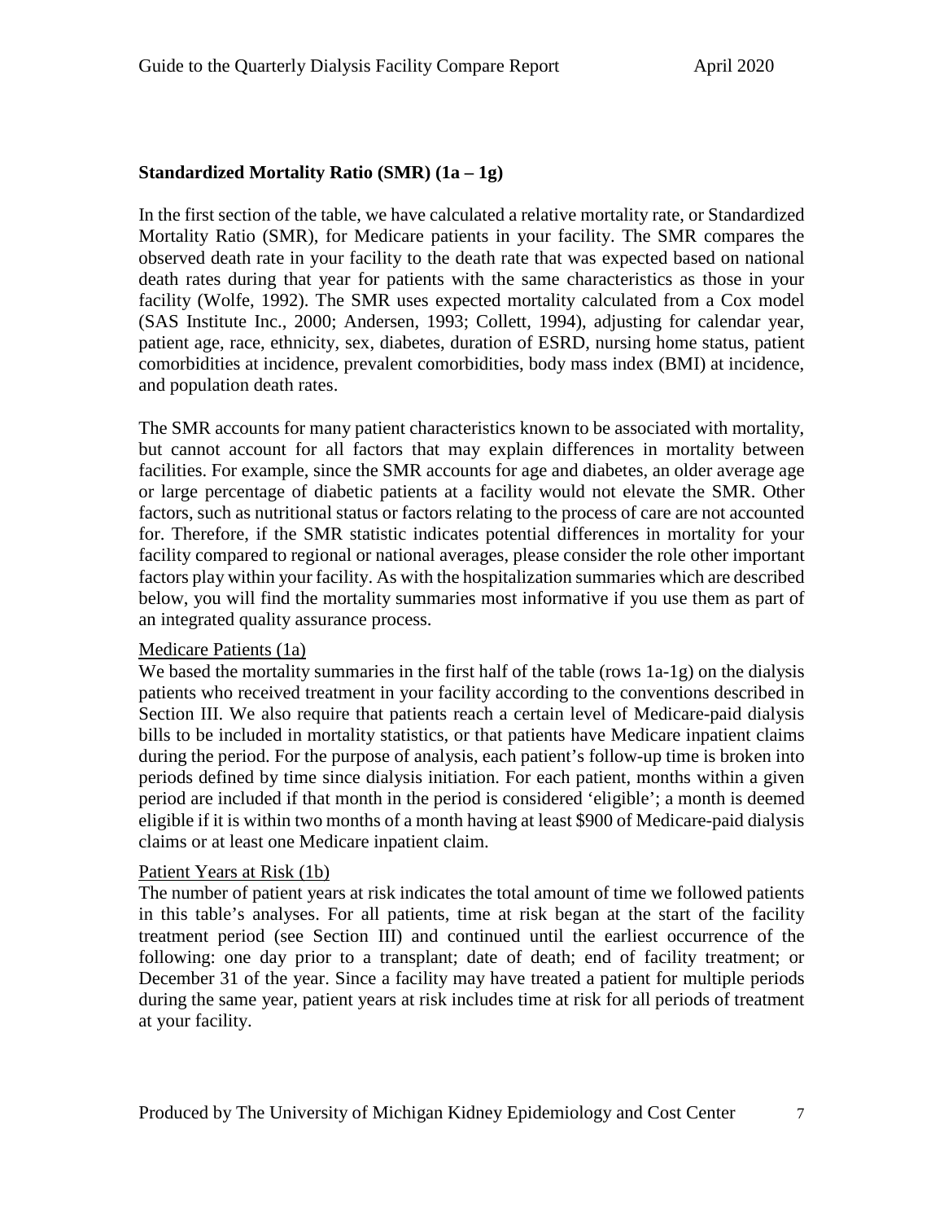### Standardized Mortality Ratio (SMR) (1a – 1g)

In the first section of the table, we have calculated a relative mortality rate, or Standardized Mortality Ratio (SMR), for Medicare patients in your facility. The SMR compares the observed death rate in your facility to the death rate that was expected based on national death rates during that year for patients with the same characteristics as those in your facility (Wolfe, 1992). The SMR uses expected mortality calculated from a Cox model (SAS Institute Inc., 2000; Andersen, 1993; Collett, 1994), adjusting for calendar year, patient age, race, ethnicity, sex, diabetes, duration of ESRD, nursing home status, patient comorbidities at incidence, prevalent comorbidities, body mass index (BMI) at incidence, and population death rates.

The SMR accounts for many patient characteristics known to be associated with mortality, but cannot account for all factors that may explain differences in mortality between facilities. For example, since the SMR accounts for age and diabetes, an older average age or large percentage of diabetic patients at a facility would not elevate the SMR. Other factors, such as nutritional status or factors relating to the process of care are not accounted for. Therefore, if the SMR statistic indicates potential differences in mortality for your facility compared to regional or national averages, please consider the role other important factors play within your facility. As with the hospitalization summaries which are described below, you will find the mortality summaries most informative if you use them as part of an integrated quality assurance process.

Medicare Patients (1a)

We based the mortality summaries in the first half of the table (rows 1a-1g) on the dialysis patients who received treatment in your facility according to the conventions described in Section III. We also require that patients reach a certain level of Medicare-paid dialysis bills to be included in mortality statistics, or that patients have Medicare inpatient claims during the period. For the purpose of analysis, each patient's follow-up time is broken into periods defined by time since dialysis initiation. For each patient, months within a given period are included if that month in the period is considered 'eligible'; a month is deemed eligible if it is within two months of a month having at least $900 of Medicare-paid dialysis claims or at least one Medicare inpatient claim.

Patient Years at Risk (1b)

The number of patient years at risk indicates the total amount of time we followed patients in this table's analyses. For all patients, time at risk began at the start of the facility treatment period (see Section III) and continued until the earliest occurrence of the following: one day prior to a transplant; date of death; end of facility treatment; or December 31 of the year. Since a facility may have treated a patient for multiple periods during the same year, patient years at risk includes time at risk for all periods of treatment at your facility.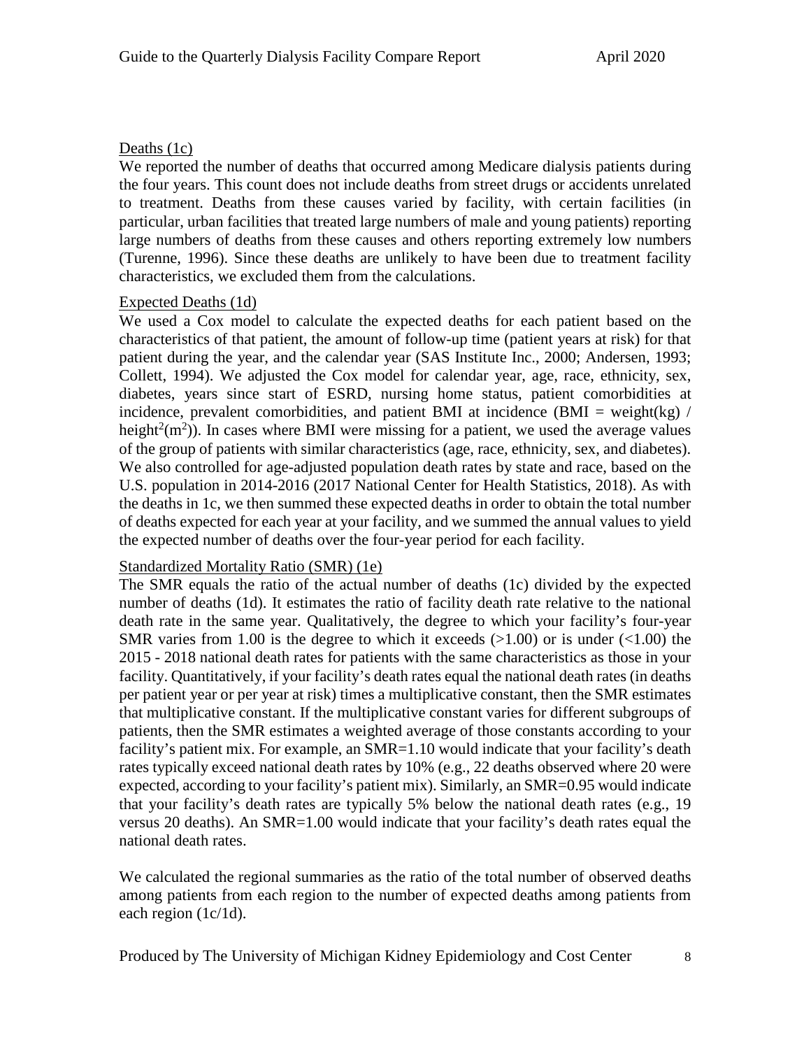### Deaths (1c)

We reported the number of deaths that occurred among Medicare dialysis patients during the four years. This count does not include deaths from street drugs or accidents unrelated to treatment. Deaths from these causes varied by facility, with certain facilities (in particular, urban facilities that treated large numbers of male and young patients) reporting large numbers of deaths from these causes and others reporting extremely low numbers (Turenne, 1996). Since these deaths are unlikely to have been due to treatment facility characteristics, we excluded them from the calculations.

### Expected Deaths (1d)

We used a Cox model to calculate the expected deaths for each patient based on the characteristics of that patient, the amount of follow-up time (patient years at risk) for that patient during the year, and the calendar year (SAS Institute Inc., 2000; Andersen, 1993; Collett, 1994). We adjusted the Cox model for calendar year, age, race, ethnicity, sex, diabetes, years since start of ESRD, nursing home status, patient comorbidities at incidence, prevalent comorbidities, and patient BMI at incidence (BMI = weight(kg) / height$^2$(m$^2$)). In cases where BMI were missing for a patient, we used the average values of the group of patients with similar characteristics (age, race, ethnicity, sex, and diabetes). We also controlled for age-adjusted population death rates by state and race, based on the U.S. population in 2014-2016 (2017 National Center for Health Statistics, 2018). As with the deaths in 1c, we then summed these expected deaths in order to obtain the total number of deaths expected for each year at your facility, and we summed the annual values to yield the expected number of deaths over the four-year period for each facility.

### Standardized Mortality Ratio (SMR) (1e)

The SMR equals the ratio of the actual number of deaths (1c) divided by the expected number of deaths (1d). It estimates the ratio of facility death rate relative to the national death rate in the same year. Qualitatively, the degree to which your facility's four-year SMR varies from 1.00 is the degree to which it exceeds (>1.00) or is under (<1.00) the 2015 - 2018 national death rates for patients with the same characteristics as those in your facility. Quantitatively, if your facility's death rates equal the national death rates (in deaths per patient year or per year at risk) times a multiplicative constant, then the SMR estimates that multiplicative constant. If the multiplicative constant varies for different subgroups of patients, then the SMR estimates a weighted average of those constants according to your facility's patient mix. For example, an SMR=1.10 would indicate that your facility's death rates typically exceed national death rates by 10% (e.g., 22 deaths observed where 20 were expected, according to your facility's patient mix). Similarly, an SMR=0.95 would indicate that your facility's death rates are typically 5% below the national death rates (e.g., 19 versus 20 deaths). An SMR=1.00 would indicate that your facility's death rates equal the national death rates.

We calculated the regional summaries as the ratio of the total number of observed deaths among patients from each region to the number of expected deaths among patients from each region (1c/1d).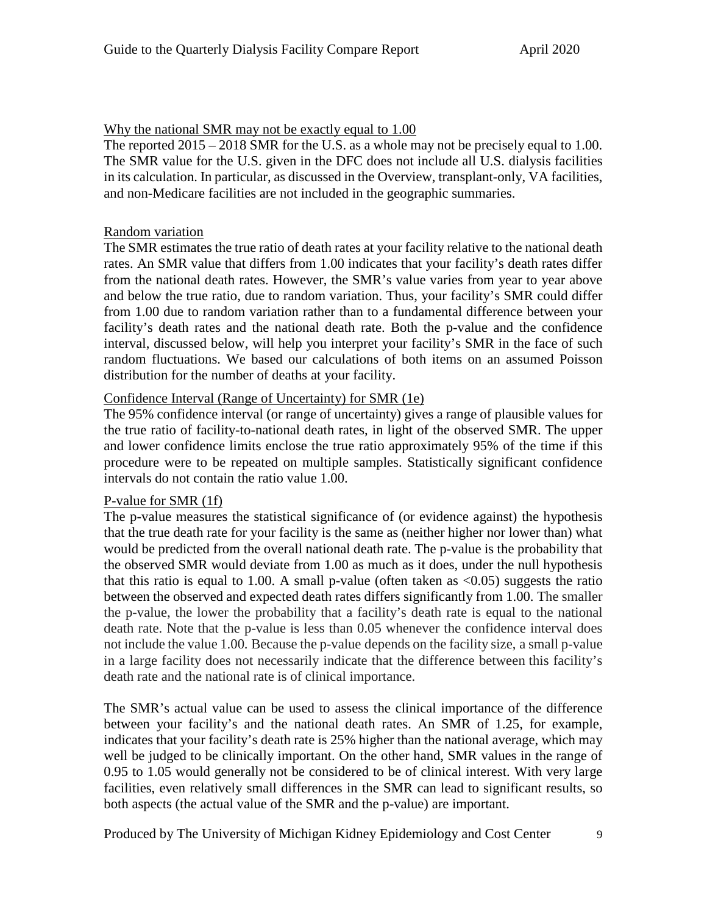Why the national SMR may not be exactly equal to 1.00

The reported 2015 – 2018 SMR for the U.S. as a whole may not be precisely equal to 1.00. The SMR value for the U.S. given in the DFC does not include all U.S. dialysis facilities in its calculation. In particular, as discussed in the Overview, transplant-only, VA facilities, and non-Medicare facilities are not included in the geographic summaries.

Random variation

The SMR estimates the true ratio of death rates at your facility relative to the national death rates. An SMR value that differs from 1.00 indicates that your facility's death rates differ from the national death rates. However, the SMR's value varies from year to year above and below the true ratio, due to random variation. Thus, your facility's SMR could differ from 1.00 due to random variation rather than to a fundamental difference between your facility's death rates and the national death rate. Both the p-value and the confidence interval, discussed below, will help you interpret your facility's SMR in the face of such random fluctuations. We based our calculations of both items on an assumed Poisson distribution for the number of deaths at your facility.

Confidence Interval (Range of Uncertainty) for SMR (1e)

The 95% confidence interval (or range of uncertainty) gives a range of plausible values for the true ratio of facility-to-national death rates, in light of the observed SMR. The upper and lower confidence limits enclose the true ratio approximately 95% of the time if this procedure were to be repeated on multiple samples. Statistically significant confidence intervals do not contain the ratio value 1.00.

P-value for SMR (1f)

The p-value measures the statistical significance of (or evidence against) the hypothesis that the true death rate for your facility is the same as (neither higher nor lower than) what would be predicted from the overall national death rate. The p-value is the probability that the observed SMR would deviate from 1.00 as much as it does, under the null hypothesis that this ratio is equal to 1.00. A small p-value (often taken as $<0.05$) suggests the ratio between the observed and expected death rates differs significantly from 1.00. The smaller the p-value, the lower the probability that a facility's death rate is equal to the national death rate. Note that the p-value is less than 0.05 whenever the confidence interval does not include the value 1.00. Because the p-value depends on the facility size, a small p-value in a large facility does not necessarily indicate that the difference between this facility's death rate and the national rate is of clinical importance.

The SMR's actual value can be used to assess the clinical importance of the difference between your facility's and the national death rates. An SMR of 1.25, for example, indicates that your facility's death rate is 25% higher than the national average, which may well be judged to be clinically important. On the other hand, SMR values in the range of 0.95 to 1.05 would generally not be considered to be of clinical interest. With very large facilities, even relatively small differences in the SMR can lead to significant results, so both aspects (the actual value of the SMR and the p-value) are important.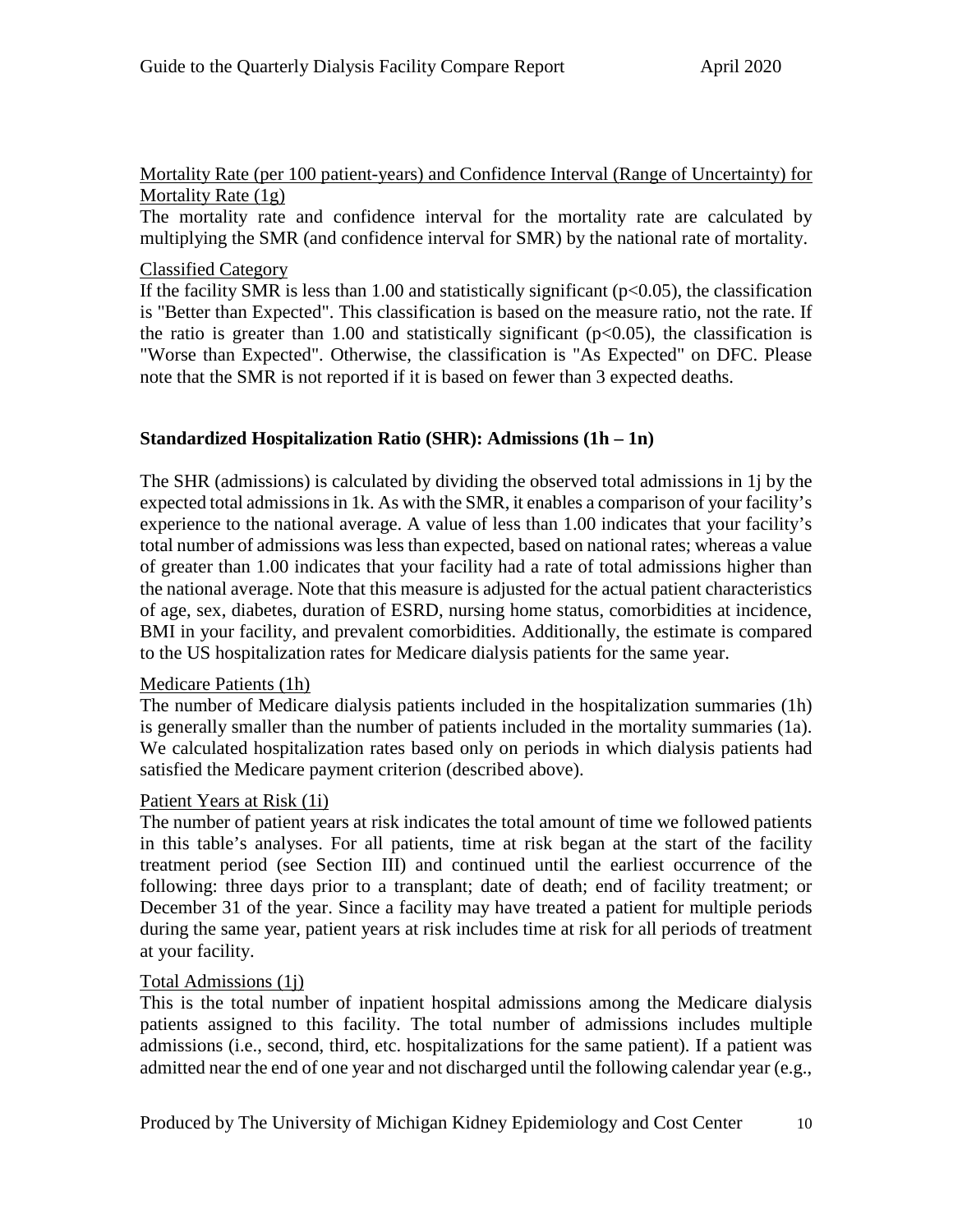Mortality Rate (per 100 patient-years) and Confidence Interval (Range of Uncertainty) for Mortality Rate (1g)

The mortality rate and confidence interval for the mortality rate are calculated by multiplying the SMR (and confidence interval for SMR) by the national rate of mortality.

Classified Category

If the facility SMR is less than 1.00 and statistically significant ($p<0.05$), the classification is "Better than Expected". This classification is based on the measure ratio, not the rate. If the ratio is greater than 1.00 and statistically significant ($p<0.05$), the classification is "Worse than Expected". Otherwise, the classification is "As Expected" on DFC. Please note that the SMR is not reported if it is based on fewer than 3 expected deaths.

**Standardized Hospitalization Ratio (SHR): Admissions (1h – 1n)**

The SHR (admissions) is calculated by dividing the observed total admissions in 1j by the expected total admissions in 1k. As with the SMR, it enables a comparison of your facility's experience to the national average. A value of less than 1.00 indicates that your facility's total number of admissions was less than expected, based on national rates; whereas a value of greater than 1.00 indicates that your facility had a rate of total admissions higher than the national average. Note that this measure is adjusted for the actual patient characteristics of age, sex, diabetes, duration of ESRD, nursing home status, comorbidities at incidence, BMI in your facility, and prevalent comorbidities. Additionally, the estimate is compared to the US hospitalization rates for Medicare dialysis patients for the same year.

Medicare Patients (1h)

The number of Medicare dialysis patients included in the hospitalization summaries (1h) is generally smaller than the number of patients included in the mortality summaries (1a). We calculated hospitalization rates based only on periods in which dialysis patients had satisfied the Medicare payment criterion (described above).

Patient Years at Risk (1i)

The number of patient years at risk indicates the total amount of time we followed patients in this table's analyses. For all patients, time at risk began at the start of the facility treatment period (see Section III) and continued until the earliest occurrence of the following: three days prior to a transplant; date of death; end of facility treatment; or December 31 of the year. Since a facility may have treated a patient for multiple periods during the same year, patient years at risk includes time at risk for all periods of treatment at your facility.

Total Admissions (1j)

This is the total number of inpatient hospital admissions among the Medicare dialysis patients assigned to this facility. The total number of admissions includes multiple admissions (i.e., second, third, etc. hospitalizations for the same patient). If a patient was admitted near the end of one year and not discharged until the following calendar year (e.g.,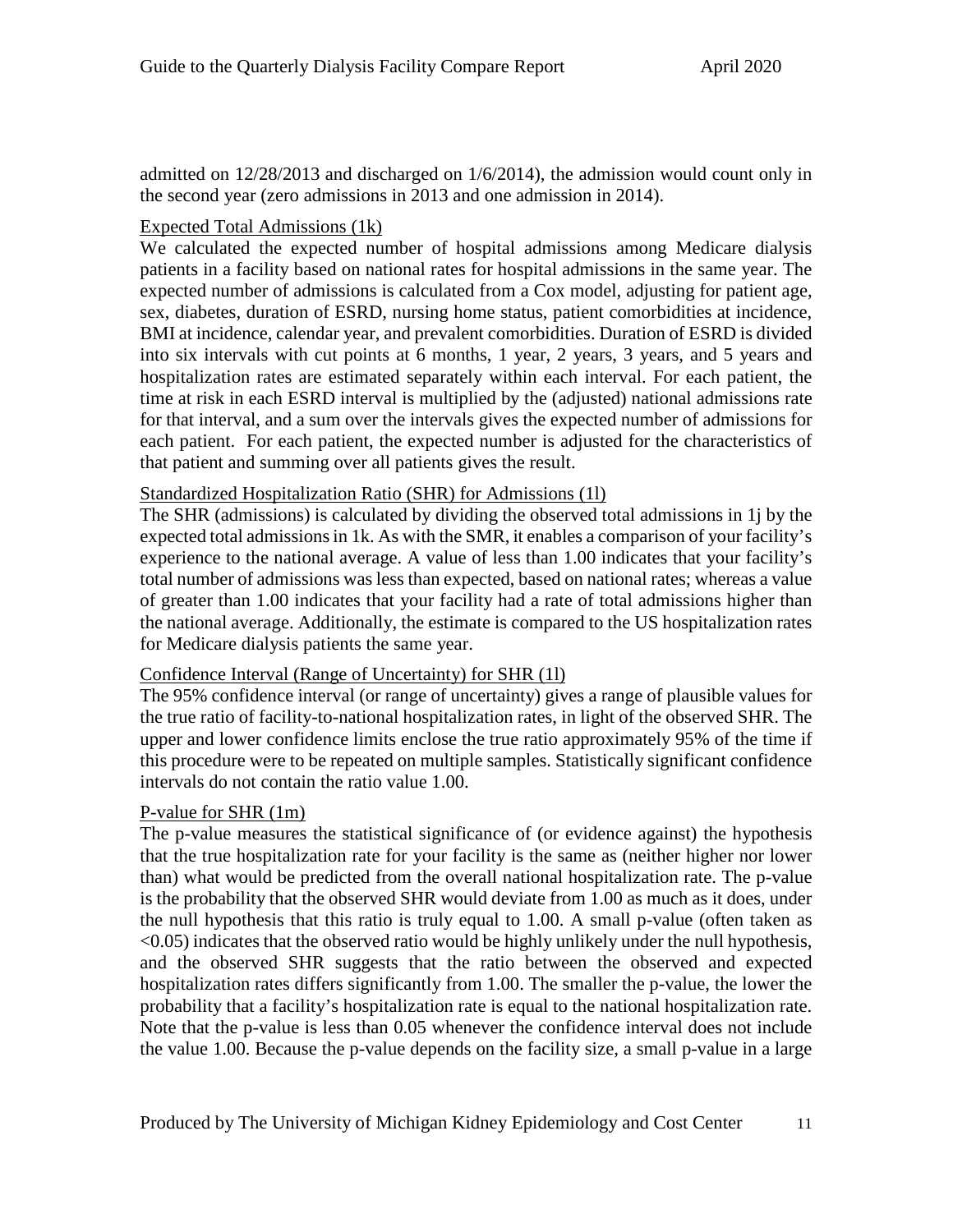admitted on 12/28/2013 and discharged on 1/6/2014), the admission would count only in the second year (zero admissions in 2013 and one admission in 2014).

### Expected Total Admissions (1k)

We calculated the expected number of hospital admissions among Medicare dialysis patients in a facility based on national rates for hospital admissions in the same year. The expected number of admissions is calculated from a Cox model, adjusting for patient age, sex, diabetes, duration of ESRD, nursing home status, patient comorbidities at incidence, BMI at incidence, calendar year, and prevalent comorbidities. Duration of ESRD is divided into six intervals with cut points at 6 months, 1 year, 2 years, 3 years, and 5 years and hospitalization rates are estimated separately within each interval. For each patient, the time at risk in each ESRD interval is multiplied by the (adjusted) national admissions rate for that interval, and a sum over the intervals gives the expected number of admissions for each patient. For each patient, the expected number is adjusted for the characteristics of that patient and summing over all patients gives the result.

### Standardized Hospitalization Ratio (SHR) for Admissions (1l)

The SHR (admissions) is calculated by dividing the observed total admissions in 1j by the expected total admissions in 1k. As with the SMR, it enables a comparison of your facility's experience to the national average. A value of less than 1.00 indicates that your facility's total number of admissions was less than expected, based on national rates; whereas a value of greater than 1.00 indicates that your facility had a rate of total admissions higher than the national average. Additionally, the estimate is compared to the US hospitalization rates for Medicare dialysis patients the same year.

### Confidence Interval (Range of Uncertainty) for SHR (1l)

The 95% confidence interval (or range of uncertainty) gives a range of plausible values for the true ratio of facility-to-national hospitalization rates, in light of the observed SHR. The upper and lower confidence limits enclose the true ratio approximately 95% of the time if this procedure were to be repeated on multiple samples. Statistically significant confidence intervals do not contain the ratio value 1.00.

### P-value for SHR (1m)

The p-value measures the statistical significance of (or evidence against) the hypothesis that the true hospitalization rate for your facility is the same as (neither higher nor lower than) what would be predicted from the overall national hospitalization rate. The p-value is the probability that the observed SHR would deviate from 1.00 as much as it does, under the null hypothesis that this ratio is truly equal to 1.00. A small p-value (often taken as $<0.05$) indicates that the observed ratio would be highly unlikely under the null hypothesis, and the observed SHR suggests that the ratio between the observed and expected hospitalization rates differs significantly from 1.00. The smaller the p-value, the lower the probability that a facility's hospitalization rate is equal to the national hospitalization rate. Note that the p-value is less than 0.05 whenever the confidence interval does not include the value 1.00. Because the p-value depends on the facility size, a small p-value in a large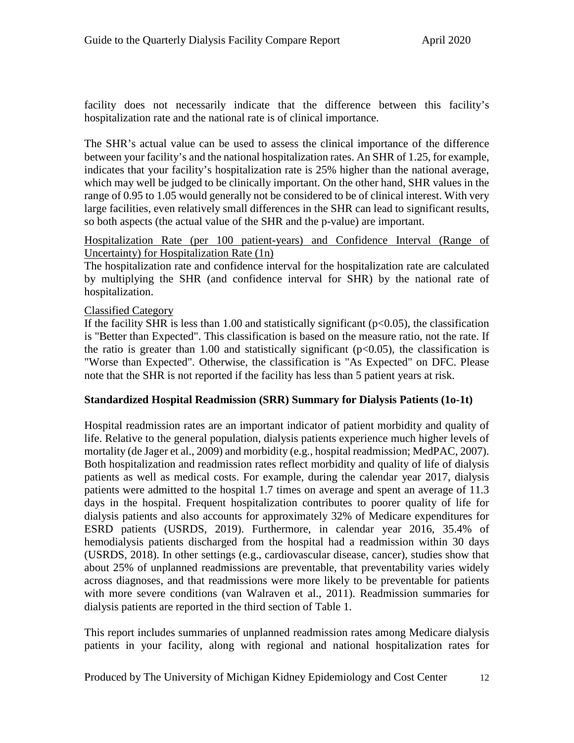facility does not necessarily indicate that the difference between this facility's hospitalization rate and the national rate is of clinical importance.

The SHR's actual value can be used to assess the clinical importance of the difference between your facility's and the national hospitalization rates. An SHR of 1.25, for example, indicates that your facility's hospitalization rate is 25% higher than the national average, which may well be judged to be clinically important. On the other hand, SHR values in the range of 0.95 to 1.05 would generally not be considered to be of clinical interest. With very large facilities, even relatively small differences in the SHR can lead to significant results, so both aspects (the actual value of the SHR and the p-value) are important.

Hospitalization Rate (per 100 patient-years) and Confidence Interval (Range of Uncertainty) for Hospitalization Rate (1n)

The hospitalization rate and confidence interval for the hospitalization rate are calculated by multiplying the SHR (and confidence interval for SHR) by the national rate of hospitalization.

Classified Category

If the facility SHR is less than 1.00 and statistically significant ($p<0.05$), the classification is "Better than Expected". This classification is based on the measure ratio, not the rate. If the ratio is greater than 1.00 and statistically significant ($p<0.05$), the classification is "Worse than Expected". Otherwise, the classification is "As Expected" on DFC. Please note that the SHR is not reported if the facility has less than 5 patient years at risk.

### Standardized Hospital Readmission (SRR) Summary for Dialysis Patients (1o-1t)

Hospital readmission rates are an important indicator of patient morbidity and quality of life. Relative to the general population, dialysis patients experience much higher levels of mortality (de Jager et al., 2009) and morbidity (e.g., hospital readmission; MedPAC, 2007). Both hospitalization and readmission rates reflect morbidity and quality of life of dialysis patients as well as medical costs. For example, during the calendar year 2017, dialysis patients were admitted to the hospital 1.7 times on average and spent an average of 11.3 days in the hospital. Frequent hospitalization contributes to poorer quality of life for dialysis patients and also accounts for approximately 32% of Medicare expenditures for ESRD patients (USRDS, 2019). Furthermore, in calendar year 2016, 35.4% of hemodialysis patients discharged from the hospital had a readmission within 30 days (USRDS, 2018). In other settings (e.g., cardiovascular disease, cancer), studies show that about 25% of unplanned readmissions are preventable, that preventability varies widely across diagnoses, and that readmissions were more likely to be preventable for patients with more severe conditions (van Walraven et al., 2011). Readmission summaries for dialysis patients are reported in the third section of Table 1.

This report includes summaries of unplanned readmission rates among Medicare dialysis patients in your facility, along with regional and national hospitalization rates for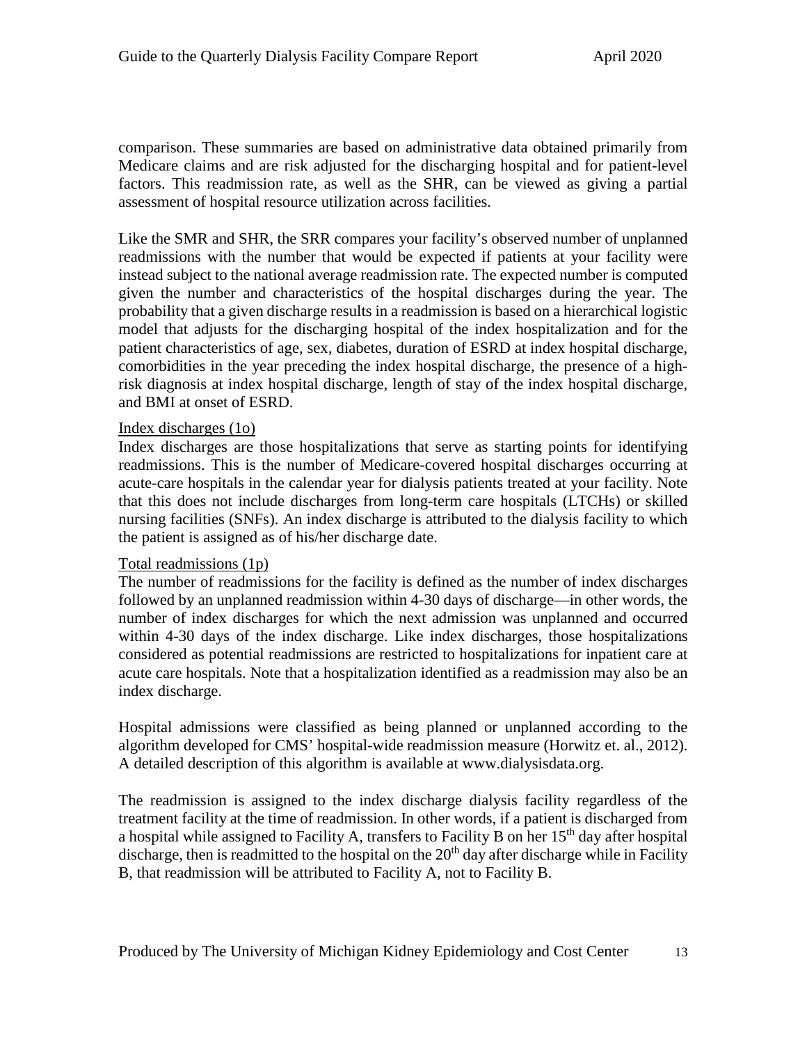comparison. These summaries are based on administrative data obtained primarily from Medicare claims and are risk adjusted for the discharging hospital and for patient-level factors. This readmission rate, as well as the SHR, can be viewed as giving a partial assessment of hospital resource utilization across facilities.

Like the SMR and SHR, the SRR compares your facility's observed number of unplanned readmissions with the number that would be expected if patients at your facility were instead subject to the national average readmission rate. The expected number is computed given the number and characteristics of the hospital discharges during the year. The probability that a given discharge results in a readmission is based on a hierarchical logistic model that adjusts for the discharging hospital of the index hospitalization and for the patient characteristics of age, sex, diabetes, duration of ESRD at index hospital discharge, comorbidities in the year preceding the index hospital discharge, the presence of a high-risk diagnosis at index hospital discharge, length of stay of the index hospital discharge, and BMI at onset of ESRD.

Index discharges (1o)

Index discharges are those hospitalizations that serve as starting points for identifying readmissions. This is the number of Medicare-covered hospital discharges occurring at acute-care hospitals in the calendar year for dialysis patients treated at your facility. Note that this does not include discharges from long-term care hospitals (LTCHs) or skilled nursing facilities (SNFs). An index discharge is attributed to the dialysis facility to which the patient is assigned as of his/her discharge date.

Total readmissions (1p)

The number of readmissions for the facility is defined as the number of index discharges followed by an unplanned readmission within 4-30 days of discharge—in other words, the number of index discharges for which the next admission was unplanned and occurred within 4-30 days of the index discharge. Like index discharges, those hospitalizations considered as potential readmissions are restricted to hospitalizations for inpatient care at acute care hospitals. Note that a hospitalization identified as a readmission may also be an index discharge.

Hospital admissions were classified as being planned or unplanned according to the algorithm developed for CMS' hospital-wide readmission measure (Horwitz et. al., 2012). A detailed description of this algorithm is available at www.dialysisdata.org.

The readmission is assigned to the index discharge dialysis facility regardless of the treatment facility at the time of readmission. In other words, if a patient is discharged from a hospital while assigned to Facility A, transfers to Facility B on her 15th day after hospital discharge, then is readmitted to the hospital on the 20th day after discharge while in Facility B, that readmission will be attributed to Facility A, not to Facility B.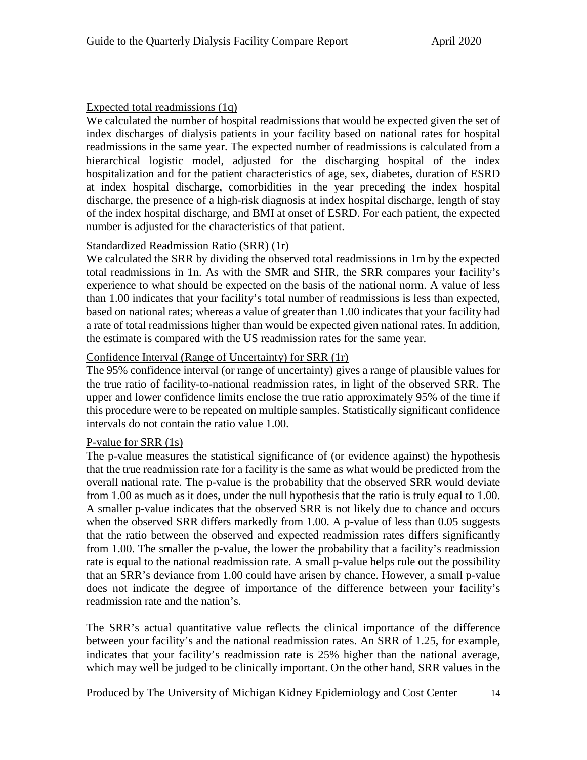Expected total readmissions (1q)

We calculated the number of hospital readmissions that would be expected given the set of index discharges of dialysis patients in your facility based on national rates for hospital readmissions in the same year. The expected number of readmissions is calculated from a hierarchical logistic model, adjusted for the discharging hospital of the index hospitalization and for the patient characteristics of age, sex, diabetes, duration of ESRD at index hospital discharge, comorbidities in the year preceding the index hospital discharge, the presence of a high-risk diagnosis at index hospital discharge, length of stay of the index hospital discharge, and BMI at onset of ESRD. For each patient, the expected number is adjusted for the characteristics of that patient.

Standardized Readmission Ratio (SRR) (1r)

We calculated the SRR by dividing the observed total readmissions in 1m by the expected total readmissions in 1n. As with the SMR and SHR, the SRR compares your facility's experience to what should be expected on the basis of the national norm. A value of less than 1.00 indicates that your facility's total number of readmissions is less than expected, based on national rates; whereas a value of greater than 1.00 indicates that your facility had a rate of total readmissions higher than would be expected given national rates. In addition, the estimate is compared with the US readmission rates for the same year.

Confidence Interval (Range of Uncertainty) for SRR (1r)

The 95% confidence interval (or range of uncertainty) gives a range of plausible values for the true ratio of facility-to-national readmission rates, in light of the observed SRR. The upper and lower confidence limits enclose the true ratio approximately 95% of the time if this procedure were to be repeated on multiple samples. Statistically significant confidence intervals do not contain the ratio value 1.00.

P-value for SRR (1s)

The p-value measures the statistical significance of (or evidence against) the hypothesis that the true readmission rate for a facility is the same as what would be predicted from the overall national rate. The p-value is the probability that the observed SRR would deviate from 1.00 as much as it does, under the null hypothesis that the ratio is truly equal to 1.00. A smaller p-value indicates that the observed SRR is not likely due to chance and occurs when the observed SRR differs markedly from 1.00. A p-value of less than 0.05 suggests that the ratio between the observed and expected readmission rates differs significantly from 1.00. The smaller the p-value, the lower the probability that a facility's readmission rate is equal to the national readmission rate. A small p-value helps rule out the possibility that an SRR's deviance from 1.00 could have arisen by chance. However, a small p-value does not indicate the degree of importance of the difference between your facility's readmission rate and the nation's.

The SRR's actual quantitative value reflects the clinical importance of the difference between your facility's and the national readmission rates. An SRR of 1.25, for example, indicates that your facility's readmission rate is 25% higher than the national average, which may well be judged to be clinically important. On the other hand, SRR values in the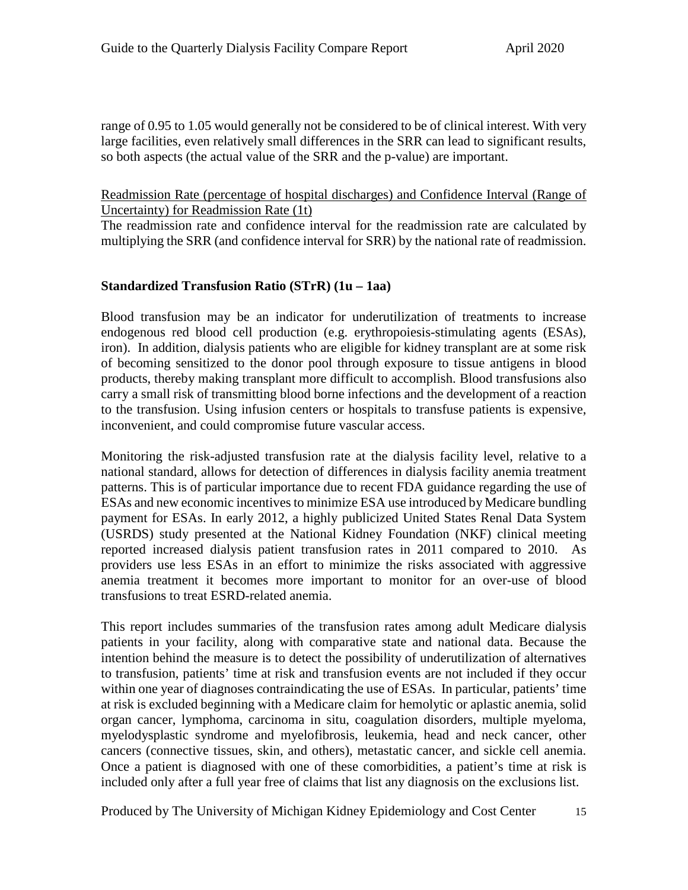range of 0.95 to 1.05 would generally not be considered to be of clinical interest. With very large facilities, even relatively small differences in the SRR can lead to significant results, so both aspects (the actual value of the SRR and the p-value) are important.

Readmission Rate (percentage of hospital discharges) and Confidence Interval (Range of Uncertainty) for Readmission Rate (1t)

The readmission rate and confidence interval for the readmission rate are calculated by multiplying the SRR (and confidence interval for SRR) by the national rate of readmission.

### Standardized Transfusion Ratio (STrR) (1u – 1aa)

Blood transfusion may be an indicator for underutilization of treatments to increase endogenous red blood cell production (e.g. erythropoiesis-stimulating agents (ESAs), iron). In addition, dialysis patients who are eligible for kidney transplant are at some risk of becoming sensitized to the donor pool through exposure to tissue antigens in blood products, thereby making transplant more difficult to accomplish. Blood transfusions also carry a small risk of transmitting blood borne infections and the development of a reaction to the transfusion. Using infusion centers or hospitals to transfuse patients is expensive, inconvenient, and could compromise future vascular access.

Monitoring the risk-adjusted transfusion rate at the dialysis facility level, relative to a national standard, allows for detection of differences in dialysis facility anemia treatment patterns. This is of particular importance due to recent FDA guidance regarding the use of ESAs and new economic incentives to minimize ESA use introduced by Medicare bundling payment for ESAs. In early 2012, a highly publicized United States Renal Data System (USRDS) study presented at the National Kidney Foundation (NKF) clinical meeting reported increased dialysis patient transfusion rates in 2011 compared to 2010. As providers use less ESAs in an effort to minimize the risks associated with aggressive anemia treatment it becomes more important to monitor for an over-use of blood transfusions to treat ESRD-related anemia.

This report includes summaries of the transfusion rates among adult Medicare dialysis patients in your facility, along with comparative state and national data. Because the intention behind the measure is to detect the possibility of underutilization of alternatives to transfusion, patients' time at risk and transfusion events are not included if they occur within one year of diagnoses contraindicating the use of ESAs. In particular, patients' time at risk is excluded beginning with a Medicare claim for hemolytic or aplastic anemia, solid organ cancer, lymphoma, carcinoma in situ, coagulation disorders, multiple myeloma, myelodysplastic syndrome and myelofibrosis, leukemia, head and neck cancer, other cancers (connective tissues, skin, and others), metastatic cancer, and sickle cell anemia. Once a patient is diagnosed with one of these comorbidities, a patient's time at risk is included only after a full year free of claims that list any diagnosis on the exclusions list.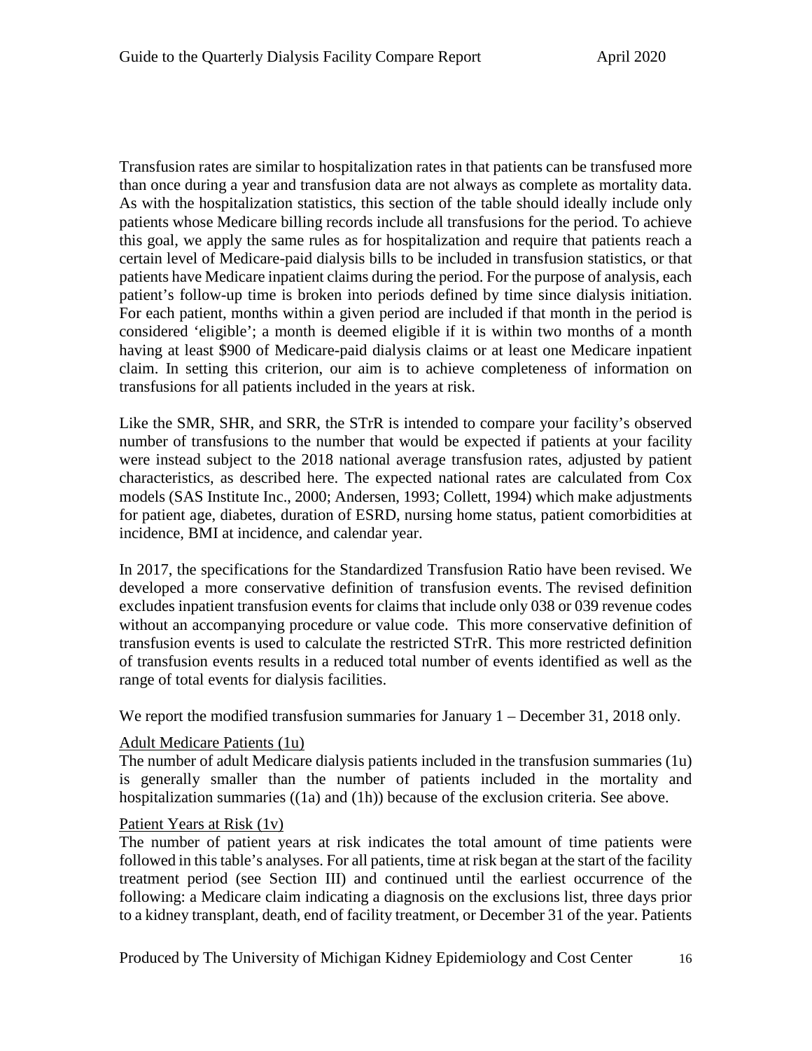Transfusion rates are similar to hospitalization rates in that patients can be transfused more than once during a year and transfusion data are not always as complete as mortality data. As with the hospitalization statistics, this section of the table should ideally include only patients whose Medicare billing records include all transfusions for the period. To achieve this goal, we apply the same rules as for hospitalization and require that patients reach a certain level of Medicare-paid dialysis bills to be included in transfusion statistics, or that patients have Medicare inpatient claims during the period. For the purpose of analysis, each patient's follow-up time is broken into periods defined by time since dialysis initiation. For each patient, months within a given period are included if that month in the period is considered 'eligible'; a month is deemed eligible if it is within two months of a month having at least $900 of Medicare-paid dialysis claims or at least one Medicare inpatient claim. In setting this criterion, our aim is to achieve completeness of information on transfusions for all patients included in the years at risk.

Like the SMR, SHR, and SRR, the STrR is intended to compare your facility's observed number of transfusions to the number that would be expected if patients at your facility were instead subject to the 2018 national average transfusion rates, adjusted by patient characteristics, as described here. The expected national rates are calculated from Cox models (SAS Institute Inc., 2000; Andersen, 1993; Collett, 1994) which make adjustments for patient age, diabetes, duration of ESRD, nursing home status, patient comorbidities at incidence, BMI at incidence, and calendar year.

In 2017, the specifications for the Standardized Transfusion Ratio have been revised. We developed a more conservative definition of transfusion events. The revised definition excludes inpatient transfusion events for claims that include only 038 or 039 revenue codes without an accompanying procedure or value code. This more conservative definition of transfusion events is used to calculate the restricted STrR. This more restricted definition of transfusion events results in a reduced total number of events identified as well as the range of total events for dialysis facilities.

We report the modified transfusion summaries for January 1 – December 31, 2018 only.

#### Adult Medicare Patients (1u)

The number of adult Medicare dialysis patients included in the transfusion summaries (1u) is generally smaller than the number of patients included in the mortality and hospitalization summaries ((1a) and (1h)) because of the exclusion criteria. See above.

#### Patient Years at Risk (1v)

The number of patient years at risk indicates the total amount of time patients were followed in this table's analyses. For all patients, time at risk began at the start of the facility treatment period (see Section III) and continued until the earliest occurrence of the following: a Medicare claim indicating a diagnosis on the exclusions list, three days prior to a kidney transplant, death, end of facility treatment, or December 31 of the year. Patients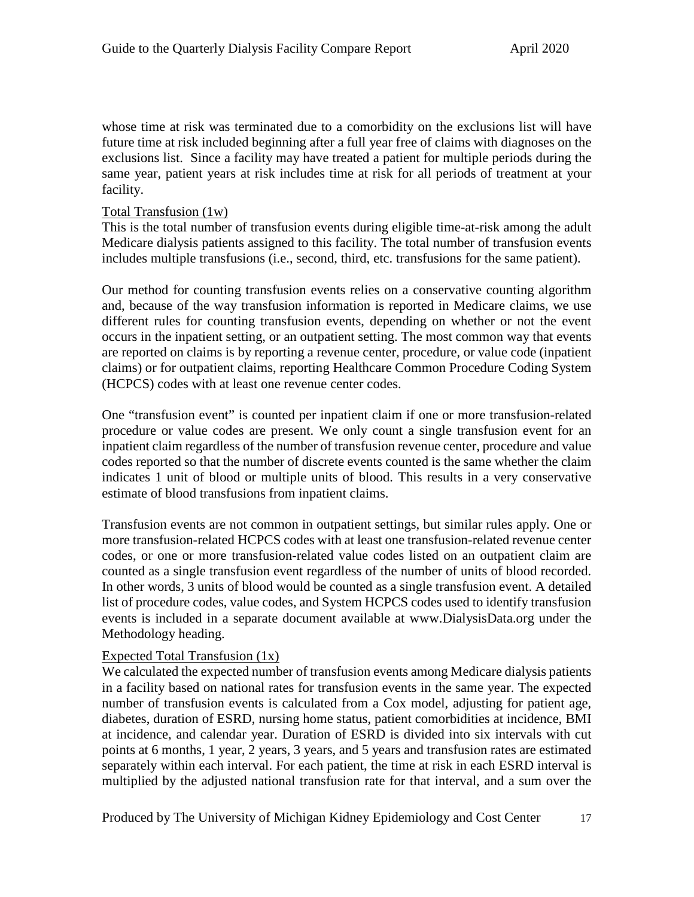whose time at risk was terminated due to a comorbidity on the exclusions list will have future time at risk included beginning after a full year free of claims with diagnoses on the exclusions list. Since a facility may have treated a patient for multiple periods during the same year, patient years at risk includes time at risk for all periods of treatment at your facility.

Total Transfusion (1w)

This is the total number of transfusion events during eligible time-at-risk among the adult Medicare dialysis patients assigned to this facility. The total number of transfusion events includes multiple transfusions (i.e., second, third, etc. transfusions for the same patient).

Our method for counting transfusion events relies on a conservative counting algorithm and, because of the way transfusion information is reported in Medicare claims, we use different rules for counting transfusion events, depending on whether or not the event occurs in the inpatient setting, or an outpatient setting. The most common way that events are reported on claims is by reporting a revenue center, procedure, or value code (inpatient claims) or for outpatient claims, reporting Healthcare Common Procedure Coding System (HCPCS) codes with at least one revenue center codes.

One "transfusion event" is counted per inpatient claim if one or more transfusion-related procedure or value codes are present. We only count a single transfusion event for an inpatient claim regardless of the number of transfusion revenue center, procedure and value codes reported so that the number of discrete events counted is the same whether the claim indicates 1 unit of blood or multiple units of blood. This results in a very conservative estimate of blood transfusions from inpatient claims.

Transfusion events are not common in outpatient settings, but similar rules apply. One or more transfusion-related HCPCS codes with at least one transfusion-related revenue center codes, or one or more transfusion-related value codes listed on an outpatient claim are counted as a single transfusion event regardless of the number of units of blood recorded. In other words, 3 units of blood would be counted as a single transfusion event. A detailed list of procedure codes, value codes, and System HCPCS codes used to identify transfusion events is included in a separate document available at www.DialysisData.org under the Methodology heading.

Expected Total Transfusion (1x)

We calculated the expected number of transfusion events among Medicare dialysis patients in a facility based on national rates for transfusion events in the same year. The expected number of transfusion events is calculated from a Cox model, adjusting for patient age, diabetes, duration of ESRD, nursing home status, patient comorbidities at incidence, BMI at incidence, and calendar year. Duration of ESRD is divided into six intervals with cut points at 6 months, 1 year, 2 years, 3 years, and 5 years and transfusion rates are estimated separately within each interval. For each patient, the time at risk in each ESRD interval is multiplied by the adjusted national transfusion rate for that interval, and a sum over the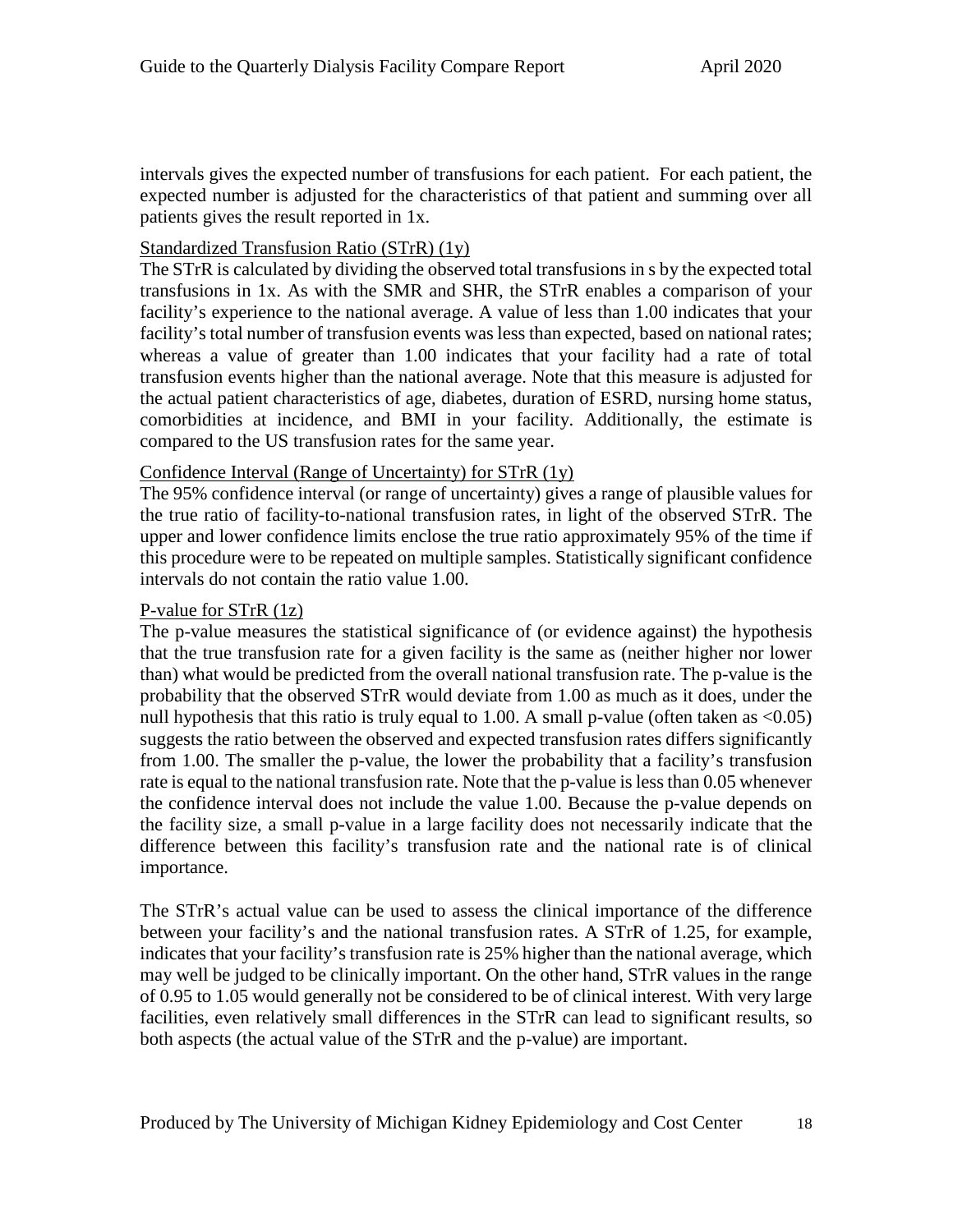intervals gives the expected number of transfusions for each patient. For each patient, the expected number is adjusted for the characteristics of that patient and summing over all patients gives the result reported in 1x.

## Standardized Transfusion Ratio (STrR) (1y)

The STrR is calculated by dividing the observed total transfusions in s by the expected total transfusions in 1x. As with the SMR and SHR, the STrR enables a comparison of your facility's experience to the national average. A value of less than 1.00 indicates that your facility's total number of transfusion events was less than expected, based on national rates; whereas a value of greater than 1.00 indicates that your facility had a rate of total transfusion events higher than the national average. Note that this measure is adjusted for the actual patient characteristics of age, diabetes, duration of ESRD, nursing home status, comorbidities at incidence, and BMI in your facility. Additionally, the estimate is compared to the US transfusion rates for the same year.

## Confidence Interval (Range of Uncertainty) for STrR (1y)

The 95% confidence interval (or range of uncertainty) gives a range of plausible values for the true ratio of facility-to-national transfusion rates, in light of the observed STrR. The upper and lower confidence limits enclose the true ratio approximately 95% of the time if this procedure were to be repeated on multiple samples. Statistically significant confidence intervals do not contain the ratio value 1.00.

## P-value for STrR (1z)

The p-value measures the statistical significance of (or evidence against) the hypothesis that the true transfusion rate for a given facility is the same as (neither higher nor lower than) what would be predicted from the overall national transfusion rate. The p-value is the probability that the observed STrR would deviate from 1.00 as much as it does, under the null hypothesis that this ratio is truly equal to 1.00. A small p-value (often taken as <0.05) suggests the ratio between the observed and expected transfusion rates differs significantly from 1.00. The smaller the p-value, the lower the probability that a facility's transfusion rate is equal to the national transfusion rate. Note that the p-value is less than 0.05 whenever the confidence interval does not include the value 1.00. Because the p-value depends on the facility size, a small p-value in a large facility does not necessarily indicate that the difference between this facility's transfusion rate and the national rate is of clinical importance.

The STrR's actual value can be used to assess the clinical importance of the difference between your facility's and the national transfusion rates. A STrR of 1.25, for example, indicates that your facility's transfusion rate is 25% higher than the national average, which may well be judged to be clinically important. On the other hand, STrR values in the range of 0.95 to 1.05 would generally not be considered to be of clinical interest. With very large facilities, even relatively small differences in the STrR can lead to significant results, so both aspects (the actual value of the STrR and the p-value) are important.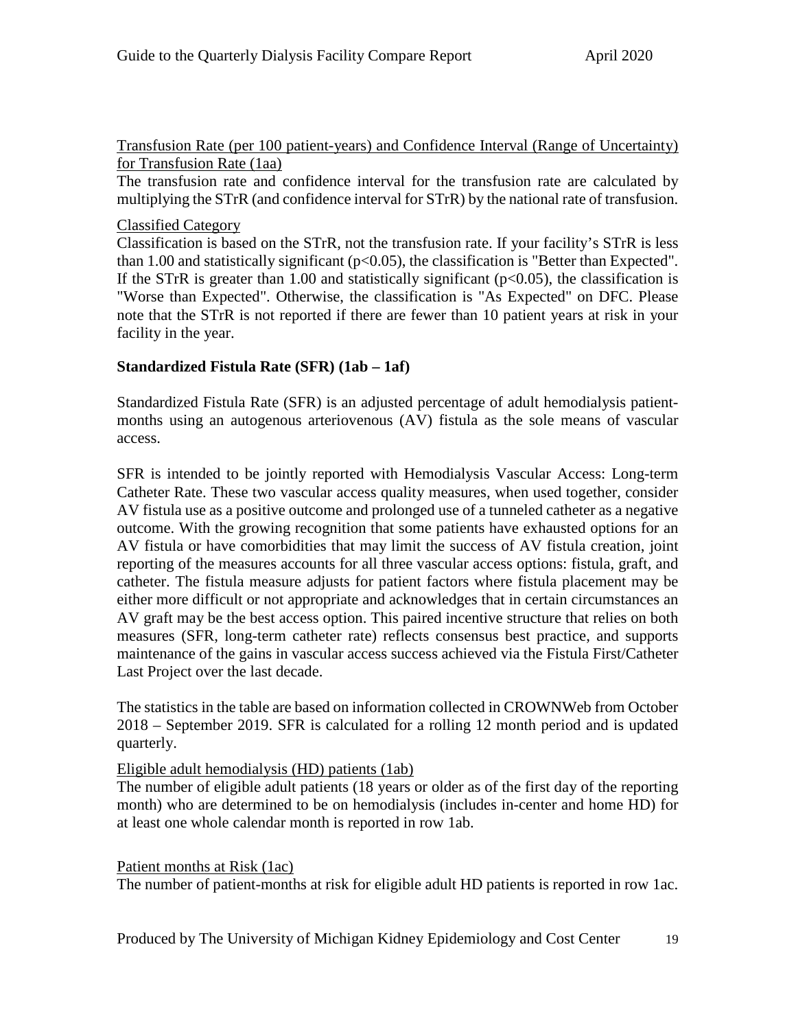Transfusion Rate (per 100 patient-years) and Confidence Interval (Range of Uncertainty) for Transfusion Rate (1aa)

The transfusion rate and confidence interval for the transfusion rate are calculated by multiplying the STrR (and confidence interval for STrR) by the national rate of transfusion.

Classified Category

Classification is based on the STrR, not the transfusion rate. If your facility's STrR is less than 1.00 and statistically significant ($p<0.05$), the classification is "Better than Expected". If the STrR is greater than 1.00 and statistically significant ($p<0.05$), the classification is "Worse than Expected". Otherwise, the classification is "As Expected" on DFC. Please note that the STrR is not reported if there are fewer than 10 patient years at risk in your facility in the year.

### Standardized Fistula Rate (SFR) (1ab – 1af)

Standardized Fistula Rate (SFR) is an adjusted percentage of adult hemodialysis patient-months using an autogenous arteriovenous (AV) fistula as the sole means of vascular access.

SFR is intended to be jointly reported with Hemodialysis Vascular Access: Long-term Catheter Rate. These two vascular access quality measures, when used together, consider AV fistula use as a positive outcome and prolonged use of a tunneled catheter as a negative outcome. With the growing recognition that some patients have exhausted options for an AV fistula or have comorbidities that may limit the success of AV fistula creation, joint reporting of the measures accounts for all three vascular access options: fistula, graft, and catheter. The fistula measure adjusts for patient factors where fistula placement may be either more difficult or not appropriate and acknowledges that in certain circumstances an AV graft may be the best access option. This paired incentive structure that relies on both measures (SFR, long-term catheter rate) reflects consensus best practice, and supports maintenance of the gains in vascular access success achieved via the Fistula First/Catheter Last Project over the last decade.

The statistics in the table are based on information collected in CROWNWeb from October 2018 – September 2019. SFR is calculated for a rolling 12 month period and is updated quarterly.

Eligible adult hemodialysis (HD) patients (1ab)

The number of eligible adult patients (18 years or older as of the first day of the reporting month) who are determined to be on hemodialysis (includes in-center and home HD) for at least one whole calendar month is reported in row 1ab.

Patient months at Risk (1ac)

The number of patient-months at risk for eligible adult HD patients is reported in row 1ac.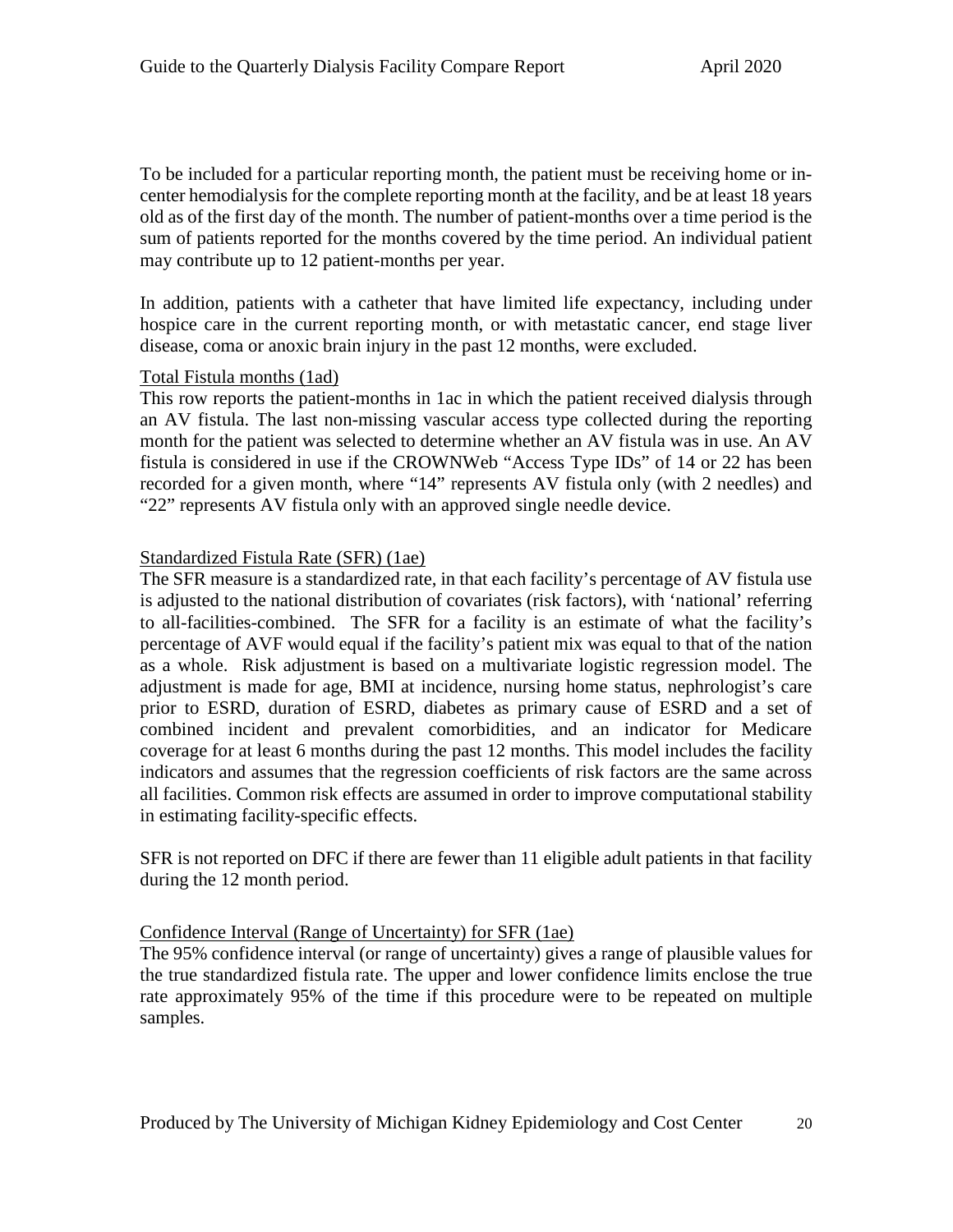To be included for a particular reporting month, the patient must be receiving home or in-center hemodialysis for the complete reporting month at the facility, and be at least 18 years old as of the first day of the month. The number of patient-months over a time period is the sum of patients reported for the months covered by the time period. An individual patient may contribute up to 12 patient-months per year.

In addition, patients with a catheter that have limited life expectancy, including under hospice care in the current reporting month, or with metastatic cancer, end stage liver disease, coma or anoxic brain injury in the past 12 months, were excluded.

<u>Total Fistula months (1ad)</u>

This row reports the patient-months in 1ac in which the patient received dialysis through an AV fistula. The last non-missing vascular access type collected during the reporting month for the patient was selected to determine whether an AV fistula was in use. An AV fistula is considered in use if the CROWNWeb "Access Type IDs" of 14 or 22 has been recorded for a given month, where "14" represents AV fistula only (with 2 needles) and "22" represents AV fistula only with an approved single needle device.

<u>Standardized Fistula Rate (SFR) (1ae)</u>

The SFR measure is a standardized rate, in that each facility's percentage of AV fistula use is adjusted to the national distribution of covariates (risk factors), with 'national' referring to all-facilities-combined. The SFR for a facility is an estimate of what the facility's percentage of AVF would equal if the facility's patient mix was equal to that of the nation as a whole. Risk adjustment is based on a multivariate logistic regression model. The adjustment is made for age, BMI at incidence, nursing home status, nephrologist's care prior to ESRD, duration of ESRD, diabetes as primary cause of ESRD and a set of combined incident and prevalent comorbidities, and an indicator for Medicare coverage for at least 6 months during the past 12 months. This model includes the facility indicators and assumes that the regression coefficients of risk factors are the same across all facilities. Common risk effects are assumed in order to improve computational stability in estimating facility-specific effects.

SFR is not reported on DFC if there are fewer than 11 eligible adult patients in that facility during the 12 month period.

<u>Confidence Interval (Range of Uncertainty) for SFR (1ae)</u>

The 95% confidence interval (or range of uncertainty) gives a range of plausible values for the true standardized fistula rate. The upper and lower confidence limits enclose the true rate approximately 95% of the time if this procedure were to be repeated on multiple samples.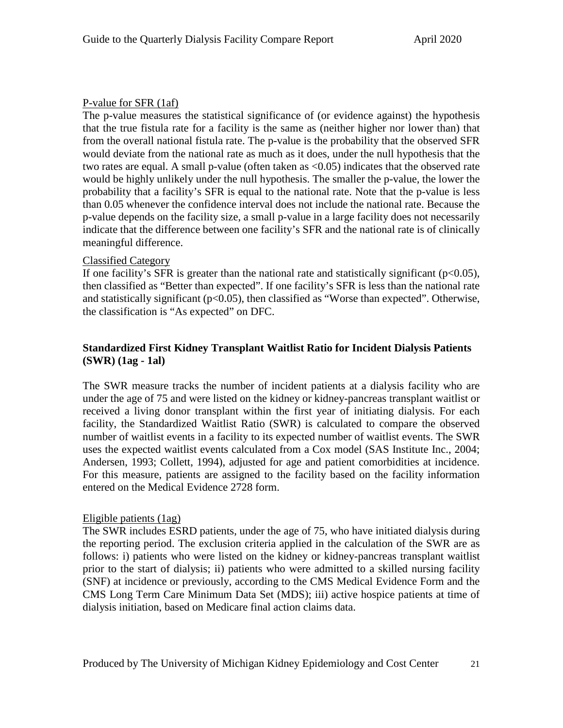P-value for SFR (1af)

The p-value measures the statistical significance of (or evidence against) the hypothesis that the true fistula rate for a facility is the same as (neither higher nor lower than) that from the overall national fistula rate. The p-value is the probability that the observed SFR would deviate from the national rate as much as it does, under the null hypothesis that the two rates are equal. A small p-value (often taken as $<0.05$) indicates that the observed rate would be highly unlikely under the null hypothesis. The smaller the p-value, the lower the probability that a facility's SFR is equal to the national rate. Note that the p-value is less than 0.05 whenever the confidence interval does not include the national rate. Because the p-value depends on the facility size, a small p-value in a large facility does not necessarily indicate that the difference between one facility's SFR and the national rate is of clinically meaningful difference.

Classified Category

If one facility's SFR is greater than the national rate and statistically significant ($p<0.05$), then classified as "Better than expected". If one facility's SFR is less than the national rate and statistically significant ($p<0.05$), then classified as "Worse than expected". Otherwise, the classification is "As expected" on DFC.

## Standardized First Kidney Transplant Waitlist Ratio for Incident Dialysis Patients (SWR) (1ag - 1al)

The SWR measure tracks the number of incident patients at a dialysis facility who are under the age of 75 and were listed on the kidney or kidney-pancreas transplant waitlist or received a living donor transplant within the first year of initiating dialysis. For each facility, the Standardized Waitlist Ratio (SWR) is calculated to compare the observed number of waitlist events in a facility to its expected number of waitlist events. The SWR uses the expected waitlist events calculated from a Cox model (SAS Institute Inc., 2004; Andersen, 1993; Collett, 1994), adjusted for age and patient comorbidities at incidence. For this measure, patients are assigned to the facility based on the facility information entered on the Medical Evidence 2728 form.

Eligible patients (1ag)

The SWR includes ESRD patients, under the age of 75, who have initiated dialysis during the reporting period. The exclusion criteria applied in the calculation of the SWR are as follows: i) patients who were listed on the kidney or kidney-pancreas transplant waitlist prior to the start of dialysis; ii) patients who were admitted to a skilled nursing facility (SNF) at incidence or previously, according to the CMS Medical Evidence Form and the CMS Long Term Care Minimum Data Set (MDS); iii) active hospice patients at time of dialysis initiation, based on Medicare final action claims data.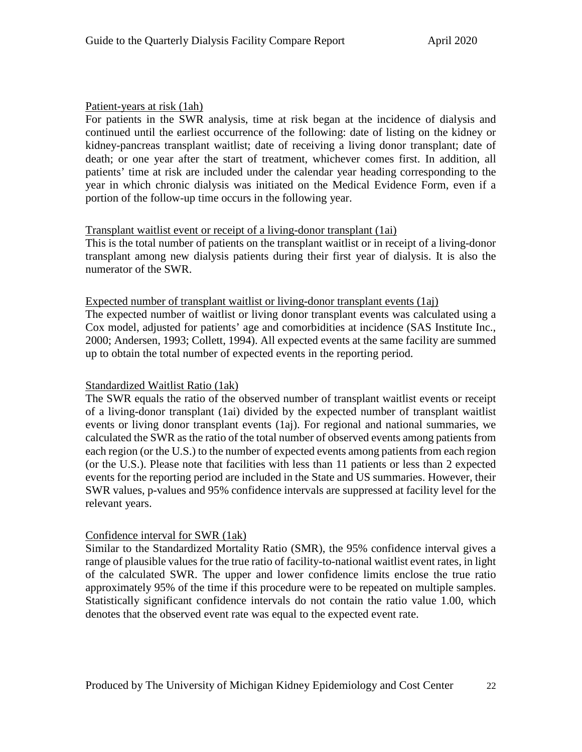Patient-years at risk (1ah)

For patients in the SWR analysis, time at risk began at the incidence of dialysis and continued until the earliest occurrence of the following: date of listing on the kidney or kidney-pancreas transplant waitlist; date of receiving a living donor transplant; date of death; or one year after the start of treatment, whichever comes first. In addition, all patients' time at risk are included under the calendar year heading corresponding to the year in which chronic dialysis was initiated on the Medical Evidence Form, even if a portion of the follow-up time occurs in the following year.

Transplant waitlist event or receipt of a living-donor transplant (1ai)

This is the total number of patients on the transplant waitlist or in receipt of a living-donor transplant among new dialysis patients during their first year of dialysis. It is also the numerator of the SWR.

Expected number of transplant waitlist or living-donor transplant events (1aj)

The expected number of waitlist or living donor transplant events was calculated using a Cox model, adjusted for patients' age and comorbidities at incidence (SAS Institute Inc., 2000; Andersen, 1993; Collett, 1994). All expected events at the same facility are summed up to obtain the total number of expected events in the reporting period.

Standardized Waitlist Ratio (1ak)

The SWR equals the ratio of the observed number of transplant waitlist events or receipt of a living-donor transplant (1ai) divided by the expected number of transplant waitlist events or living donor transplant events (1aj). For regional and national summaries, we calculated the SWR as the ratio of the total number of observed events among patients from each region (or the U.S.) to the number of expected events among patients from each region (or the U.S.). Please note that facilities with less than 11 patients or less than 2 expected events for the reporting period are included in the State and US summaries. However, their SWR values, p-values and 95% confidence intervals are suppressed at facility level for the relevant years.

Confidence interval for SWR (1ak)

Similar to the Standardized Mortality Ratio (SMR), the 95% confidence interval gives a range of plausible values for the true ratio of facility-to-national waitlist event rates, in light of the calculated SWR. The upper and lower confidence limits enclose the true ratio approximately 95% of the time if this procedure were to be repeated on multiple samples. Statistically significant confidence intervals do not contain the ratio value 1.00, which denotes that the observed event rate was equal to the expected event rate.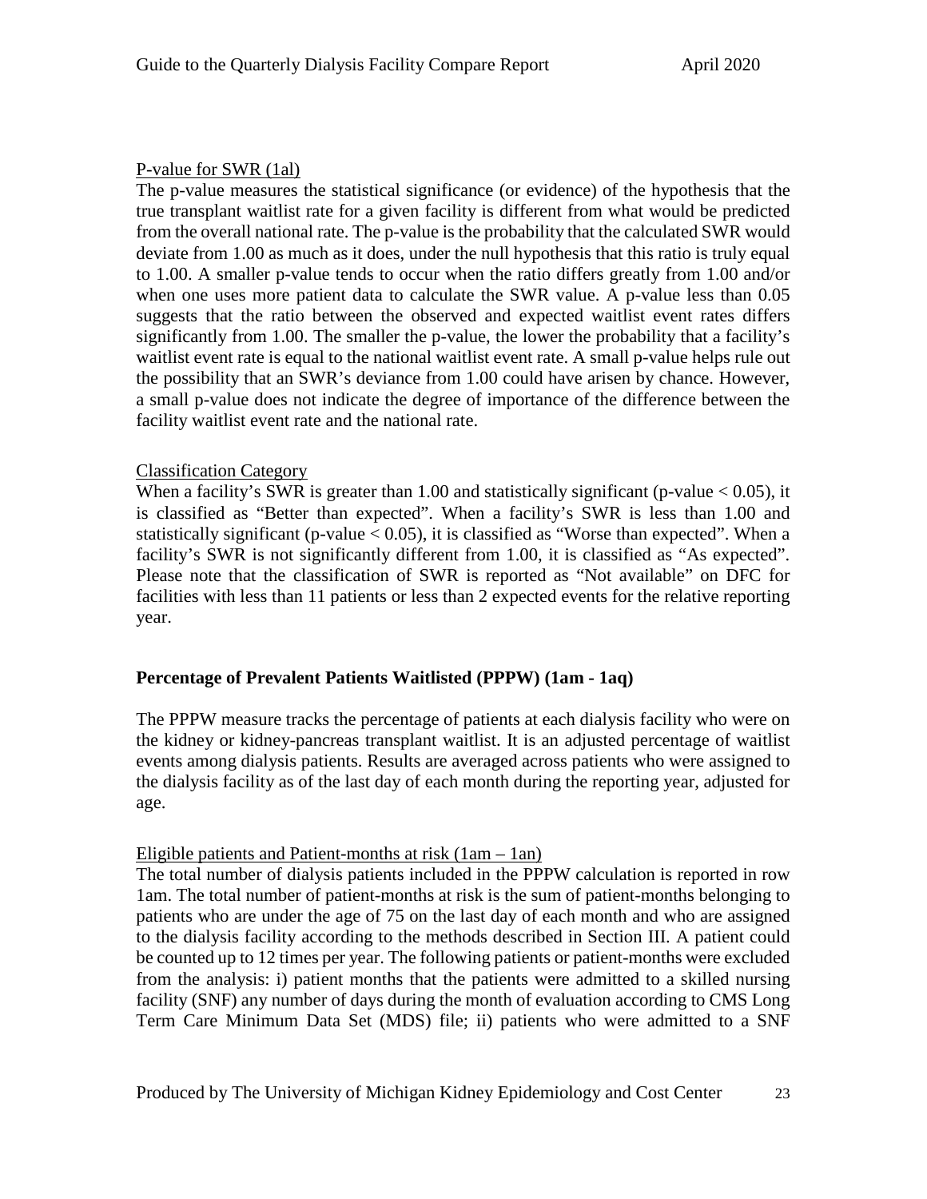P-value for SWR (1al)

The p-value measures the statistical significance (or evidence) of the hypothesis that the true transplant waitlist rate for a given facility is different from what would be predicted from the overall national rate. The p-value is the probability that the calculated SWR would deviate from 1.00 as much as it does, under the null hypothesis that this ratio is truly equal to 1.00. A smaller p-value tends to occur when the ratio differs greatly from 1.00 and/or when one uses more patient data to calculate the SWR value. A p-value less than 0.05 suggests that the ratio between the observed and expected waitlist event rates differs significantly from 1.00. The smaller the p-value, the lower the probability that a facility's waitlist event rate is equal to the national waitlist event rate. A small p-value helps rule out the possibility that an SWR's deviance from 1.00 could have arisen by chance. However, a small p-value does not indicate the degree of importance of the difference between the facility waitlist event rate and the national rate.

Classification Category

When a facility's SWR is greater than 1.00 and statistically significant (p-value $< 0.05$), it is classified as "Better than expected". When a facility's SWR is less than 1.00 and statistically significant (p-value $< 0.05$), it is classified as "Worse than expected". When a facility's SWR is not significantly different from 1.00, it is classified as "As expected". Please note that the classification of SWR is reported as "Not available" on DFC for facilities with less than 11 patients or less than 2 expected events for the relative reporting year.

**Percentage of Prevalent Patients Waitlisted (PPPW) (1am - 1aq)**

The PPPW measure tracks the percentage of patients at each dialysis facility who were on the kidney or kidney-pancreas transplant waitlist. It is an adjusted percentage of waitlist events among dialysis patients. Results are averaged across patients who were assigned to the dialysis facility as of the last day of each month during the reporting year, adjusted for age.

Eligible patients and Patient-months at risk (1am – 1an)

The total number of dialysis patients included in the PPPW calculation is reported in row 1am. The total number of patient-months at risk is the sum of patient-months belonging to patients who are under the age of 75 on the last day of each month and who are assigned to the dialysis facility according to the methods described in Section III. A patient could be counted up to 12 times per year. The following patients or patient-months were excluded from the analysis: i) patient months that the patients were admitted to a skilled nursing facility (SNF) any number of days during the month of evaluation according to CMS Long Term Care Minimum Data Set (MDS) file; ii) patients who were admitted to a SNF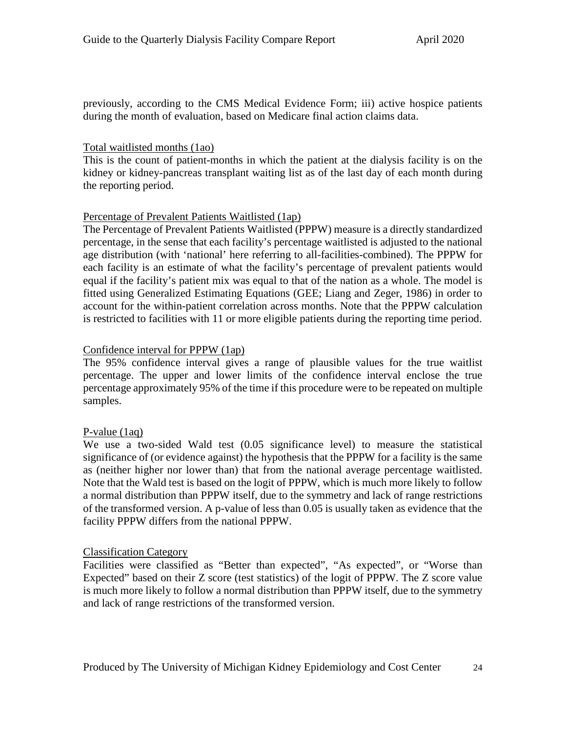previously, according to the CMS Medical Evidence Form; iii) active hospice patients during the month of evaluation, based on Medicare final action claims data.

Total waitlisted months (1ao)

This is the count of patient-months in which the patient at the dialysis facility is on the kidney or kidney-pancreas transplant waiting list as of the last day of each month during the reporting period.

Percentage of Prevalent Patients Waitlisted (1ap)

The Percentage of Prevalent Patients Waitlisted (PPPW) measure is a directly standardized percentage, in the sense that each facility's percentage waitlisted is adjusted to the national age distribution (with 'national' here referring to all-facilities-combined). The PPPW for each facility is an estimate of what the facility's percentage of prevalent patients would equal if the facility's patient mix was equal to that of the nation as a whole. The model is fitted using Generalized Estimating Equations (GEE; Liang and Zeger, 1986) in order to account for the within-patient correlation across months. Note that the PPPW calculation is restricted to facilities with 11 or more eligible patients during the reporting time period.

Confidence interval for PPPW (1ap)

The 95% confidence interval gives a range of plausible values for the true waitlist percentage. The upper and lower limits of the confidence interval enclose the true percentage approximately 95% of the time if this procedure were to be repeated on multiple samples.

P-value (1aq)

We use a two-sided Wald test (0.05 significance level) to measure the statistical significance of (or evidence against) the hypothesis that the PPPW for a facility is the same as (neither higher nor lower than) that from the national average percentage waitlisted. Note that the Wald test is based on the logit of PPPW, which is much more likely to follow a normal distribution than PPPW itself, due to the symmetry and lack of range restrictions of the transformed version. A p-value of less than 0.05 is usually taken as evidence that the facility PPPW differs from the national PPPW.

Classification Category

Facilities were classified as "Better than expected", "As expected", or "Worse than Expected" based on their Z score (test statistics) of the logit of PPPW. The Z score value is much more likely to follow a normal distribution than PPPW itself, due to the symmetry and lack of range restrictions of the transformed version.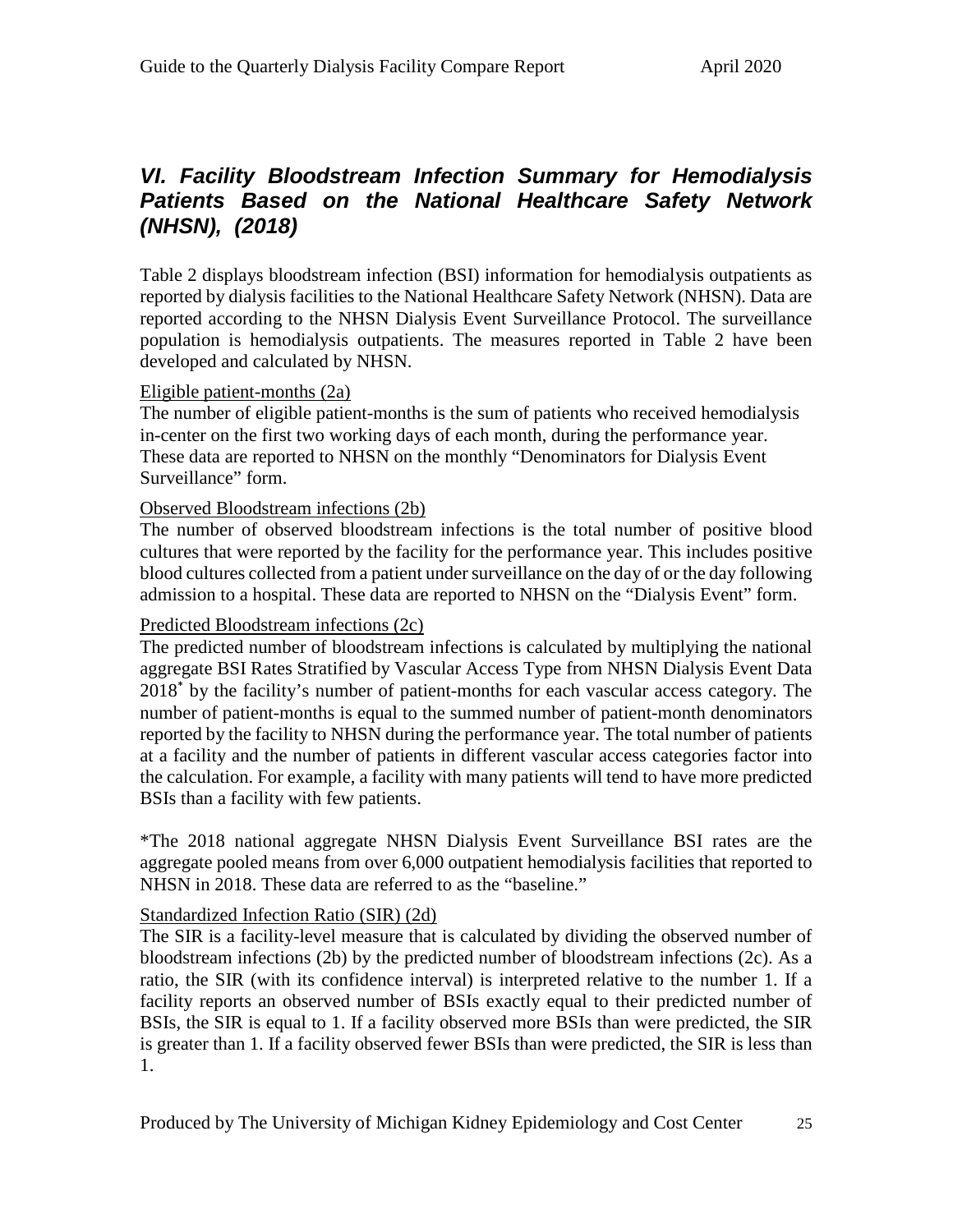## *VI. Facility Bloodstream Infection Summary for Hemodialysis Patients Based on the National Healthcare Safety Network (NHSN), (2018)*

Table 2 displays bloodstream infection (BSI) information for hemodialysis outpatients as reported by dialysis facilities to the National Healthcare Safety Network (NHSN). Data are reported according to the NHSN Dialysis Event Surveillance Protocol. The surveillance population is hemodialysis outpatients. The measures reported in Table 2 have been developed and calculated by NHSN.

Eligible patient-months (2a)

The number of eligible patient-months is the sum of patients who received hemodialysis in-center on the first two working days of each month, during the performance year. These data are reported to NHSN on the monthly "Denominators for Dialysis Event Surveillance" form.

Observed Bloodstream infections (2b)

The number of observed bloodstream infections is the total number of positive blood cultures that were reported by the facility for the performance year. This includes positive blood cultures collected from a patient under surveillance on the day of or the day following admission to a hospital. These data are reported to NHSN on the "Dialysis Event" form.

Predicted Bloodstream infections (2c)

The predicted number of bloodstream infections is calculated by multiplying the national aggregate BSI Rates Stratified by Vascular Access Type from NHSN Dialysis Event Data 2018* by the facility's number of patient-months for each vascular access category. The number of patient-months is equal to the summed number of patient-month denominators reported by the facility to NHSN during the performance year. The total number of patients at a facility and the number of patients in different vascular access categories factor into the calculation. For example, a facility with many patients will tend to have more predicted BSIs than a facility with few patients.

*The 2018 national aggregate NHSN Dialysis Event Surveillance BSI rates are the aggregate pooled means from over 6,000 outpatient hemodialysis facilities that reported to NHSN in 2018. These data are referred to as the "baseline."

Standardized Infection Ratio (SIR) (2d)

The SIR is a facility-level measure that is calculated by dividing the observed number of bloodstream infections (2b) by the predicted number of bloodstream infections (2c). As a ratio, the SIR (with its confidence interval) is interpreted relative to the number 1. If a facility reports an observed number of BSIs exactly equal to their predicted number of BSIs, the SIR is equal to 1. If a facility observed more BSIs than were predicted, the SIR is greater than 1. If a facility observed fewer BSIs than were predicted, the SIR is less than 1.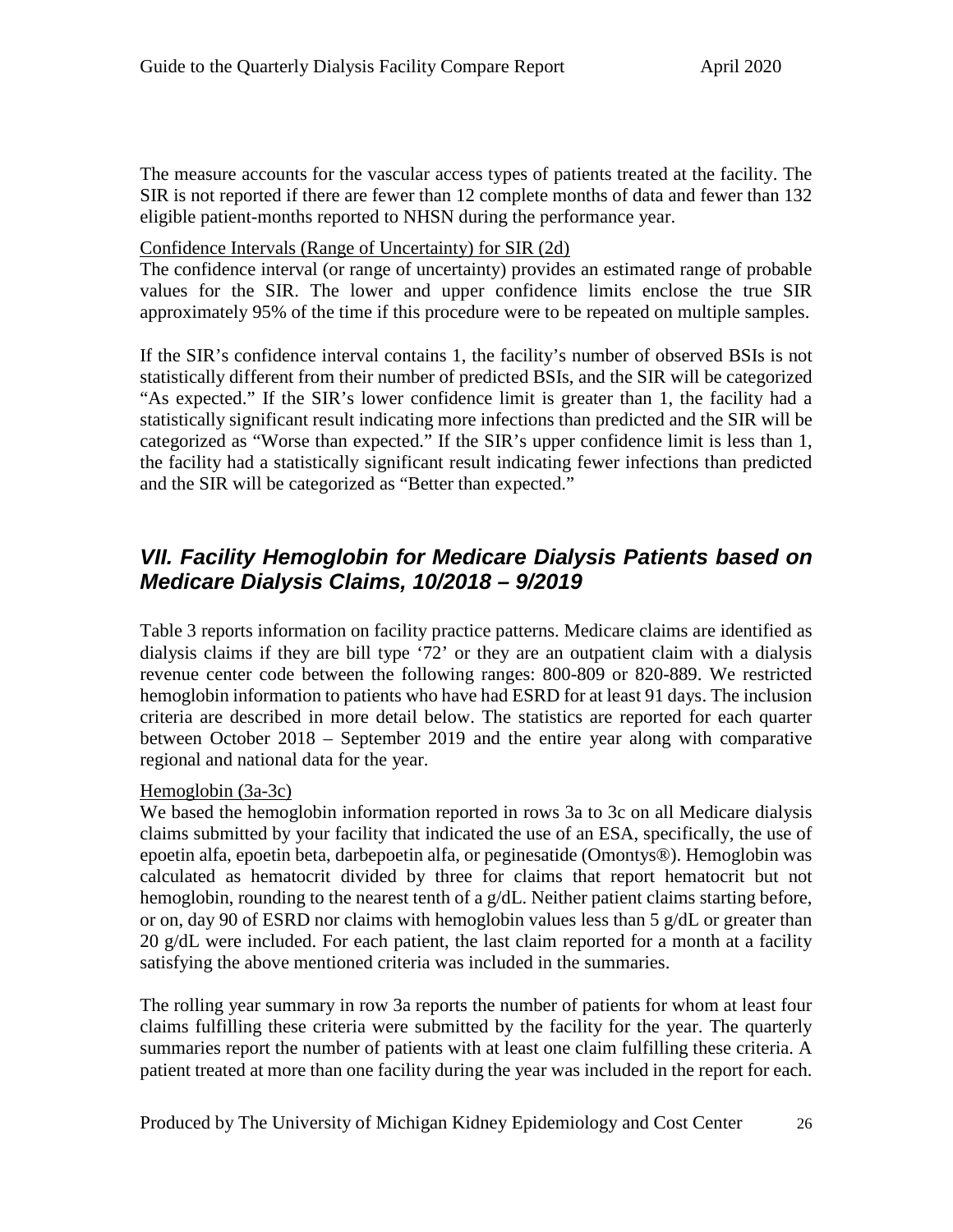The measure accounts for the vascular access types of patients treated at the facility. The SIR is not reported if there are fewer than 12 complete months of data and fewer than 132 eligible patient-months reported to NHSN during the performance year.

Confidence Intervals (Range of Uncertainty) for SIR (2d)

The confidence interval (or range of uncertainty) provides an estimated range of probable values for the SIR. The lower and upper confidence limits enclose the true SIR approximately 95% of the time if this procedure were to be repeated on multiple samples.

If the SIR's confidence interval contains 1, the facility's number of observed BSIs is not statistically different from their number of predicted BSIs, and the SIR will be categorized "As expected." If the SIR's lower confidence limit is greater than 1, the facility had a statistically significant result indicating more infections than predicted and the SIR will be categorized as "Worse than expected." If the SIR's upper confidence limit is less than 1, the facility had a statistically significant result indicating fewer infections than predicted and the SIR will be categorized as "Better than expected."

## *VII. Facility Hemoglobin for Medicare Dialysis Patients based on Medicare Dialysis Claims, 10/2018 – 9/2019*

Table 3 reports information on facility practice patterns. Medicare claims are identified as dialysis claims if they are bill type '72' or they are an outpatient claim with a dialysis revenue center code between the following ranges: 800-809 or 820-889. We restricted hemoglobin information to patients who have had ESRD for at least 91 days. The inclusion criteria are described in more detail below. The statistics are reported for each quarter between October 2018 – September 2019 and the entire year along with comparative regional and national data for the year.

Hemoglobin (3a-3c)

We based the hemoglobin information reported in rows 3a to 3c on all Medicare dialysis claims submitted by your facility that indicated the use of an ESA, specifically, the use of epoetin alfa, epoetin beta, darbepoetin alfa, or peginesatide (Omontys®). Hemoglobin was calculated as hematocrit divided by three for claims that report hematocrit but not hemoglobin, rounding to the nearest tenth of a g/dL. Neither patient claims starting before, or on, day 90 of ESRD nor claims with hemoglobin values less than 5 g/dL or greater than 20 g/dL were included. For each patient, the last claim reported for a month at a facility satisfying the above mentioned criteria was included in the summaries.

The rolling year summary in row 3a reports the number of patients for whom at least four claims fulfilling these criteria were submitted by the facility for the year. The quarterly summaries report the number of patients with at least one claim fulfilling these criteria. A patient treated at more than one facility during the year was included in the report for each.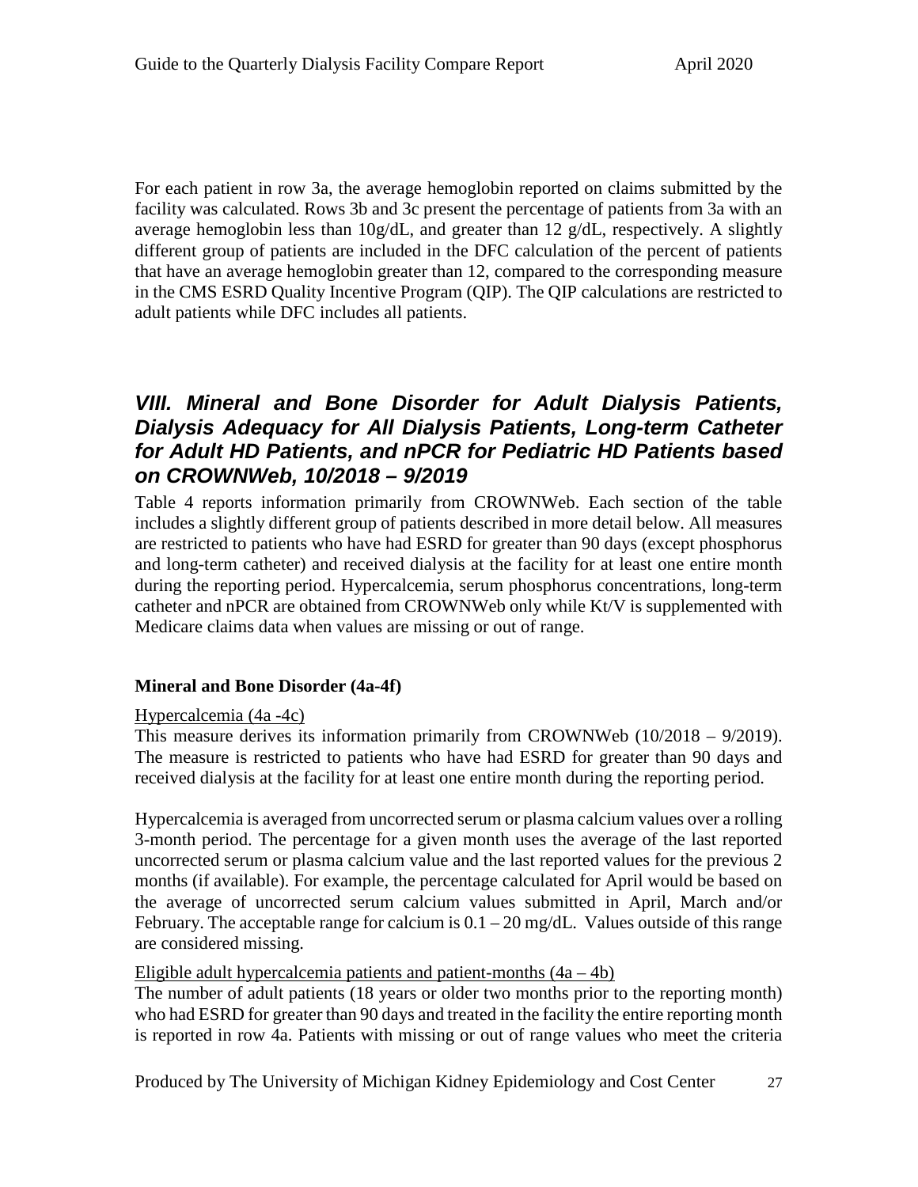For each patient in row 3a, the average hemoglobin reported on claims submitted by the facility was calculated. Rows 3b and 3c present the percentage of patients from 3a with an average hemoglobin less than 10g/dL, and greater than 12 g/dL, respectively. A slightly different group of patients are included in the DFC calculation of the percent of patients that have an average hemoglobin greater than 12, compared to the corresponding measure in the CMS ESRD Quality Incentive Program (QIP). The QIP calculations are restricted to adult patients while DFC includes all patients.

## *VIII. Mineral and Bone Disorder for Adult Dialysis Patients, Dialysis Adequacy for All Dialysis Patients, Long-term Catheter for Adult HD Patients, and nPCR for Pediatric HD Patients based on CROWNWeb, 10/2018 – 9/2019*

Table 4 reports information primarily from CROWNWeb. Each section of the table includes a slightly different group of patients described in more detail below. All measures are restricted to patients who have had ESRD for greater than 90 days (except phosphorus and long-term catheter) and received dialysis at the facility for at least one entire month during the reporting period. Hypercalcemia, serum phosphorus concentrations, long-term catheter and nPCR are obtained from CROWNWeb only while Kt/V is supplemented with Medicare claims data when values are missing or out of range.

### Mineral and Bone Disorder (4a-4f)

Hypercalcemia (4a -4c)

This measure derives its information primarily from CROWNWeb (10/2018 – 9/2019). The measure is restricted to patients who have had ESRD for greater than 90 days and received dialysis at the facility for at least one entire month during the reporting period.

Hypercalcemia is averaged from uncorrected serum or plasma calcium values over a rolling 3-month period. The percentage for a given month uses the average of the last reported uncorrected serum or plasma calcium value and the last reported values for the previous 2 months (if available). For example, the percentage calculated for April would be based on the average of uncorrected serum calcium values submitted in April, March and/or February. The acceptable range for calcium is 0.1 – 20 mg/dL. Values outside of this range are considered missing.

Eligible adult hypercalcemia patients and patient-months (4a – 4b)

The number of adult patients (18 years or older two months prior to the reporting month) who had ESRD for greater than 90 days and treated in the facility the entire reporting month is reported in row 4a. Patients with missing or out of range values who meet the criteria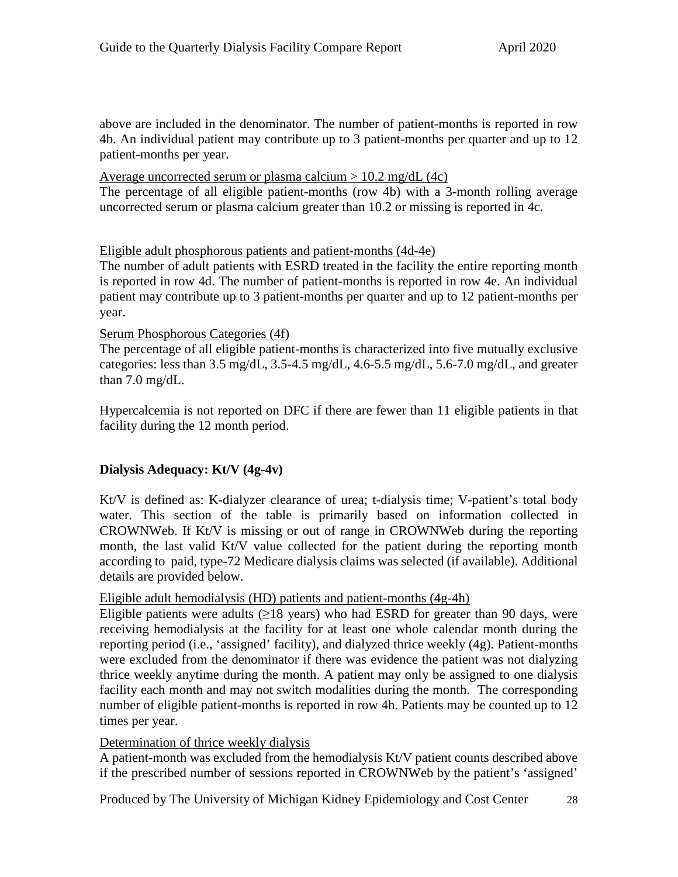above are included in the denominator. The number of patient-months is reported in row 4b. An individual patient may contribute up to 3 patient-months per quarter and up to 12 patient-months per year.

Average uncorrected serum or plasma calcium > 10.2 mg/dL (4c)

The percentage of all eligible patient-months (row 4b) with a 3-month rolling average uncorrected serum or plasma calcium greater than 10.2 or missing is reported in 4c.

Eligible adult phosphorous patients and patient-months (4d-4e)

The number of adult patients with ESRD treated in the facility the entire reporting month is reported in row 4d. The number of patient-months is reported in row 4e. An individual patient may contribute up to 3 patient-months per quarter and up to 12 patient-months per year.

Serum Phosphorous Categories (4f)

The percentage of all eligible patient-months is characterized into five mutually exclusive categories: less than 3.5 mg/dL, 3.5-4.5 mg/dL, 4.6-5.5 mg/dL, 5.6-7.0 mg/dL, and greater than 7.0 mg/dL.

Hypercalcemia is not reported on DFC if there are fewer than 11 eligible patients in that facility during the 12 month period.

**Dialysis Adequacy: Kt/V (4g-4v)**

Kt/V is defined as: K-dialyzer clearance of urea; t-dialysis time; V-patient's total body water. This section of the table is primarily based on information collected in CROWNWeb. If Kt/V is missing or out of range in CROWNWeb during the reporting month, the last valid Kt/V value collected for the patient during the reporting month according to paid, type-72 Medicare dialysis claims was selected (if available). Additional details are provided below.

Eligible adult hemodialysis (HD) patients and patient-months (4g-4h)

Eligible patients were adults (≥18 years) who had ESRD for greater than 90 days, were receiving hemodialysis at the facility for at least one whole calendar month during the reporting period (i.e., 'assigned' facility), and dialyzed thrice weekly (4g). Patient-months were excluded from the denominator if there was evidence the patient was not dialyzing thrice weekly anytime during the month. A patient may only be assigned to one dialysis facility each month and may not switch modalities during the month. The corresponding number of eligible patient-months is reported in row 4h. Patients may be counted up to 12 times per year.

Determination of thrice weekly dialysis

A patient-month was excluded from the hemodialysis Kt/V patient counts described above if the prescribed number of sessions reported in CROWNWeb by the patient's 'assigned'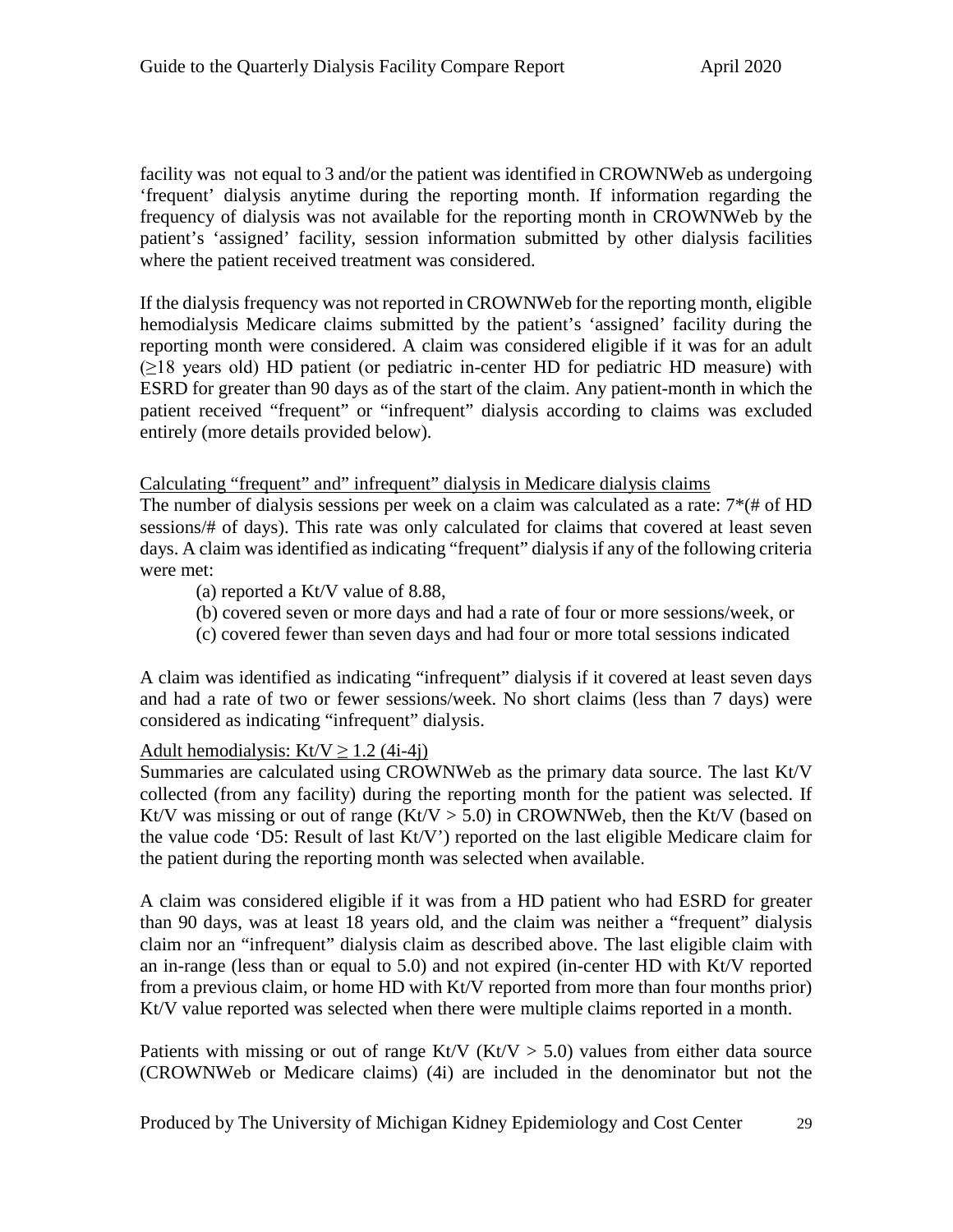facility was not equal to 3 and/or the patient was identified in CROWNWeb as undergoing 'frequent' dialysis anytime during the reporting month. If information regarding the frequency of dialysis was not available for the reporting month in CROWNWeb by the patient's 'assigned' facility, session information submitted by other dialysis facilities where the patient received treatment was considered.

If the dialysis frequency was not reported in CROWNWeb for the reporting month, eligible hemodialysis Medicare claims submitted by the patient's 'assigned' facility during the reporting month were considered. A claim was considered eligible if it was for an adult ($\geq$18 years old) HD patient (or pediatric in-center HD for pediatric HD measure) with ESRD for greater than 90 days as of the start of the claim. Any patient-month in which the patient received "frequent" or "infrequent" dialysis according to claims was excluded entirely (more details provided below).

<u>Calculating "frequent" and" infrequent" dialysis in Medicare dialysis claims</u>

The number of dialysis sessions per week on a claim was calculated as a rate: 7*(# of HD sessions/# of days). This rate was only calculated for claims that covered at least seven days. A claim was identified as indicating "frequent" dialysis if any of the following criteria were met:

(a) reported a Kt/V value of 8.88,

(b) covered seven or more days and had a rate of four or more sessions/week, or

(c) covered fewer than seven days and had four or more total sessions indicated

A claim was identified as indicating "infrequent" dialysis if it covered at least seven days and had a rate of two or fewer sessions/week. No short claims (less than 7 days) were considered as indicating "infrequent" dialysis.

<u>Adult hemodialysis: Kt/V $\geq$ 1.2 (4i-4j)</u>

Summaries are calculated using CROWNWeb as the primary data source. The last Kt/V collected (from any facility) during the reporting month for the patient was selected. If Kt/V was missing or out of range (Kt/V > 5.0) in CROWNWeb, then the Kt/V (based on the value code 'D5: Result of last Kt/V') reported on the last eligible Medicare claim for the patient during the reporting month was selected when available.

A claim was considered eligible if it was from a HD patient who had ESRD for greater than 90 days, was at least 18 years old, and the claim was neither a "frequent" dialysis claim nor an "infrequent" dialysis claim as described above. The last eligible claim with an in-range (less than or equal to 5.0) and not expired (in-center HD with Kt/V reported from a previous claim, or home HD with Kt/V reported from more than four months prior) Kt/V value reported was selected when there were multiple claims reported in a month.

Patients with missing or out of range Kt/V (Kt/V > 5.0) values from either data source (CROWNWeb or Medicare claims) (4i) are included in the denominator but not the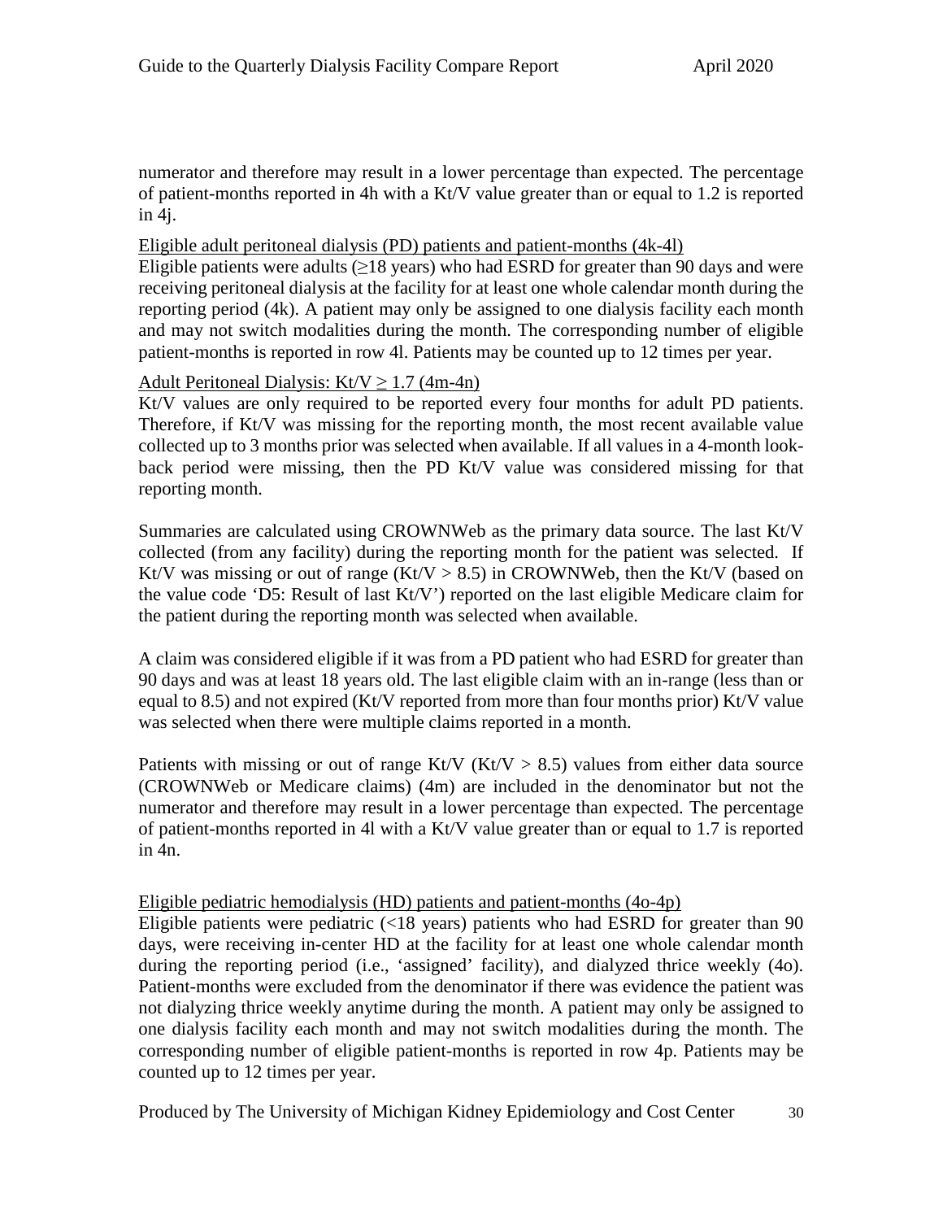numerator and therefore may result in a lower percentage than expected. The percentage of patient-months reported in 4h with a Kt/V value greater than or equal to 1.2 is reported in 4j.

Eligible adult peritoneal dialysis (PD) patients and patient-months (4k-4l)

Eligible patients were adults (≥18 years) who had ESRD for greater than 90 days and were receiving peritoneal dialysis at the facility for at least one whole calendar month during the reporting period (4k). A patient may only be assigned to one dialysis facility each month and may not switch modalities during the month. The corresponding number of eligible patient-months is reported in row 4l. Patients may be counted up to 12 times per year.

Adult Peritoneal Dialysis: Kt/V ≥ 1.7 (4m-4n)

Kt/V values are only required to be reported every four months for adult PD patients. Therefore, if Kt/V was missing for the reporting month, the most recent available value collected up to 3 months prior was selected when available. If all values in a 4-month look-back period were missing, then the PD Kt/V value was considered missing for that reporting month.

Summaries are calculated using CROWNWeb as the primary data source. The last Kt/V collected (from any facility) during the reporting month for the patient was selected. If Kt/V was missing or out of range (Kt/V > 8.5) in CROWNWeb, then the Kt/V (based on the value code 'D5: Result of last Kt/V') reported on the last eligible Medicare claim for the patient during the reporting month was selected when available.

A claim was considered eligible if it was from a PD patient who had ESRD for greater than 90 days and was at least 18 years old. The last eligible claim with an in-range (less than or equal to 8.5) and not expired (Kt/V reported from more than four months prior) Kt/V value was selected when there were multiple claims reported in a month.

Patients with missing or out of range Kt/V (Kt/V > 8.5) values from either data source (CROWNWeb or Medicare claims) (4m) are included in the denominator but not the numerator and therefore may result in a lower percentage than expected. The percentage of patient-months reported in 4l with a Kt/V value greater than or equal to 1.7 is reported in 4n.

Eligible pediatric hemodialysis (HD) patients and patient-months (4o-4p)

Eligible patients were pediatric (<18 years) patients who had ESRD for greater than 90 days, were receiving in-center HD at the facility for at least one whole calendar month during the reporting period (i.e., 'assigned' facility), and dialyzed thrice weekly (4o). Patient-months were excluded from the denominator if there was evidence the patient was not dialyzing thrice weekly anytime during the month. A patient may only be assigned to one dialysis facility each month and may not switch modalities during the month. The corresponding number of eligible patient-months is reported in row 4p. Patients may be counted up to 12 times per year.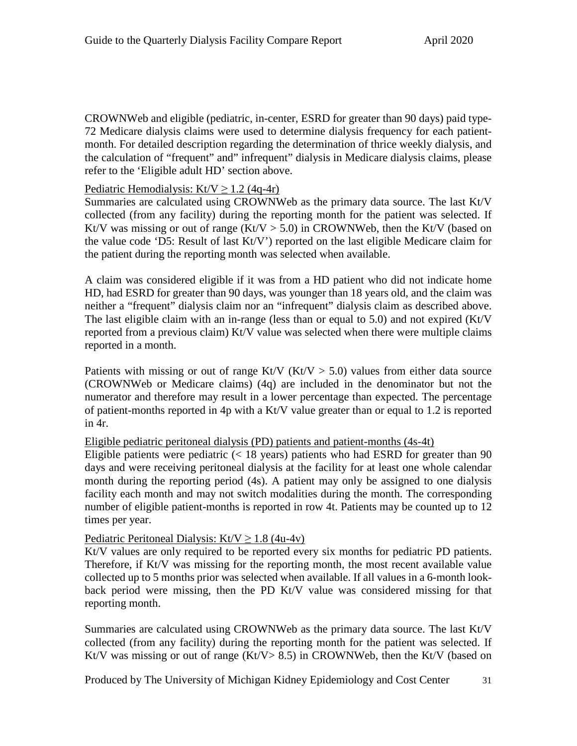CROWNWeb and eligible (pediatric, in-center, ESRD for greater than 90 days) paid type-72 Medicare dialysis claims were used to determine dialysis frequency for each patient-month. For detailed description regarding the determination of thrice weekly dialysis, and the calculation of "frequent" and" infrequent" dialysis in Medicare dialysis claims, please refer to the 'Eligible adult HD' section above.

<u>Pediatric Hemodialysis: Kt/V ≥ 1.2 (4q-4r)</u>

Summaries are calculated using CROWNWeb as the primary data source. The last Kt/V collected (from any facility) during the reporting month for the patient was selected. If Kt/V was missing or out of range (Kt/V > 5.0) in CROWNWeb, then the Kt/V (based on the value code 'D5: Result of last Kt/V') reported on the last eligible Medicare claim for the patient during the reporting month was selected when available.

A claim was considered eligible if it was from a HD patient who did not indicate home HD, had ESRD for greater than 90 days, was younger than 18 years old, and the claim was neither a "frequent" dialysis claim nor an "infrequent" dialysis claim as described above. The last eligible claim with an in-range (less than or equal to 5.0) and not expired (Kt/V reported from a previous claim) Kt/V value was selected when there were multiple claims reported in a month.

Patients with missing or out of range Kt/V (Kt/V > 5.0) values from either data source (CROWNWeb or Medicare claims) (4q) are included in the denominator but not the numerator and therefore may result in a lower percentage than expected. The percentage of patient-months reported in 4p with a Kt/V value greater than or equal to 1.2 is reported in 4r.

<u>Eligible pediatric peritoneal dialysis (PD) patients and patient-months (4s-4t)</u>

Eligible patients were pediatric (< 18 years) patients who had ESRD for greater than 90 days and were receiving peritoneal dialysis at the facility for at least one whole calendar month during the reporting period (4s). A patient may only be assigned to one dialysis facility each month and may not switch modalities during the month. The corresponding number of eligible patient-months is reported in row 4t. Patients may be counted up to 12 times per year.

<u>Pediatric Peritoneal Dialysis: Kt/V ≥ 1.8 (4u-4v)</u>

Kt/V values are only required to be reported every six months for pediatric PD patients. Therefore, if Kt/V was missing for the reporting month, the most recent available value collected up to 5 months prior was selected when available. If all values in a 6-month look-back period were missing, then the PD Kt/V value was considered missing for that reporting month.

Summaries are calculated using CROWNWeb as the primary data source. The last Kt/V collected (from any facility) during the reporting month for the patient was selected. If Kt/V was missing or out of range (Kt/V> 8.5) in CROWNWeb, then the Kt/V (based on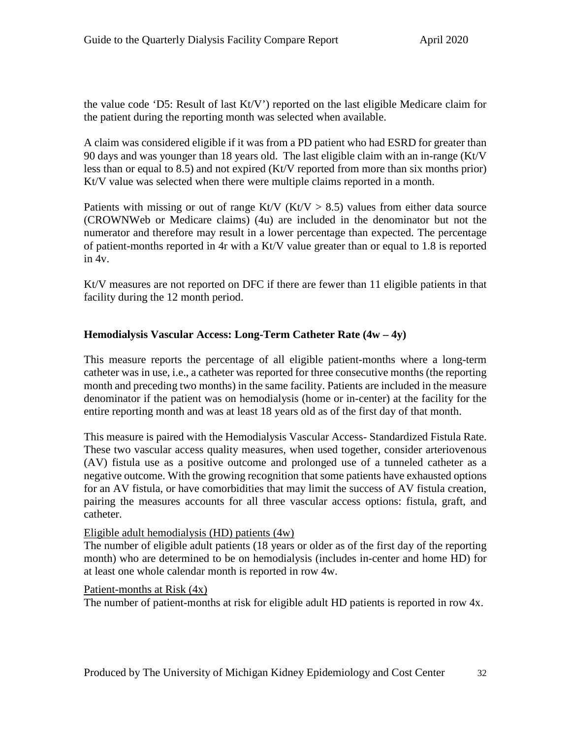the value code 'D5: Result of last Kt/V') reported on the last eligible Medicare claim for the patient during the reporting month was selected when available.

A claim was considered eligible if it was from a PD patient who had ESRD for greater than 90 days and was younger than 18 years old. The last eligible claim with an in-range (Kt/V less than or equal to 8.5) and not expired (Kt/V reported from more than six months prior) Kt/V value was selected when there were multiple claims reported in a month.

Patients with missing or out of range Kt/V (Kt/V > 8.5) values from either data source (CROWNWeb or Medicare claims) (4u) are included in the denominator but not the numerator and therefore may result in a lower percentage than expected. The percentage of patient-months reported in 4r with a Kt/V value greater than or equal to 1.8 is reported in 4v.

Kt/V measures are not reported on DFC if there are fewer than 11 eligible patients in that facility during the 12 month period.

**Hemodialysis Vascular Access: Long-Term Catheter Rate (4w – 4y)**

This measure reports the percentage of all eligible patient-months where a long-term catheter was in use, i.e., a catheter was reported for three consecutive months (the reporting month and preceding two months) in the same facility. Patients are included in the measure denominator if the patient was on hemodialysis (home or in-center) at the facility for the entire reporting month and was at least 18 years old as of the first day of that month.

This measure is paired with the Hemodialysis Vascular Access- Standardized Fistula Rate. These two vascular access quality measures, when used together, consider arteriovenous (AV) fistula use as a positive outcome and prolonged use of a tunneled catheter as a negative outcome. With the growing recognition that some patients have exhausted options for an AV fistula, or have comorbidities that may limit the success of AV fistula creation, pairing the measures accounts for all three vascular access options: fistula, graft, and catheter.

Eligible adult hemodialysis (HD) patients (4w)

The number of eligible adult patients (18 years or older as of the first day of the reporting month) who are determined to be on hemodialysis (includes in-center and home HD) for at least one whole calendar month is reported in row 4w.

Patient-months at Risk (4x)

The number of patient-months at risk for eligible adult HD patients is reported in row 4x.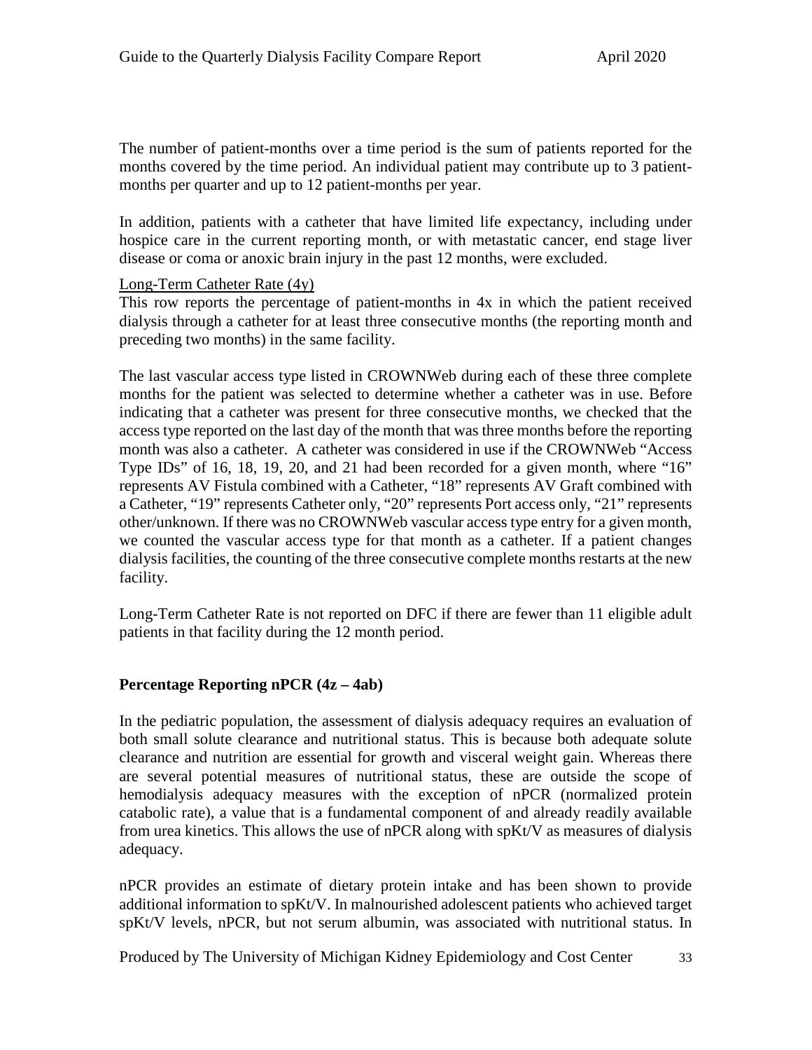The number of patient-months over a time period is the sum of patients reported for the months covered by the time period. An individual patient may contribute up to 3 patient-months per quarter and up to 12 patient-months per year.

In addition, patients with a catheter that have limited life expectancy, including under hospice care in the current reporting month, or with metastatic cancer, end stage liver disease or coma or anoxic brain injury in the past 12 months, were excluded.

Long-Term Catheter Rate (4y)

This row reports the percentage of patient-months in 4x in which the patient received dialysis through a catheter for at least three consecutive months (the reporting month and preceding two months) in the same facility.

The last vascular access type listed in CROWNWeb during each of these three complete months for the patient was selected to determine whether a catheter was in use. Before indicating that a catheter was present for three consecutive months, we checked that the access type reported on the last day of the month that was three months before the reporting month was also a catheter. A catheter was considered in use if the CROWNWeb "Access Type IDs" of 16, 18, 19, 20, and 21 had been recorded for a given month, where "16" represents AV Fistula combined with a Catheter, "18" represents AV Graft combined with a Catheter, "19" represents Catheter only, "20" represents Port access only, "21" represents other/unknown. If there was no CROWNWeb vascular access type entry for a given month, we counted the vascular access type for that month as a catheter. If a patient changes dialysis facilities, the counting of the three consecutive complete months restarts at the new facility.

Long-Term Catheter Rate is not reported on DFC if there are fewer than 11 eligible adult patients in that facility during the 12 month period.

## Percentage Reporting nPCR (4z – 4ab)

In the pediatric population, the assessment of dialysis adequacy requires an evaluation of both small solute clearance and nutritional status. This is because both adequate solute clearance and nutrition are essential for growth and visceral weight gain. Whereas there are several potential measures of nutritional status, these are outside the scope of hemodialysis adequacy measures with the exception of nPCR (normalized protein catabolic rate), a value that is a fundamental component of and already readily available from urea kinetics. This allows the use of nPCR along with spKt/V as measures of dialysis adequacy.

nPCR provides an estimate of dietary protein intake and has been shown to provide additional information to spKt/V. In malnourished adolescent patients who achieved target spKt/V levels, nPCR, but not serum albumin, was associated with nutritional status. In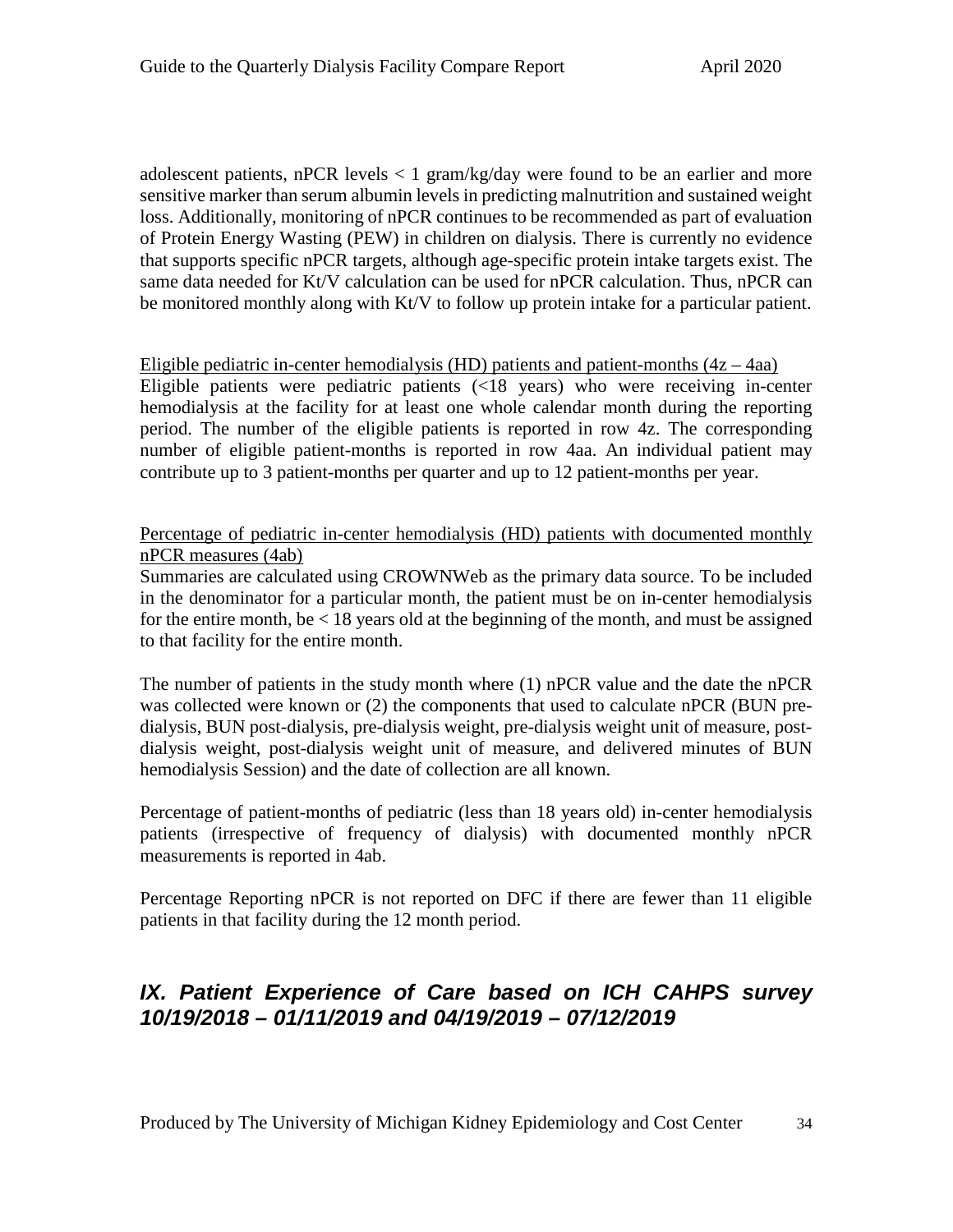adolescent patients, nPCR levels < 1 gram/kg/day were found to be an earlier and more sensitive marker than serum albumin levels in predicting malnutrition and sustained weight loss. Additionally, monitoring of nPCR continues to be recommended as part of evaluation of Protein Energy Wasting (PEW) in children on dialysis. There is currently no evidence that supports specific nPCR targets, although age-specific protein intake targets exist. The same data needed for Kt/V calculation can be used for nPCR calculation. Thus, nPCR can be monitored monthly along with Kt/V to follow up protein intake for a particular patient.

<u>Eligible pediatric in-center hemodialysis (HD) patients and patient-months (4z – 4aa)</u>

Eligible patients were pediatric patients (<18 years) who were receiving in-center hemodialysis at the facility for at least one whole calendar month during the reporting period. The number of the eligible patients is reported in row 4z. The corresponding number of eligible patient-months is reported in row 4aa. An individual patient may contribute up to 3 patient-months per quarter and up to 12 patient-months per year.

<u>Percentage of pediatric in-center hemodialysis (HD) patients with documented monthly nPCR measures (4ab)</u>

Summaries are calculated using CROWNWeb as the primary data source. To be included in the denominator for a particular month, the patient must be on in-center hemodialysis for the entire month, be < 18 years old at the beginning of the month, and must be assigned to that facility for the entire month.

The number of patients in the study month where (1) nPCR value and the date the nPCR was collected were known or (2) the components that used to calculate nPCR (BUN pre-dialysis, BUN post-dialysis, pre-dialysis weight, pre-dialysis weight unit of measure, post-dialysis weight, post-dialysis weight unit of measure, and delivered minutes of BUN hemodialysis Session) and the date of collection are all known.

Percentage of patient-months of pediatric (less than 18 years old) in-center hemodialysis patients (irrespective of frequency of dialysis) with documented monthly nPCR measurements is reported in 4ab.

Percentage Reporting nPCR is not reported on DFC if there are fewer than 11 eligible patients in that facility during the 12 month period.

## *IX. Patient Experience of Care based on ICH CAHPS survey 10/19/2018 – 01/11/2019 and 04/19/2019 – 07/12/2019*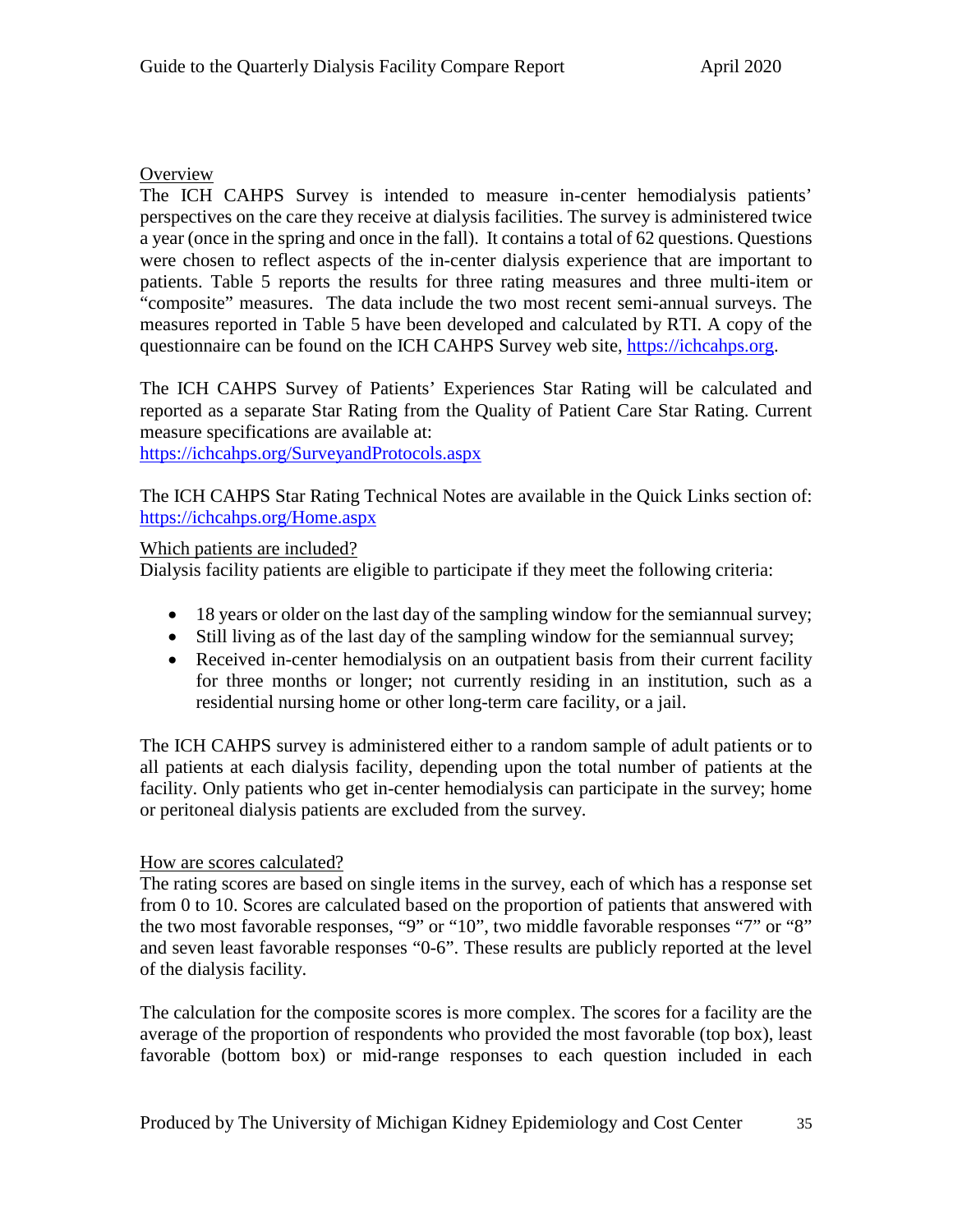Overview

The ICH CAHPS Survey is intended to measure in-center hemodialysis patients' perspectives on the care they receive at dialysis facilities. The survey is administered twice a year (once in the spring and once in the fall). It contains a total of 62 questions. Questions were chosen to reflect aspects of the in-center dialysis experience that are important to patients. Table 5 reports the results for three rating measures and three multi-item or "composite" measures. The data include the two most recent semi-annual surveys. The measures reported in Table 5 have been developed and calculated by RTI. A copy of the questionnaire can be found on the ICH CAHPS Survey web site, https://ichcahps.org.

The ICH CAHPS Survey of Patients' Experiences Star Rating will be calculated and reported as a separate Star Rating from the Quality of Patient Care Star Rating. Current measure specifications are available at:
https://ichcahps.org/SurveyandProtocols.aspx

The ICH CAHPS Star Rating Technical Notes are available in the Quick Links section of: https://ichcahps.org/Home.aspx

Which patients are included?

Dialysis facility patients are eligible to participate if they meet the following criteria:

- 18 years or older on the last day of the sampling window for the semiannual survey;
- Still living as of the last day of the sampling window for the semiannual survey;
- Received in-center hemodialysis on an outpatient basis from their current facility for three months or longer; not currently residing in an institution, such as a residential nursing home or other long-term care facility, or a jail.

The ICH CAHPS survey is administered either to a random sample of adult patients or to all patients at each dialysis facility, depending upon the total number of patients at the facility. Only patients who get in-center hemodialysis can participate in the survey; home or peritoneal dialysis patients are excluded from the survey.

How are scores calculated?

The rating scores are based on single items in the survey, each of which has a response set from 0 to 10. Scores are calculated based on the proportion of patients that answered with the two most favorable responses, "9" or "10", two middle favorable responses "7" or "8" and seven least favorable responses "0-6". These results are publicly reported at the level of the dialysis facility.

The calculation for the composite scores is more complex. The scores for a facility are the average of the proportion of respondents who provided the most favorable (top box), least favorable (bottom box) or mid-range responses to each question included in each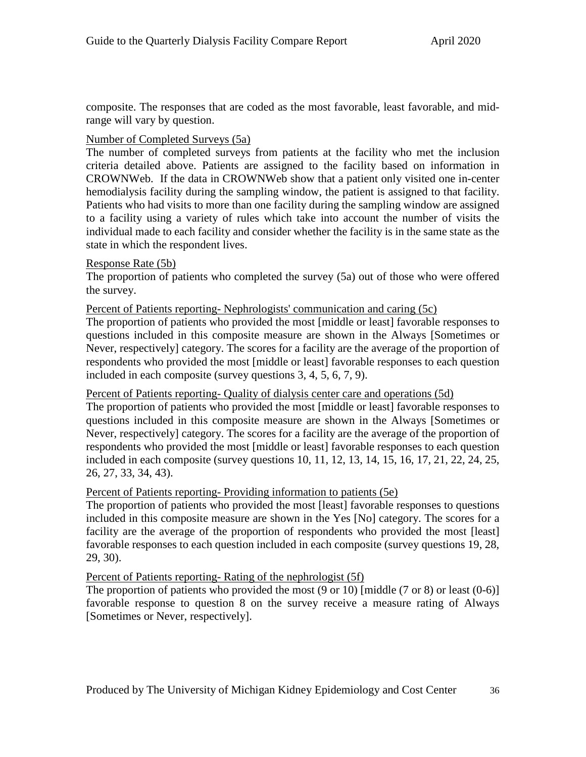composite. The responses that are coded as the most favorable, least favorable, and mid-range will vary by question.

Number of Completed Surveys (5a)

The number of completed surveys from patients at the facility who met the inclusion criteria detailed above. Patients are assigned to the facility based on information in CROWNWeb. If the data in CROWNWeb show that a patient only visited one in-center hemodialysis facility during the sampling window, the patient is assigned to that facility. Patients who had visits to more than one facility during the sampling window are assigned to a facility using a variety of rules which take into account the number of visits the individual made to each facility and consider whether the facility is in the same state as the state in which the respondent lives.

Response Rate (5b)

The proportion of patients who completed the survey (5a) out of those who were offered the survey.

Percent of Patients reporting- Nephrologists' communication and caring (5c)

The proportion of patients who provided the most [middle or least] favorable responses to questions included in this composite measure are shown in the Always [Sometimes or Never, respectively] category. The scores for a facility are the average of the proportion of respondents who provided the most [middle or least] favorable responses to each question included in each composite (survey questions 3, 4, 5, 6, 7, 9).

Percent of Patients reporting- Quality of dialysis center care and operations (5d)

The proportion of patients who provided the most [middle or least] favorable responses to questions included in this composite measure are shown in the Always [Sometimes or Never, respectively] category. The scores for a facility are the average of the proportion of respondents who provided the most [middle or least] favorable responses to each question included in each composite (survey questions 10, 11, 12, 13, 14, 15, 16, 17, 21, 22, 24, 25, 26, 27, 33, 34, 43).

Percent of Patients reporting- Providing information to patients (5e)

The proportion of patients who provided the most [least] favorable responses to questions included in this composite measure are shown in the Yes [No] category. The scores for a facility are the average of the proportion of respondents who provided the most [least] favorable responses to each question included in each composite (survey questions 19, 28, 29, 30).

Percent of Patients reporting- Rating of the nephrologist (5f)

The proportion of patients who provided the most (9 or 10) [middle (7 or 8) or least (0-6)] favorable response to question 8 on the survey receive a measure rating of Always [Sometimes or Never, respectively].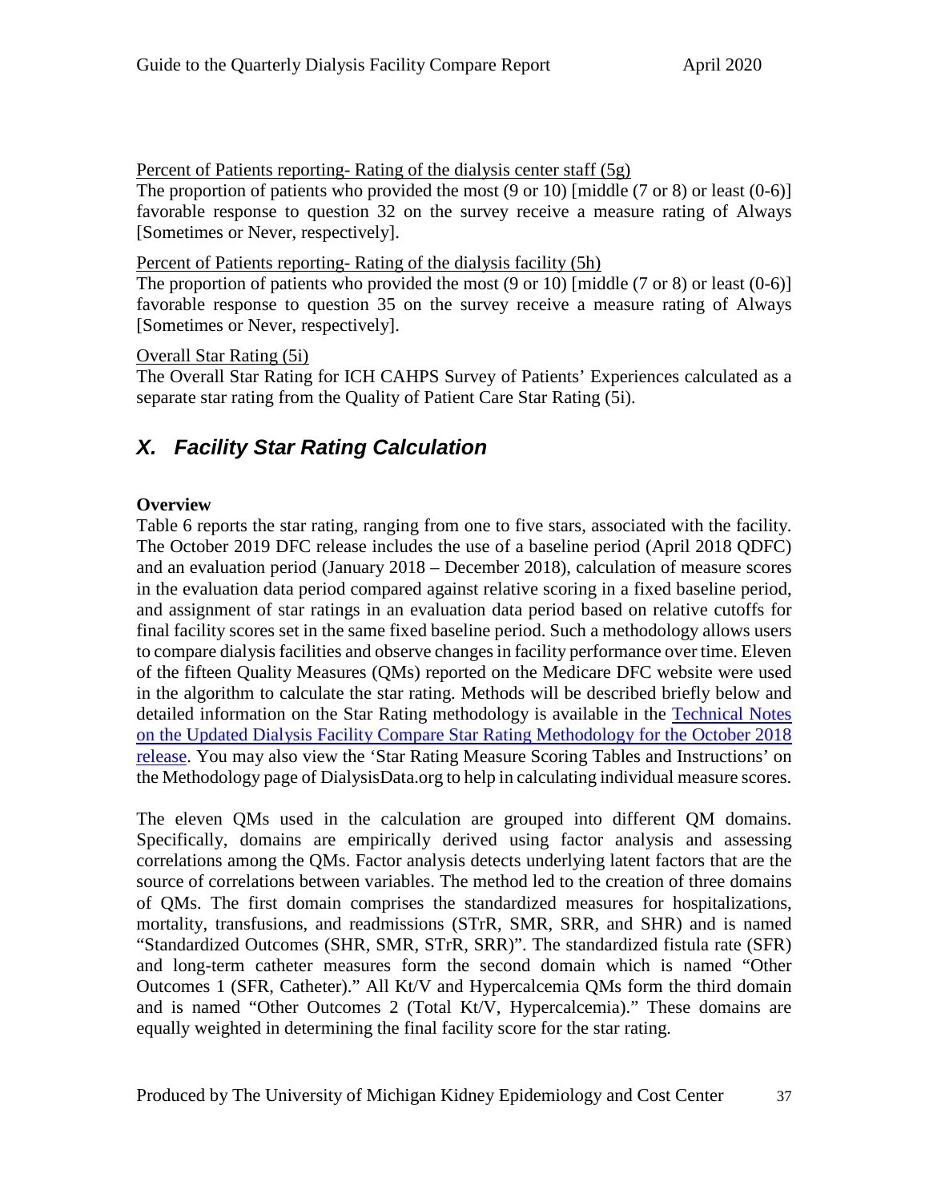Percent of Patients reporting- Rating of the dialysis center staff (5g)

The proportion of patients who provided the most (9 or 10) [middle (7 or 8) or least (0-6)] favorable response to question 32 on the survey receive a measure rating of Always [Sometimes or Never, respectively].

Percent of Patients reporting- Rating of the dialysis facility (5h)

The proportion of patients who provided the most (9 or 10) [middle (7 or 8) or least (0-6)] favorable response to question 35 on the survey receive a measure rating of Always [Sometimes or Never, respectively].

Overall Star Rating (5i)

The Overall Star Rating for ICH CAHPS Survey of Patients' Experiences calculated as a separate star rating from the Quality of Patient Care Star Rating (5i).

## *X. Facility Star Rating Calculation*

**Overview**

Table 6 reports the star rating, ranging from one to five stars, associated with the facility. The October 2019 DFC release includes the use of a baseline period (April 2018 QDFC) and an evaluation period (January 2018 – December 2018), calculation of measure scores in the evaluation data period compared against relative scoring in a fixed baseline period, and assignment of star ratings in an evaluation data period based on relative cutoffs for final facility scores set in the same fixed baseline period. Such a methodology allows users to compare dialysis facilities and observe changes in facility performance over time. Eleven of the fifteen Quality Measures (QMs) reported on the Medicare DFC website were used in the algorithm to calculate the star rating. Methods will be described briefly below and detailed information on the Star Rating methodology is available in the Technical Notes on the Updated Dialysis Facility Compare Star Rating Methodology for the October 2018 release. You may also view the 'Star Rating Measure Scoring Tables and Instructions' on the Methodology page of DialysisData.org to help in calculating individual measure scores.

The eleven QMs used in the calculation are grouped into different QM domains. Specifically, domains are empirically derived using factor analysis and assessing correlations among the QMs. Factor analysis detects underlying latent factors that are the source of correlations between variables. The method led to the creation of three domains of QMs. The first domain comprises the standardized measures for hospitalizations, mortality, transfusions, and readmissions (STrR, SMR, SRR, and SHR) and is named "Standardized Outcomes (SHR, SMR, STrR, SRR)". The standardized fistula rate (SFR) and long-term catheter measures form the second domain which is named "Other Outcomes 1 (SFR, Catheter)." All Kt/V and Hypercalcemia QMs form the third domain and is named "Other Outcomes 2 (Total Kt/V, Hypercalcemia)." These domains are equally weighted in determining the final facility score for the star rating.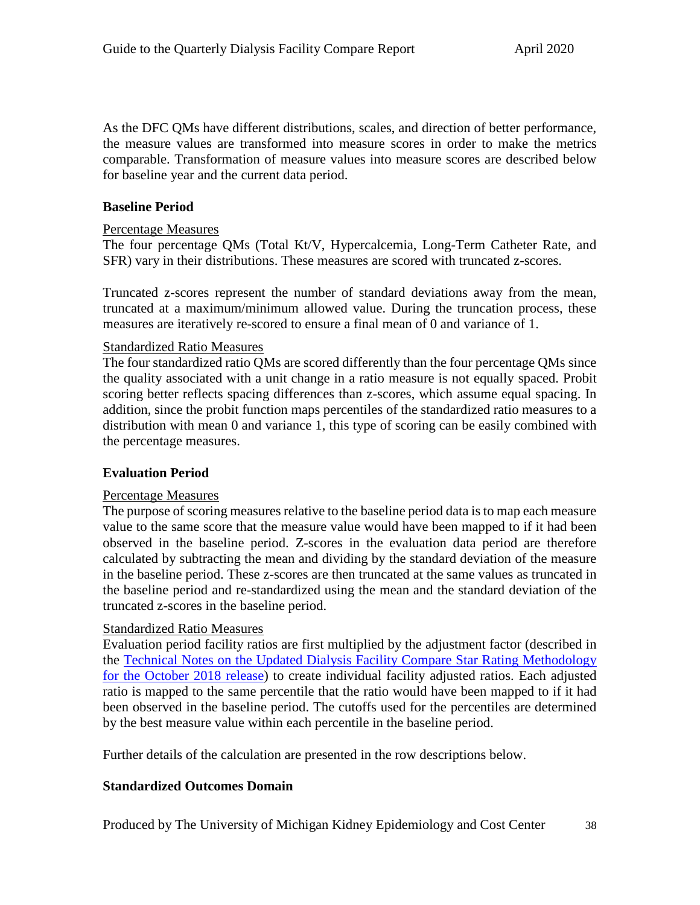As the DFC QMs have different distributions, scales, and direction of better performance, the measure values are transformed into measure scores in order to make the metrics comparable. Transformation of measure values into measure scores are described below for baseline year and the current data period.

**Baseline Period**

Percentage Measures

The four percentage QMs (Total Kt/V, Hypercalcemia, Long-Term Catheter Rate, and SFR) vary in their distributions. These measures are scored with truncated z-scores.

Truncated z-scores represent the number of standard deviations away from the mean, truncated at a maximum/minimum allowed value. During the truncation process, these measures are iteratively re-scored to ensure a final mean of 0 and variance of 1.

Standardized Ratio Measures

The four standardized ratio QMs are scored differently than the four percentage QMs since the quality associated with a unit change in a ratio measure is not equally spaced. Probit scoring better reflects spacing differences than z-scores, which assume equal spacing. In addition, since the probit function maps percentiles of the standardized ratio measures to a distribution with mean 0 and variance 1, this type of scoring can be easily combined with the percentage measures.

**Evaluation Period**

Percentage Measures

The purpose of scoring measures relative to the baseline period data is to map each measure value to the same score that the measure value would have been mapped to if it had been observed in the baseline period. Z-scores in the evaluation data period are therefore calculated by subtracting the mean and dividing by the standard deviation of the measure in the baseline period. These z-scores are then truncated at the same values as truncated in the baseline period and re-standardized using the mean and the standard deviation of the truncated z-scores in the baseline period.

Standardized Ratio Measures

Evaluation period facility ratios are first multiplied by the adjustment factor (described in the Technical Notes on the Updated Dialysis Facility Compare Star Rating Methodology for the October 2018 release) to create individual facility adjusted ratios. Each adjusted ratio is mapped to the same percentile that the ratio would have been mapped to if it had been observed in the baseline period. The cutoffs used for the percentiles are determined by the best measure value within each percentile in the baseline period.

Further details of the calculation are presented in the row descriptions below.

**Standardized Outcomes Domain**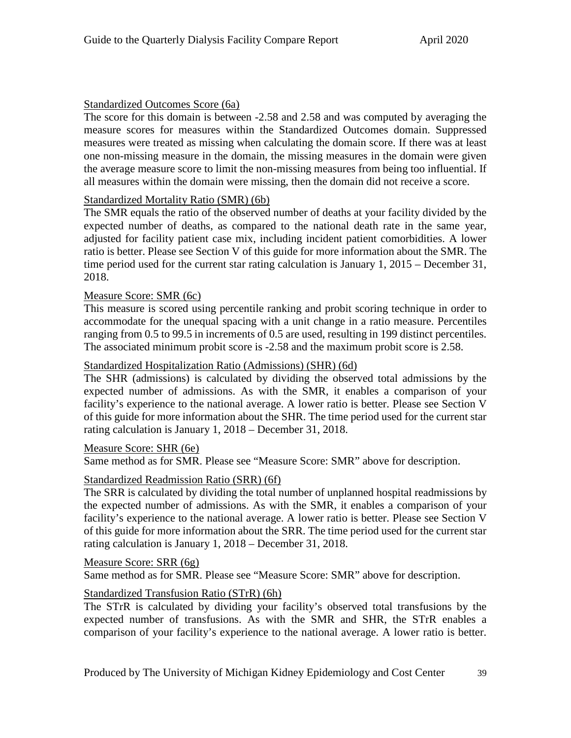Standardized Outcomes Score (6a)

The score for this domain is between -2.58 and 2.58 and was computed by averaging the measure scores for measures within the Standardized Outcomes domain. Suppressed measures were treated as missing when calculating the domain score. If there was at least one non-missing measure in the domain, the missing measures in the domain were given the average measure score to limit the non-missing measures from being too influential. If all measures within the domain were missing, then the domain did not receive a score.

Standardized Mortality Ratio (SMR) (6b)

The SMR equals the ratio of the observed number of deaths at your facility divided by the expected number of deaths, as compared to the national death rate in the same year, adjusted for facility patient case mix, including incident patient comorbidities. A lower ratio is better. Please see Section V of this guide for more information about the SMR. The time period used for the current star rating calculation is January 1, 2015 – December 31, 2018.

Measure Score: SMR (6c)

This measure is scored using percentile ranking and probit scoring technique in order to accommodate for the unequal spacing with a unit change in a ratio measure. Percentiles ranging from 0.5 to 99.5 in increments of 0.5 are used, resulting in 199 distinct percentiles. The associated minimum probit score is -2.58 and the maximum probit score is 2.58.

Standardized Hospitalization Ratio (Admissions) (SHR) (6d)

The SHR (admissions) is calculated by dividing the observed total admissions by the expected number of admissions. As with the SMR, it enables a comparison of your facility's experience to the national average. A lower ratio is better. Please see Section V of this guide for more information about the SHR. The time period used for the current star rating calculation is January 1, 2018 – December 31, 2018.

Measure Score: SHR (6e)

Same method as for SMR. Please see "Measure Score: SMR" above for description.

Standardized Readmission Ratio (SRR) (6f)

The SRR is calculated by dividing the total number of unplanned hospital readmissions by the expected number of admissions. As with the SMR, it enables a comparison of your facility's experience to the national average. A lower ratio is better. Please see Section V of this guide for more information about the SRR. The time period used for the current star rating calculation is January 1, 2018 – December 31, 2018.

Measure Score: SRR (6g)

Same method as for SMR. Please see "Measure Score: SMR" above for description.

Standardized Transfusion Ratio (STrR) (6h)

The STrR is calculated by dividing your facility's observed total transfusions by the expected number of transfusions. As with the SMR and SHR, the STrR enables a comparison of your facility's experience to the national average. A lower ratio is better.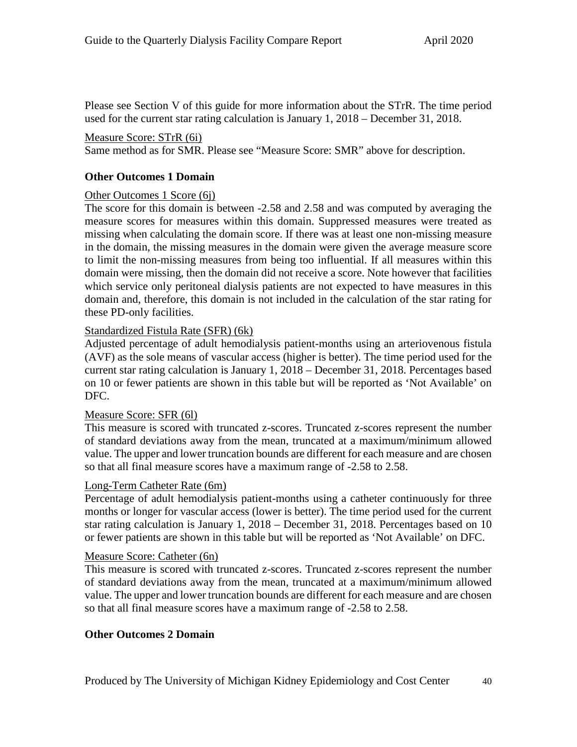Please see Section V of this guide for more information about the STrR. The time period used for the current star rating calculation is January 1, 2018 – December 31, 2018.

Measure Score: STrR (6i)

Same method as for SMR. Please see "Measure Score: SMR" above for description.

**Other Outcomes 1 Domain**

Other Outcomes 1 Score (6j)

The score for this domain is between -2.58 and 2.58 and was computed by averaging the measure scores for measures within this domain. Suppressed measures were treated as missing when calculating the domain score. If there was at least one non-missing measure in the domain, the missing measures in the domain were given the average measure score to limit the non-missing measures from being too influential. If all measures within this domain were missing, then the domain did not receive a score. Note however that facilities which service only peritoneal dialysis patients are not expected to have measures in this domain and, therefore, this domain is not included in the calculation of the star rating for these PD-only facilities.

Standardized Fistula Rate (SFR) (6k)

Adjusted percentage of adult hemodialysis patient-months using an arteriovenous fistula (AVF) as the sole means of vascular access (higher is better). The time period used for the current star rating calculation is January 1, 2018 – December 31, 2018. Percentages based on 10 or fewer patients are shown in this table but will be reported as 'Not Available' on DFC.

Measure Score: SFR (6l)

This measure is scored with truncated z-scores. Truncated z-scores represent the number of standard deviations away from the mean, truncated at a maximum/minimum allowed value. The upper and lower truncation bounds are different for each measure and are chosen so that all final measure scores have a maximum range of -2.58 to 2.58.

Long-Term Catheter Rate (6m)

Percentage of adult hemodialysis patient-months using a catheter continuously for three months or longer for vascular access (lower is better). The time period used for the current star rating calculation is January 1, 2018 – December 31, 2018. Percentages based on 10 or fewer patients are shown in this table but will be reported as 'Not Available' on DFC.

Measure Score: Catheter (6n)

This measure is scored with truncated z-scores. Truncated z-scores represent the number of standard deviations away from the mean, truncated at a maximum/minimum allowed value. The upper and lower truncation bounds are different for each measure and are chosen so that all final measure scores have a maximum range of -2.58 to 2.58.

**Other Outcomes 2 Domain**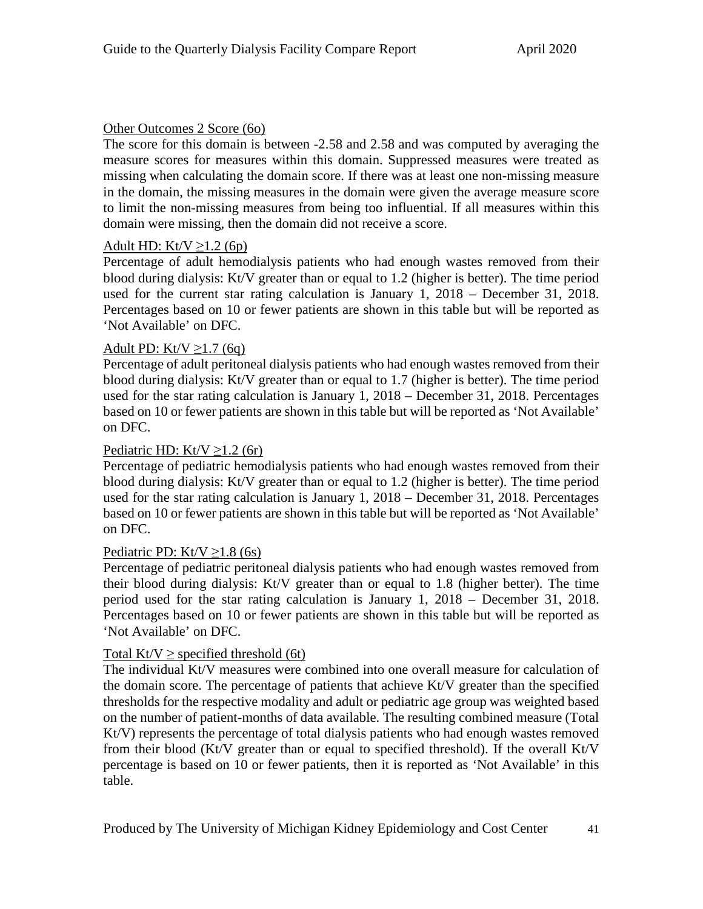Other Outcomes 2 Score (6o)

The score for this domain is between -2.58 and 2.58 and was computed by averaging the measure scores for measures within this domain. Suppressed measures were treated as missing when calculating the domain score. If there was at least one non-missing measure in the domain, the missing measures in the domain were given the average measure score to limit the non-missing measures from being too influential. If all measures within this domain were missing, then the domain did not receive a score.

Adult HD: Kt/V ≥1.2 (6p)

Percentage of adult hemodialysis patients who had enough wastes removed from their blood during dialysis: Kt/V greater than or equal to 1.2 (higher is better). The time period used for the current star rating calculation is January 1, 2018 – December 31, 2018. Percentages based on 10 or fewer patients are shown in this table but will be reported as 'Not Available' on DFC.

Adult PD: Kt/V ≥1.7 (6q)

Percentage of adult peritoneal dialysis patients who had enough wastes removed from their blood during dialysis: Kt/V greater than or equal to 1.7 (higher is better). The time period used for the star rating calculation is January 1, 2018 – December 31, 2018. Percentages based on 10 or fewer patients are shown in this table but will be reported as 'Not Available' on DFC.

Pediatric HD: Kt/V ≥1.2 (6r)

Percentage of pediatric hemodialysis patients who had enough wastes removed from their blood during dialysis: Kt/V greater than or equal to 1.2 (higher is better). The time period used for the star rating calculation is January 1, 2018 – December 31, 2018. Percentages based on 10 or fewer patients are shown in this table but will be reported as 'Not Available' on DFC.

Pediatric PD: Kt/V ≥1.8 (6s)

Percentage of pediatric peritoneal dialysis patients who had enough wastes removed from their blood during dialysis: Kt/V greater than or equal to 1.8 (higher better). The time period used for the star rating calculation is January 1, 2018 – December 31, 2018. Percentages based on 10 or fewer patients are shown in this table but will be reported as 'Not Available' on DFC.

Total Kt/V ≥ specified threshold (6t)

The individual Kt/V measures were combined into one overall measure for calculation of the domain score. The percentage of patients that achieve Kt/V greater than the specified thresholds for the respective modality and adult or pediatric age group was weighted based on the number of patient-months of data available. The resulting combined measure (Total Kt/V) represents the percentage of total dialysis patients who had enough wastes removed from their blood (Kt/V greater than or equal to specified threshold). If the overall Kt/V percentage is based on 10 or fewer patients, then it is reported as 'Not Available' in this table.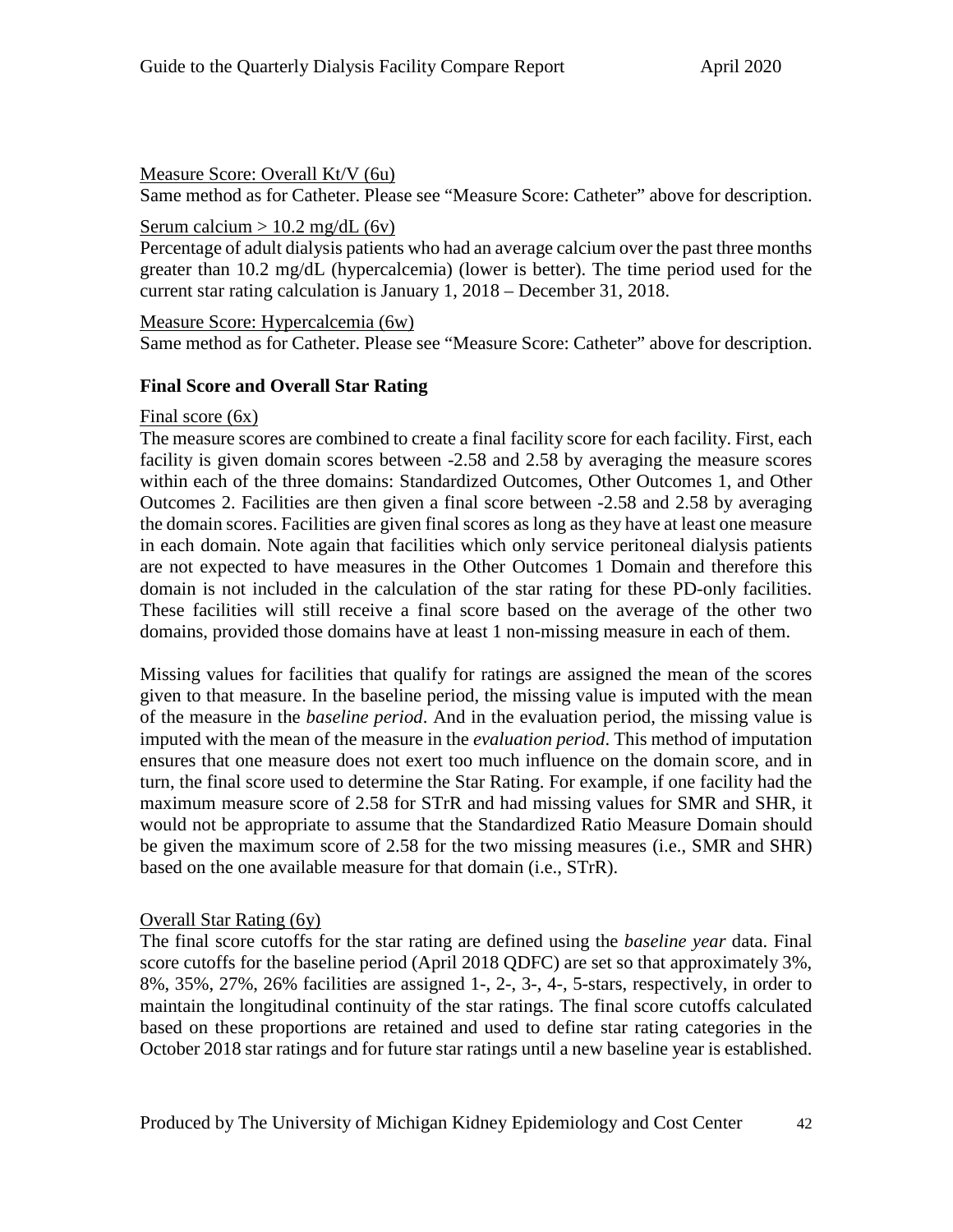Measure Score: Overall Kt/V (6u)

Same method as for Catheter. Please see "Measure Score: Catheter" above for description.

Serum calcium > 10.2 mg/dL (6v)

Percentage of adult dialysis patients who had an average calcium over the past three months greater than 10.2 mg/dL (hypercalcemia) (lower is better). The time period used for the current star rating calculation is January 1, 2018 – December 31, 2018.

Measure Score: Hypercalcemia (6w)

Same method as for Catheter. Please see "Measure Score: Catheter" above for description.

**Final Score and Overall Star Rating**

Final score (6x)

The measure scores are combined to create a final facility score for each facility. First, each facility is given domain scores between -2.58 and 2.58 by averaging the measure scores within each of the three domains: Standardized Outcomes, Other Outcomes 1, and Other Outcomes 2. Facilities are then given a final score between -2.58 and 2.58 by averaging the domain scores. Facilities are given final scores as long as they have at least one measure in each domain. Note again that facilities which only service peritoneal dialysis patients are not expected to have measures in the Other Outcomes 1 Domain and therefore this domain is not included in the calculation of the star rating for these PD-only facilities. These facilities will still receive a final score based on the average of the other two domains, provided those domains have at least 1 non-missing measure in each of them.

Missing values for facilities that qualify for ratings are assigned the mean of the scores given to that measure. In the baseline period, the missing value is imputed with the mean of the measure in the *baseline period*. And in the evaluation period, the missing value is imputed with the mean of the measure in the *evaluation period*. This method of imputation ensures that one measure does not exert too much influence on the domain score, and in turn, the final score used to determine the Star Rating. For example, if one facility had the maximum measure score of 2.58 for STrR and had missing values for SMR and SHR, it would not be appropriate to assume that the Standardized Ratio Measure Domain should be given the maximum score of 2.58 for the two missing measures (i.e., SMR and SHR) based on the one available measure for that domain (i.e., STrR).

Overall Star Rating (6y)

The final score cutoffs for the star rating are defined using the *baseline year* data. Final score cutoffs for the baseline period (April 2018 QDFC) are set so that approximately 3%, 8%, 35%, 27%, 26% facilities are assigned 1-, 2-, 3-, 4-, 5-stars, respectively, in order to maintain the longitudinal continuity of the star ratings. The final score cutoffs calculated based on these proportions are retained and used to define star rating categories in the October 2018 star ratings and for future star ratings until a new baseline year is established.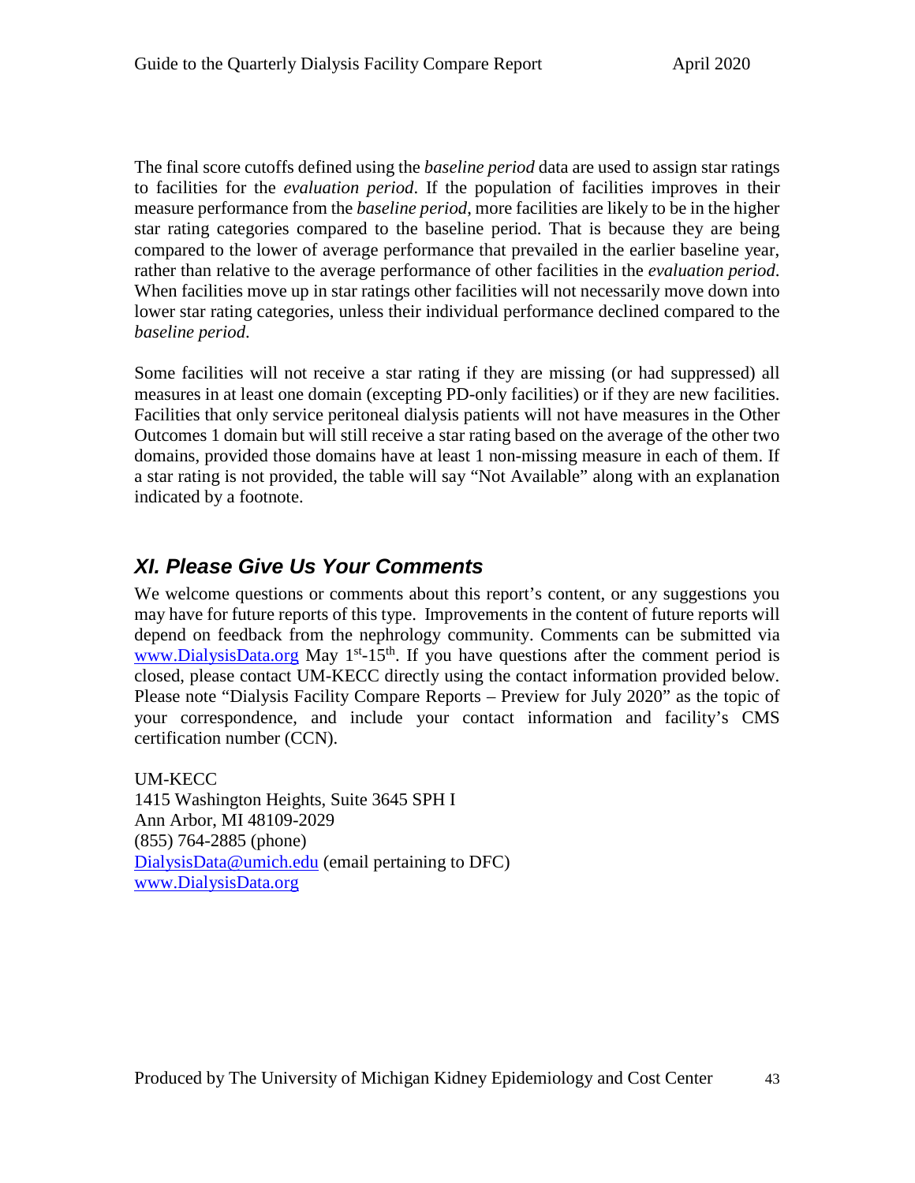The final score cutoffs defined using the *baseline period* data are used to assign star ratings to facilities for the *evaluation period*. If the population of facilities improves in their measure performance from the *baseline period*, more facilities are likely to be in the higher star rating categories compared to the baseline period. That is because they are being compared to the lower of average performance that prevailed in the earlier baseline year, rather than relative to the average performance of other facilities in the *evaluation period*. When facilities move up in star ratings other facilities will not necessarily move down into lower star rating categories, unless their individual performance declined compared to the *baseline period*.

Some facilities will not receive a star rating if they are missing (or had suppressed) all measures in at least one domain (excepting PD-only facilities) or if they are new facilities. Facilities that only service peritoneal dialysis patients will not have measures in the Other Outcomes 1 domain but will still receive a star rating based on the average of the other two domains, provided those domains have at least 1 non-missing measure in each of them. If a star rating is not provided, the table will say "Not Available" along with an explanation indicated by a footnote.

## *XI. Please Give Us Your Comments*

We welcome questions or comments about this report's content, or any suggestions you may have for future reports of this type. Improvements in the content of future reports will depend on feedback from the nephrology community. Comments can be submitted via www.DialysisData.org May 1st-15th. If you have questions after the comment period is closed, please contact UM-KECC directly using the contact information provided below. Please note "Dialysis Facility Compare Reports – Preview for July 2020" as the topic of your correspondence, and include your contact information and facility's CMS certification number (CCN).

UM-KECC  
1415 Washington Heights, Suite 3645 SPH I  
Ann Arbor, MI 48109-2029  
(855) 764-2885 (phone)  
DialysisData@umich.edu (email pertaining to DFC)  
www.DialysisData.org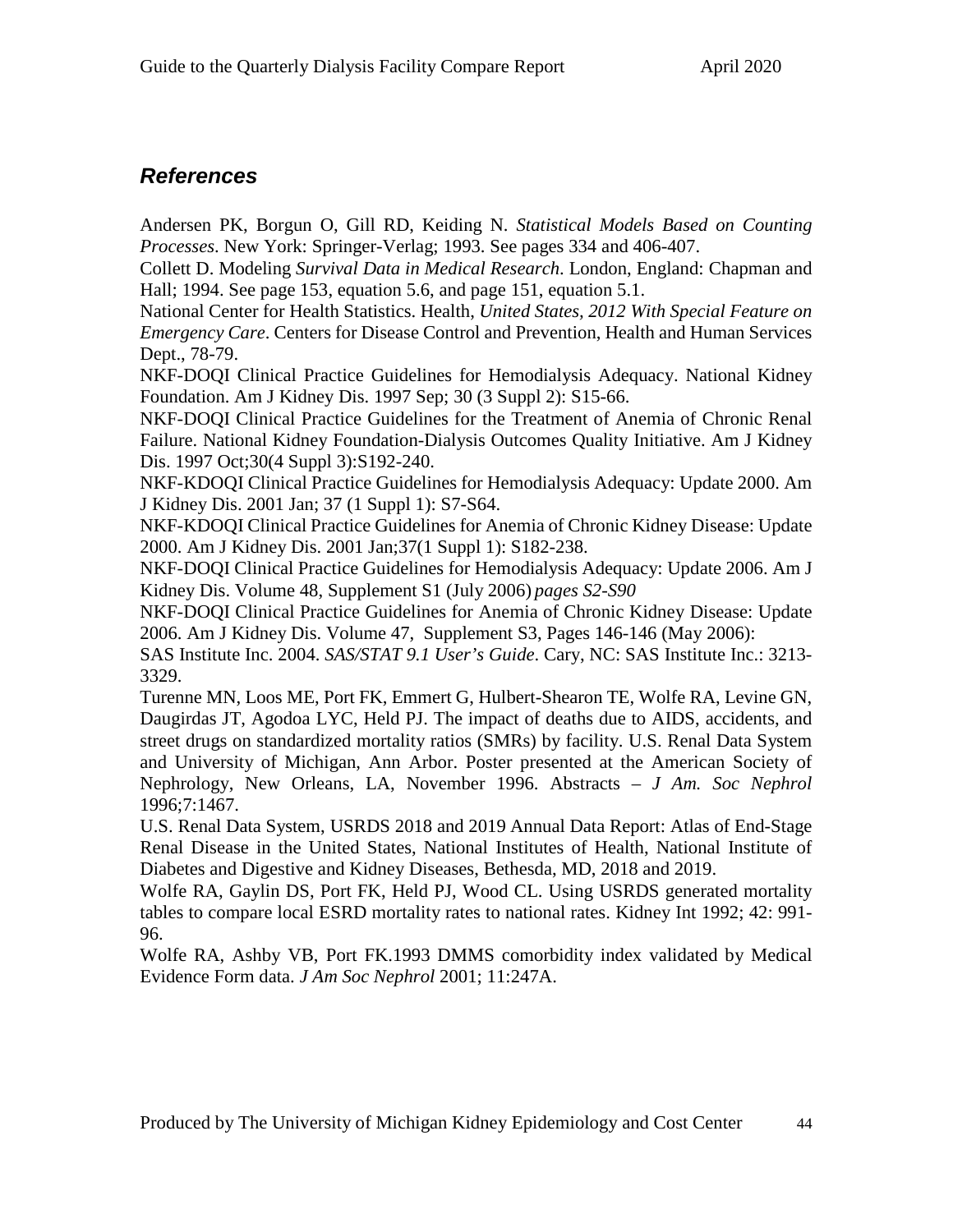## *References*

Andersen PK, Borgun O, Gill RD, Keiding N. *Statistical Models Based on Counting Processes*. New York: Springer-Verlag; 1993. See pages 334 and 406-407.

Collett D. Modeling *Survival Data in Medical Research*. London, England: Chapman and Hall; 1994. See page 153, equation 5.6, and page 151, equation 5.1.

National Center for Health Statistics. Health, *United States, 2012 With Special Feature on Emergency Care*. Centers for Disease Control and Prevention, Health and Human Services Dept., 78-79.

NKF-DOQI Clinical Practice Guidelines for Hemodialysis Adequacy. National Kidney Foundation. Am J Kidney Dis. 1997 Sep; 30 (3 Suppl 2): S15-66.

NKF-DOQI Clinical Practice Guidelines for the Treatment of Anemia of Chronic Renal Failure. National Kidney Foundation-Dialysis Outcomes Quality Initiative. Am J Kidney Dis. 1997 Oct;30(4 Suppl 3):S192-240.

NKF-KDOQI Clinical Practice Guidelines for Hemodialysis Adequacy: Update 2000. Am J Kidney Dis. 2001 Jan; 37 (1 Suppl 1): S7-S64.

NKF-KDOQI Clinical Practice Guidelines for Anemia of Chronic Kidney Disease: Update 2000. Am J Kidney Dis. 2001 Jan;37(1 Suppl 1): S182-238.

NKF-DOQI Clinical Practice Guidelines for Hemodialysis Adequacy: Update 2006. Am J Kidney Dis. Volume 48, Supplement S1 (July 2006) *pages S2-S90*

NKF-DOQI Clinical Practice Guidelines for Anemia of Chronic Kidney Disease: Update 2006. Am J Kidney Dis. Volume 47, Supplement S3, Pages 146-146 (May 2006):

SAS Institute Inc. 2004. *SAS/STAT 9.1 User's Guide*. Cary, NC: SAS Institute Inc.: 3213-3329.

Turenne MN, Loos ME, Port FK, Emmert G, Hulbert-Shearon TE, Wolfe RA, Levine GN, Daugirdas JT, Agodoa LYC, Held PJ. The impact of deaths due to AIDS, accidents, and street drugs on standardized mortality ratios (SMRs) by facility. U.S. Renal Data System and University of Michigan, Ann Arbor. Poster presented at the American Society of Nephrology, New Orleans, LA, November 1996. Abstracts – *J Am. Soc Nephrol* 1996;7:1467.

U.S. Renal Data System, USRDS 2018 and 2019 Annual Data Report: Atlas of End-Stage Renal Disease in the United States, National Institutes of Health, National Institute of Diabetes and Digestive and Kidney Diseases, Bethesda, MD, 2018 and 2019.

Wolfe RA, Gaylin DS, Port FK, Held PJ, Wood CL. Using USRDS generated mortality tables to compare local ESRD mortality rates to national rates. Kidney Int 1992; 42: 991-96.

Wolfe RA, Ashby VB, Port FK.1993 DMMS comorbidity index validated by Medical Evidence Form data. *J Am Soc Nephrol* 2001; 11:247A.